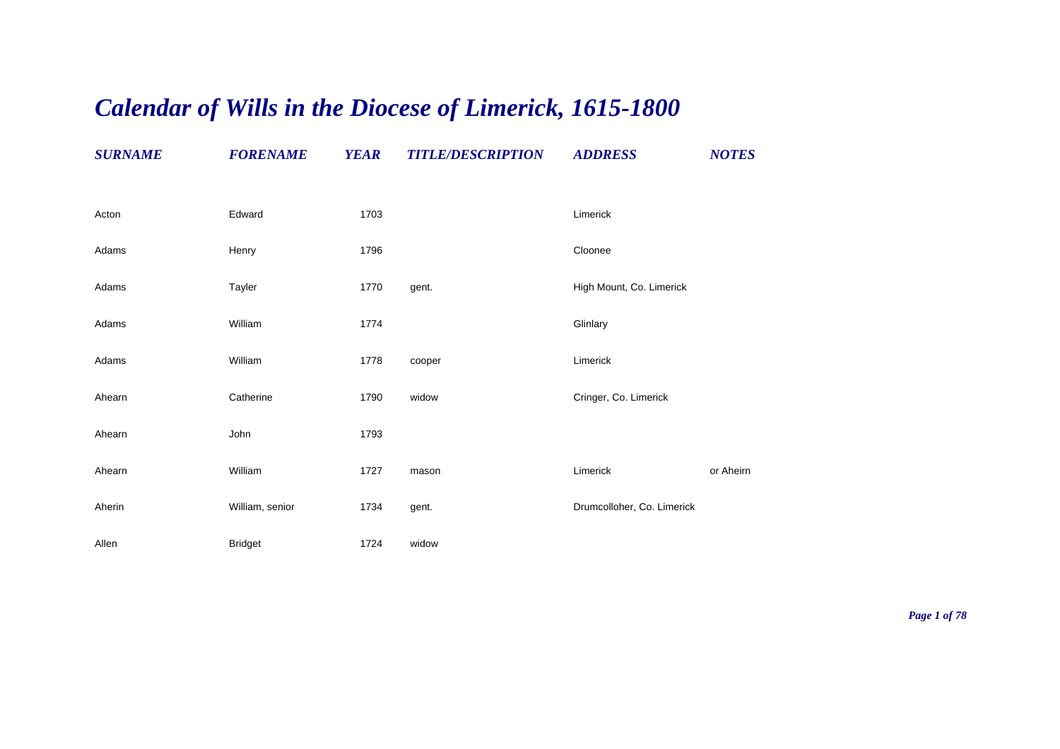# *Calendar of Wills in the Diocese of Limerick, 1615-1800*

| *SURNAME* | *FORENAME* | *YEAR* | *TITLE/DESCRIPTION* | *ADDRESS* | *NOTES* |
|---|---|---|---|---|---|
| Acton | Edward | 1703 | | Limerick | |
| Adams | Henry | 1796 | | Cloonee | |
| Adams | Tayler | 1770 | gent. | High Mount, Co. Limerick | |
| Adams | William | 1774 | | Glinlary | |
| Adams | William | 1778 | cooper | Limerick | |
| Ahearn | Catherine | 1790 | widow | Cringer, Co. Limerick | |
| Ahearn | John | 1793 | | | |
| Ahearn | William | 1727 | mason | Limerick | or Aheirn |
| Aherin | William, senior | 1734 | gent. | Drumcolloher, Co. Limerick | |
| Allen | Bridget | 1724 | widow | | |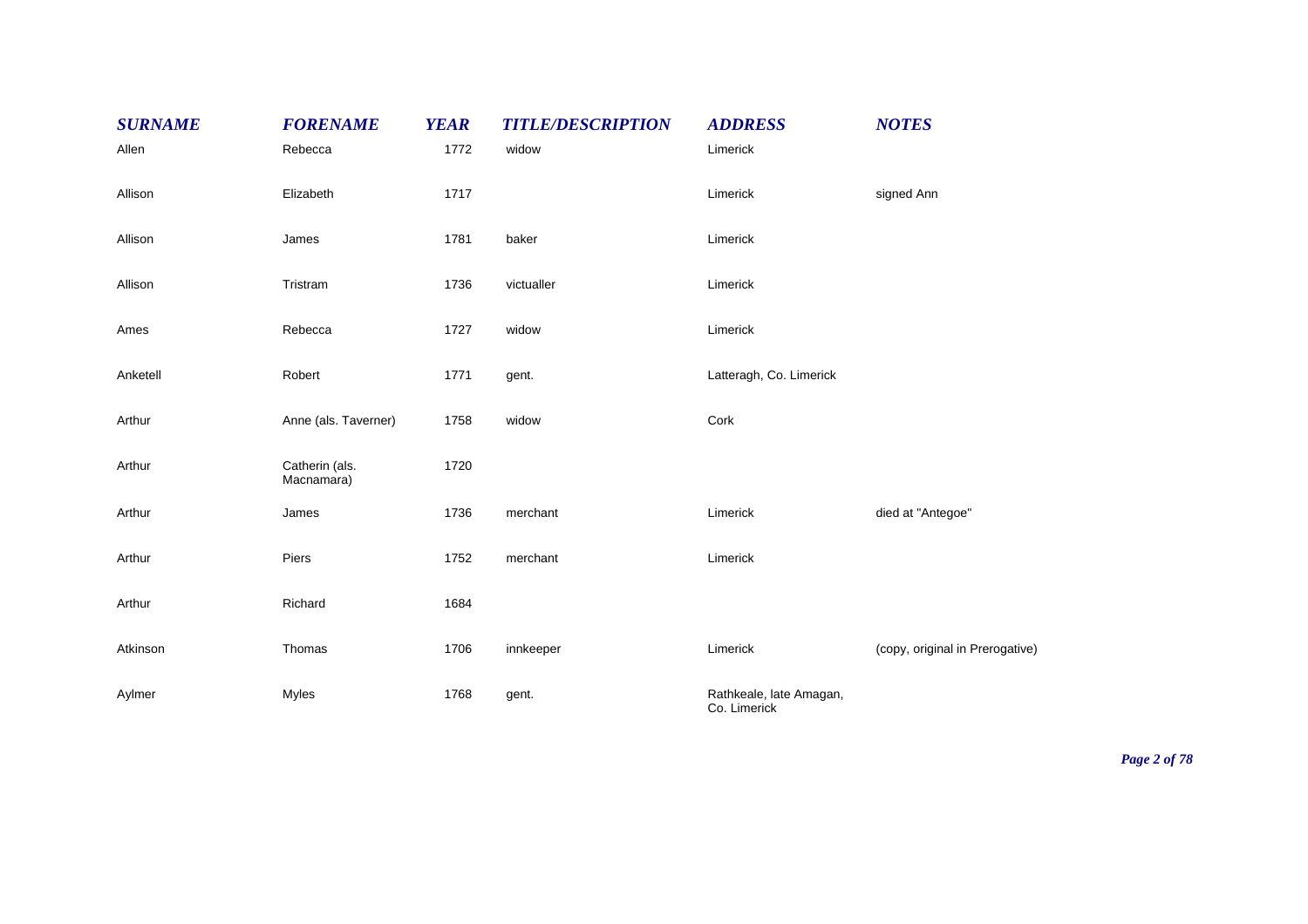| SURNAME | FORENAME | YEAR | TITLE/DESCRIPTION | ADDRESS | NOTES |
|---|---|---|---|---|---|
| Allen | Rebecca | 1772 | widow | Limerick | |
| Allison | Elizabeth | 1717 | | Limerick | signed Ann |
| Allison | James | 1781 | baker | Limerick | |
| Allison | Tristram | 1736 | victualler | Limerick | |
| Ames | Rebecca | 1727 | widow | Limerick | |
| Anketell | Robert | 1771 | gent. | Latteragh, Co. Limerick | |
| Arthur | Anne (als. Taverner) | 1758 | widow | Cork | |
| Arthur | Catherin (als. Macnamara) | 1720 | | | |
| Arthur | James | 1736 | merchant | Limerick | died at "Antegoe" |
| Arthur | Piers | 1752 | merchant | Limerick | |
| Arthur | Richard | 1684 | | | |
| Atkinson | Thomas | 1706 | innkeeper | Limerick | (copy, original in Prerogative) |
| Aylmer | Myles | 1768 | gent. | Rathkeale, late Amagan, Co. Limerick | |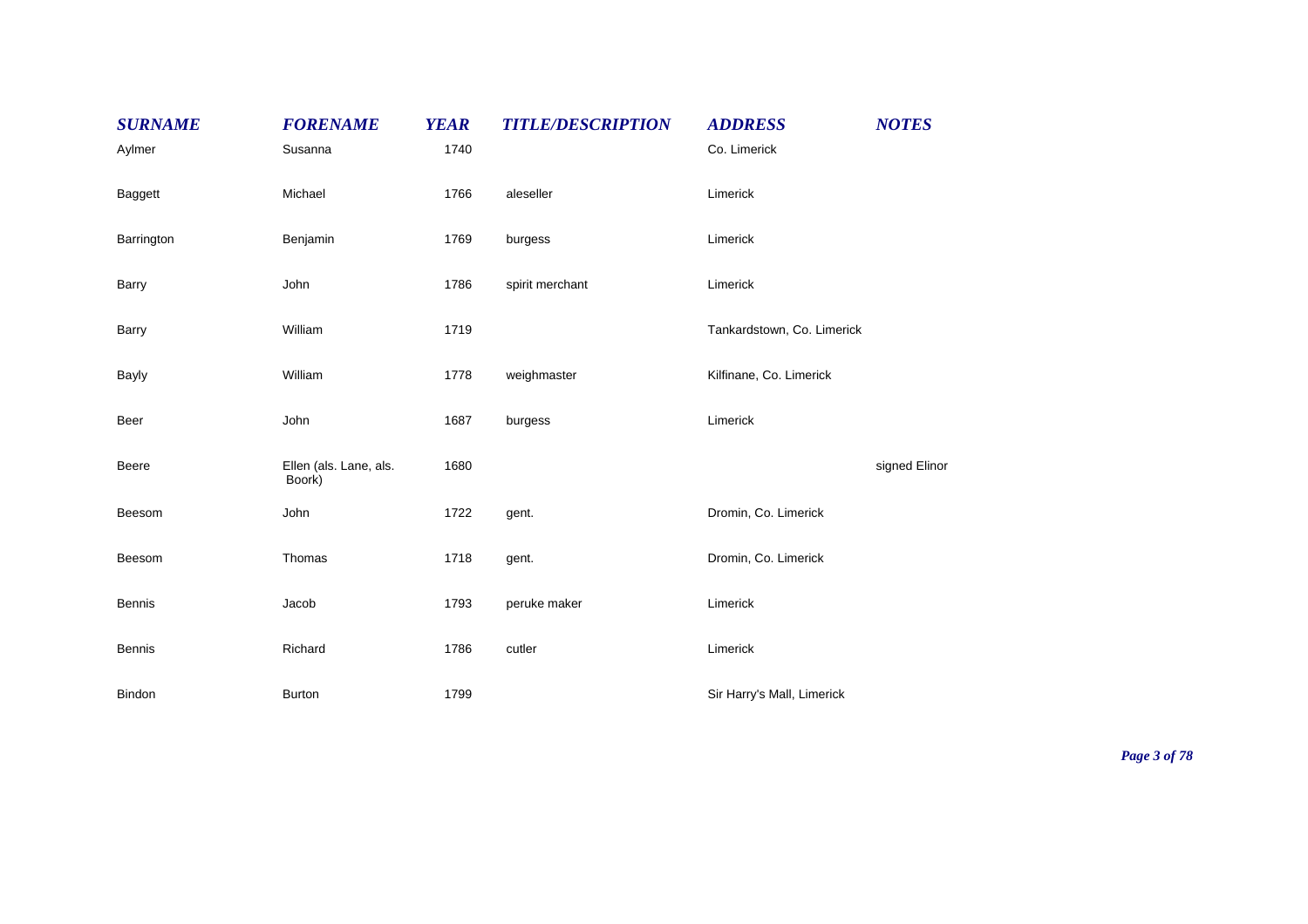| SURNAME | FORENAME | YEAR | TITLE/DESCRIPTION | ADDRESS | NOTES |
|---|---|---|---|---|---|
| Aylmer | Susanna | 1740 | | Co. Limerick | |
| Baggett | Michael | 1766 | aleseller | Limerick | |
| Barrington | Benjamin | 1769 | burgess | Limerick | |
| Barry | John | 1786 | spirit merchant | Limerick | |
| Barry | William | 1719 | | Tankardstown, Co. Limerick | |
| Bayly | William | 1778 | weighmaster | Kilfinane, Co. Limerick | |
| Beer | John | 1687 | burgess | Limerick | |
| Beere | Ellen (als. Lane, als. Boork) | 1680 | | | signed Elinor |
| Beesom | John | 1722 | gent. | Dromin, Co. Limerick | |
| Beesom | Thomas | 1718 | gent. | Dromin, Co. Limerick | |
| Bennis | Jacob | 1793 | peruke maker | Limerick | |
| Bennis | Richard | 1786 | cutler | Limerick | |
| Bindon | Burton | 1799 | | Sir Harry's Mall, Limerick | |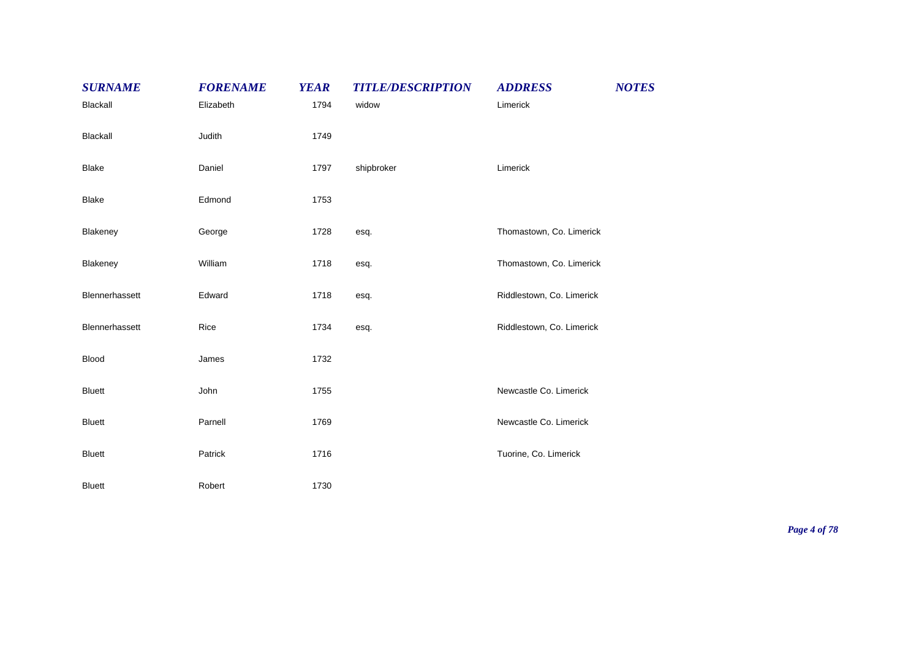| SURNAME | FORENAME | YEAR | TITLE/DESCRIPTION | ADDRESS | NOTES |
|---|---|---|---|---|---|
| Blackall | Elizabeth | 1794 | widow | Limerick | |
| Blackall | Judith | 1749 | | | |
| Blake | Daniel | 1797 | shipbroker | Limerick | |
| Blake | Edmond | 1753 | | | |
| Blakeney | George | 1728 | esq. | Thomastown, Co. Limerick | |
| Blakeney | William | 1718 | esq. | Thomastown, Co. Limerick | |
| Blennerhassett | Edward | 1718 | esq. | Riddlestown, Co. Limerick | |
| Blennerhassett | Rice | 1734 | esq. | Riddlestown, Co. Limerick | |
| Blood | James | 1732 | | | |
| Bluett | John | 1755 | | Newcastle Co. Limerick | |
| Bluett | Parnell | 1769 | | Newcastle Co. Limerick | |
| Bluett | Patrick | 1716 | | Tuorine, Co. Limerick | |
| Bluett | Robert | 1730 | | | |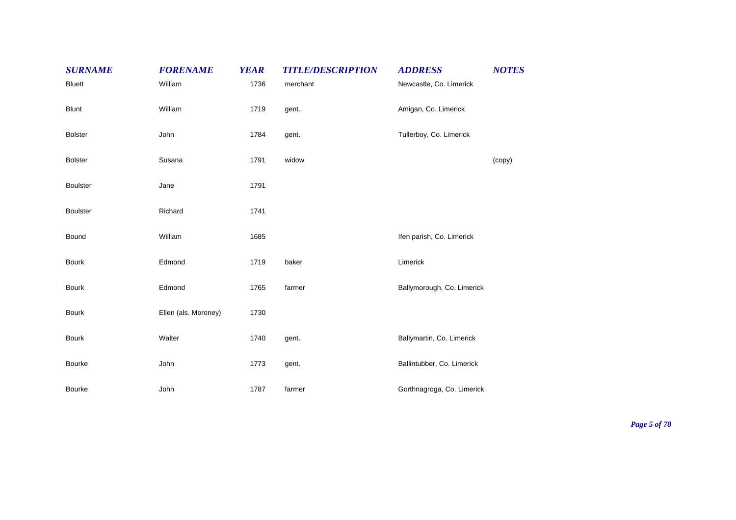| SURNAME | FORENAME | YEAR | TITLE/DESCRIPTION | ADDRESS | NOTES |
|---|---|---|---|---|---|
| Bluett | William | 1736 | merchant | Newcastle, Co. Limerick | |
| Blunt | William | 1719 | gent. | Amigan, Co. Limerick | |
| Bolster | John | 1784 | gent. | Tullerboy, Co. Limerick | |
| Bolster | Susana | 1791 | widow | | (copy) |
| Boulster | Jane | 1791 | | | |
| Boulster | Richard | 1741 | | | |
| Bound | William | 1685 | | Ifen parish, Co. Limerick | |
| Bourk | Edmond | 1719 | baker | Limerick | |
| Bourk | Edmond | 1765 | farmer | Ballymorough, Co. Limerick | |
| Bourk | Ellen (als. Moroney) | 1730 | | | |
| Bourk | Walter | 1740 | gent. | Ballymartin, Co. Limerick | |
| Bourke | John | 1773 | gent. | Ballintubber, Co. Limerick | |
| Bourke | John | 1787 | farmer | Gorthnagroga, Co. Limerick | |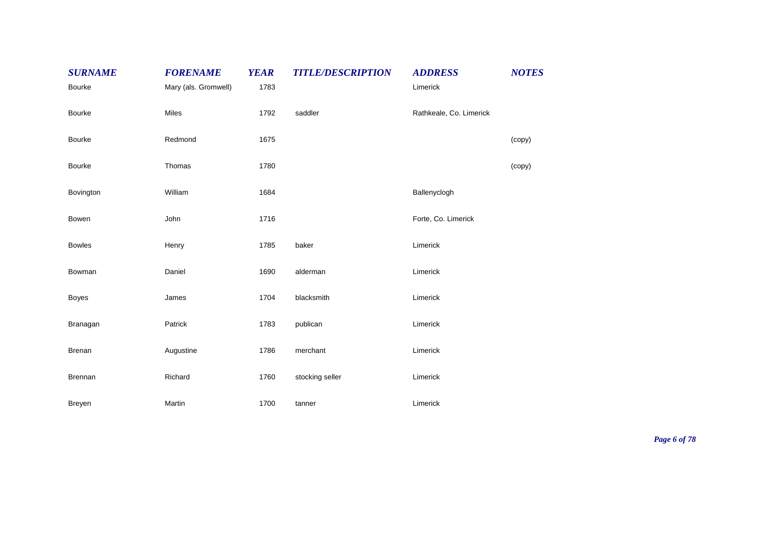| SURNAME | FORENAME | YEAR | TITLE/DESCRIPTION | ADDRESS | NOTES |
|---|---|---|---|---|---|
| Bourke | Mary (als. Gromwell) | 1783 | | Limerick | |
| Bourke | Miles | 1792 | saddler | Rathkeale, Co. Limerick | |
| Bourke | Redmond | 1675 | | | (copy) |
| Bourke | Thomas | 1780 | | | (copy) |
| Bovington | William | 1684 | | Ballenyclogh | |
| Bowen | John | 1716 | | Forte, Co. Limerick | |
| Bowles | Henry | 1785 | baker | Limerick | |
| Bowman | Daniel | 1690 | alderman | Limerick | |
| Boyes | James | 1704 | blacksmith | Limerick | |
| Branagan | Patrick | 1783 | publican | Limerick | |
| Brenan | Augustine | 1786 | merchant | Limerick | |
| Brennan | Richard | 1760 | stocking seller | Limerick | |
| Breyen | Martin | 1700 | tanner | Limerick | |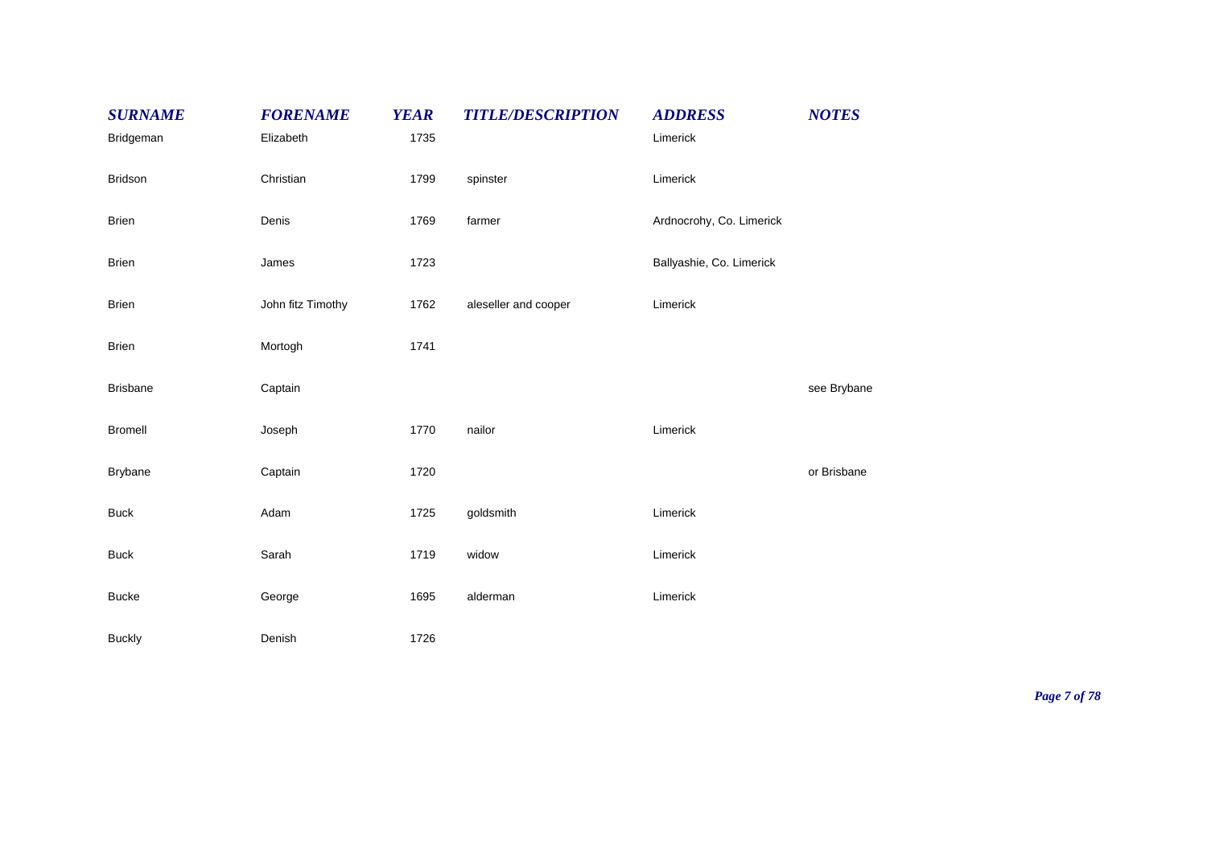| SURNAME | FORENAME | YEAR | TITLE/DESCRIPTION | ADDRESS | NOTES |
|---|---|---|---|---|---|
| Bridgeman | Elizabeth | 1735 | | Limerick | |
| Bridson | Christian | 1799 | spinster | Limerick | |
| Brien | Denis | 1769 | farmer | Ardnocrohy, Co. Limerick | |
| Brien | James | 1723 | | Ballyashie, Co. Limerick | |
| Brien | John fitz Timothy | 1762 | aleseller and cooper | Limerick | |
| Brien | Mortogh | 1741 | | | |
| Brisbane | Captain | | | | see Brybane |
| Bromell | Joseph | 1770 | nailor | Limerick | |
| Brybane | Captain | 1720 | | | or Brisbane |
| Buck | Adam | 1725 | goldsmith | Limerick | |
| Buck | Sarah | 1719 | widow | Limerick | |
| Bucke | George | 1695 | alderman | Limerick | |
| Buckly | Denish | 1726 | | | |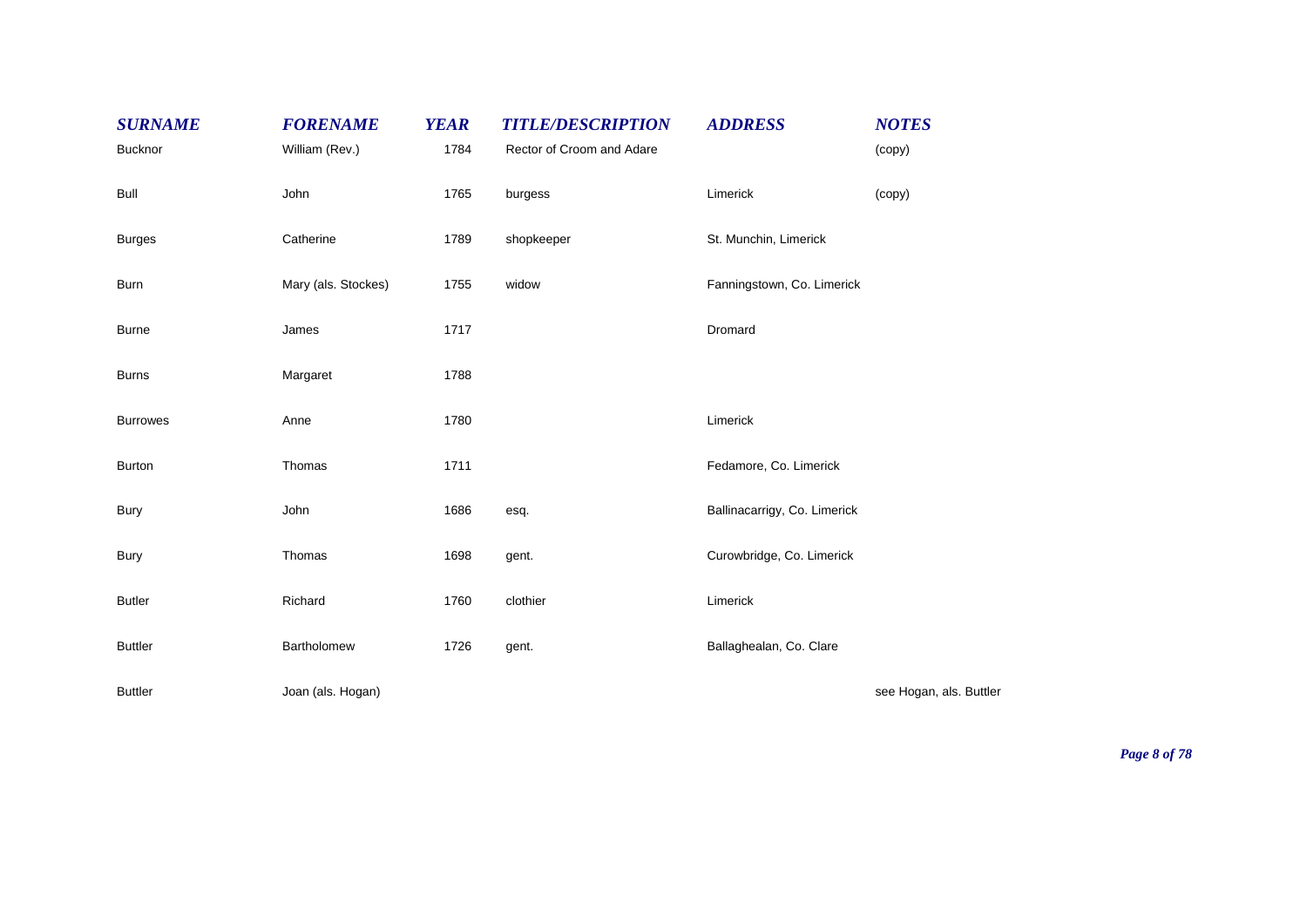| SURNAME | FORENAME | YEAR | TITLE/DESCRIPTION | ADDRESS | NOTES |
|---|---|---|---|---|---|
| Bucknor | William (Rev.) | 1784 | Rector of Croom and Adare | | (copy) |
| Bull | John | 1765 | burgess | Limerick | (copy) |
| Burges | Catherine | 1789 | shopkeeper | St. Munchin, Limerick | |
| Burn | Mary (als. Stockes) | 1755 | widow | Fanningstown, Co. Limerick | |
| Burne | James | 1717 | | Dromard | |
| Burns | Margaret | 1788 | | | |
| Burrowes | Anne | 1780 | | Limerick | |
| Burton | Thomas | 1711 | | Fedamore, Co. Limerick | |
| Bury | John | 1686 | esq. | Ballinacarrigy, Co. Limerick | |
| Bury | Thomas | 1698 | gent. | Curowbridge, Co. Limerick | |
| Butler | Richard | 1760 | clothier | Limerick | |
| Buttler | Bartholomew | 1726 | gent. | Ballaghealan, Co. Clare | |
| Buttler | Joan (als. Hogan) | | | | see Hogan, als. Buttler |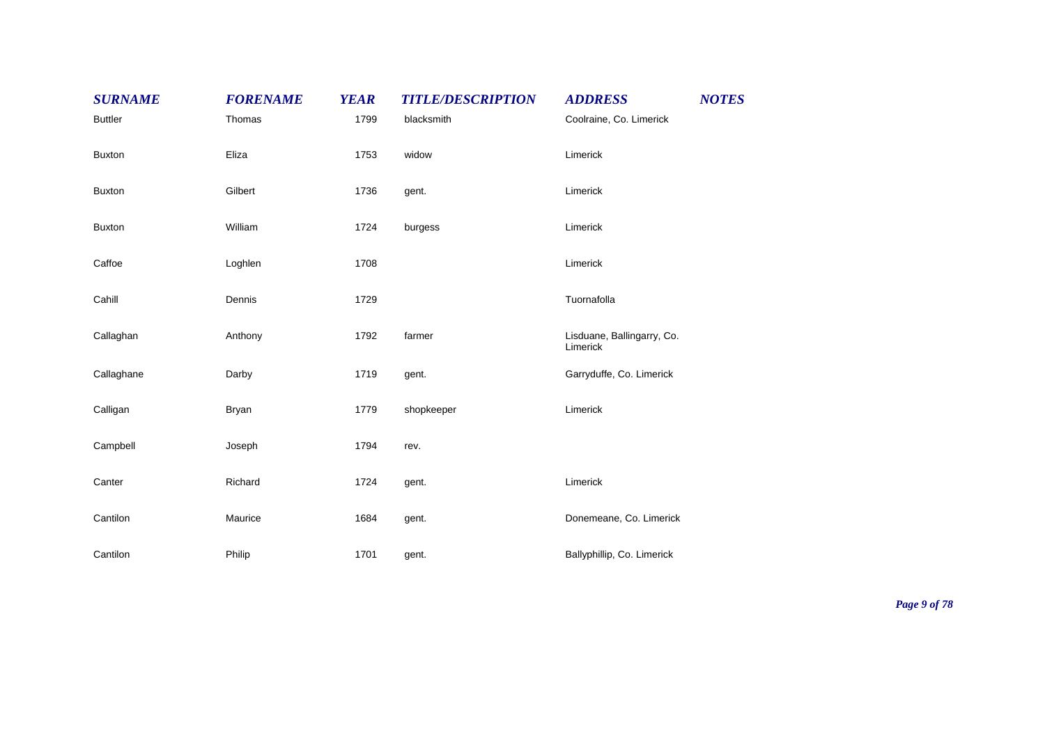| SURNAME | FORENAME | YEAR | TITLE/DESCRIPTION | ADDRESS | NOTES |
|---|---|---|---|---|---|
| Buttler | Thomas | 1799 | blacksmith | Coolraine, Co. Limerick | |
| Buxton | Eliza | 1753 | widow | Limerick | |
| Buxton | Gilbert | 1736 | gent. | Limerick | |
| Buxton | William | 1724 | burgess | Limerick | |
| Caffoe | Loghlen | 1708 | | Limerick | |
| Cahill | Dennis | 1729 | | Tuornafolla | |
| Callaghan | Anthony | 1792 | farmer | Lisduane, Ballingarry, Co. Limerick | |
| Callaghane | Darby | 1719 | gent. | Garryduffe, Co. Limerick | |
| Calligan | Bryan | 1779 | shopkeeper | Limerick | |
| Campbell | Joseph | 1794 | rev. | | |
| Canter | Richard | 1724 | gent. | Limerick | |
| Cantilon | Maurice | 1684 | gent. | Donemeane, Co. Limerick | |
| Cantilon | Philip | 1701 | gent. | Ballyphillip, Co. Limerick | |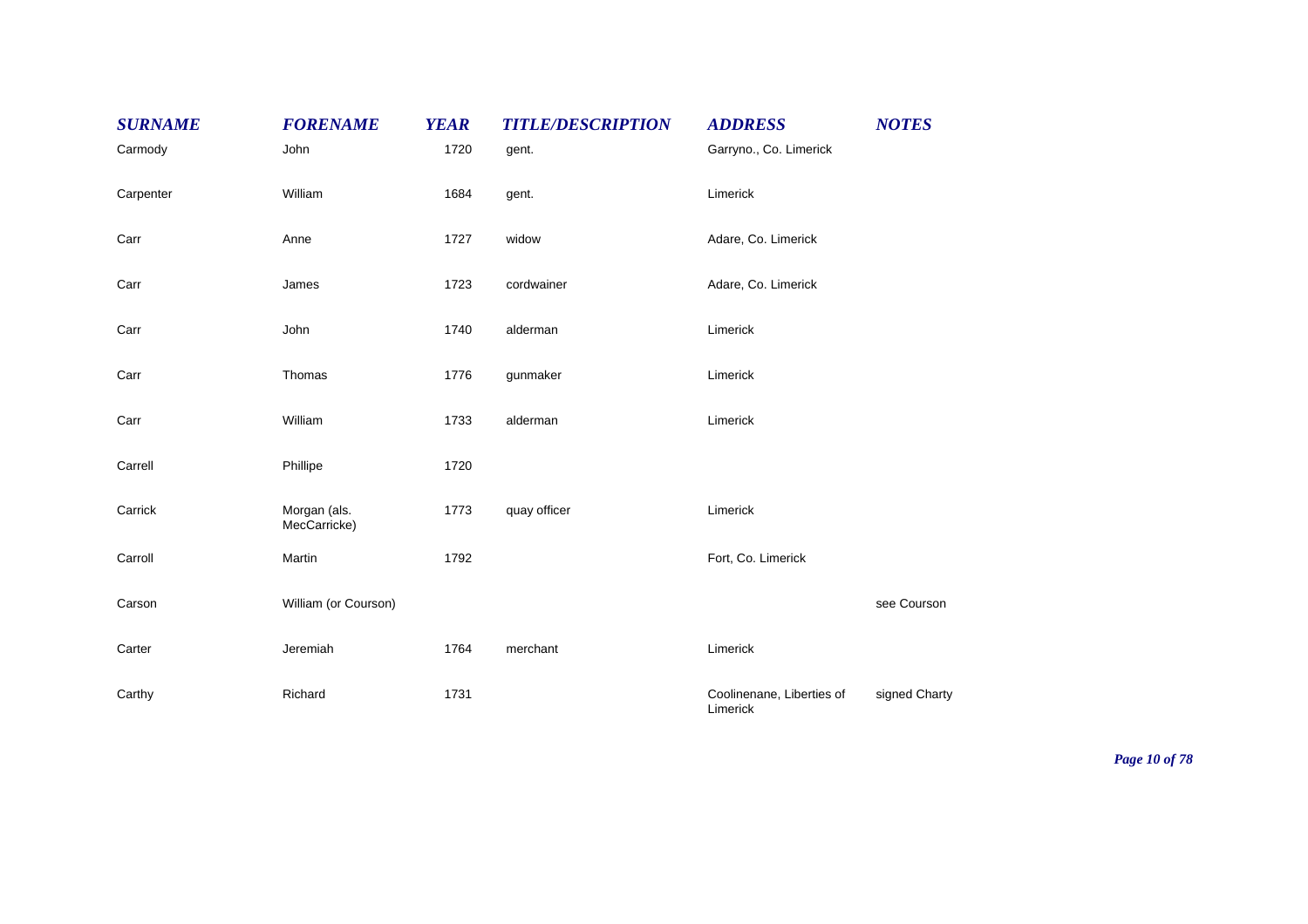| SURNAME | FORENAME | YEAR | TITLE/DESCRIPTION | ADDRESS | NOTES |
|---|---|---|---|---|---|
| Carmody | John | 1720 | gent. | Garryno., Co. Limerick | |
| Carpenter | William | 1684 | gent. | Limerick | |
| Carr | Anne | 1727 | widow | Adare, Co. Limerick | |
| Carr | James | 1723 | cordwainer | Adare, Co. Limerick | |
| Carr | John | 1740 | alderman | Limerick | |
| Carr | Thomas | 1776 | gunmaker | Limerick | |
| Carr | William | 1733 | alderman | Limerick | |
| Carrell | Phillipe | 1720 | | | |
| Carrick | Morgan (als. MecCarricke) | 1773 | quay officer | Limerick | |
| Carroll | Martin | 1792 | | Fort, Co. Limerick | |
| Carson | William (or Courson) | | | | see Courson |
| Carter | Jeremiah | 1764 | merchant | Limerick | |
| Carthy | Richard | 1731 | | Coolinenane, Liberties of Limerick | signed Charty |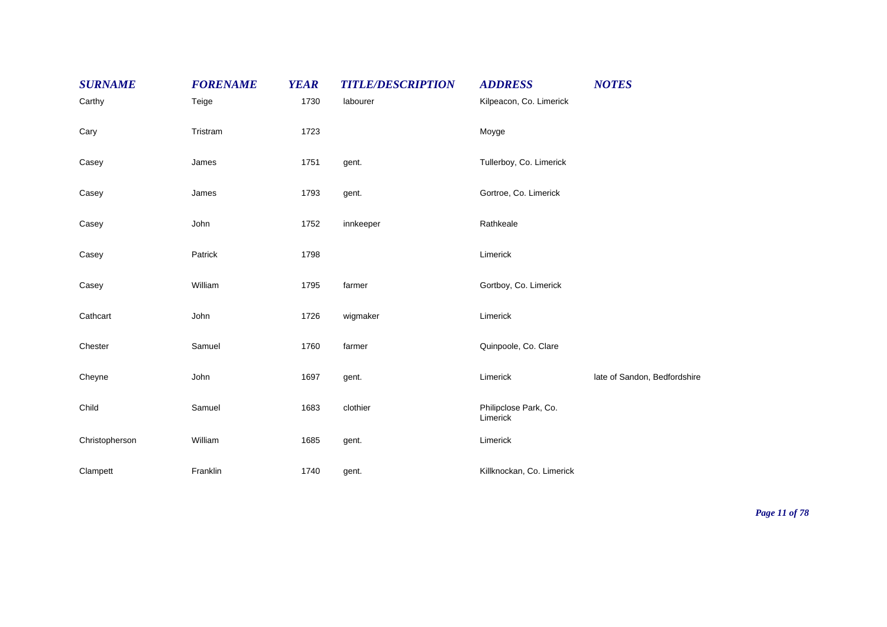| SURNAME | FORENAME | YEAR | TITLE/DESCRIPTION | ADDRESS | NOTES |
| --- | --- | --- | --- | --- | --- |
| Carthy | Teige | 1730 | labourer | Kilpeacon, Co. Limerick | |
| Cary | Tristram | 1723 | | Moyge | |
| Casey | James | 1751 | gent. | Tullerboy, Co. Limerick | |
| Casey | James | 1793 | gent. | Gortroe, Co. Limerick | |
| Casey | John | 1752 | innkeeper | Rathkeale | |
| Casey | Patrick | 1798 | | Limerick | |
| Casey | William | 1795 | farmer | Gortboy, Co. Limerick | |
| Cathcart | John | 1726 | wigmaker | Limerick | |
| Chester | Samuel | 1760 | farmer | Quinpoole, Co. Clare | |
| Cheyne | John | 1697 | gent. | Limerick | late of Sandon, Bedfordshire |
| Child | Samuel | 1683 | clothier | Philipclose Park, Co. Limerick | |
| Christopherson | William | 1685 | gent. | Limerick | |
| Clampett | Franklin | 1740 | gent. | Killknockan, Co. Limerick | |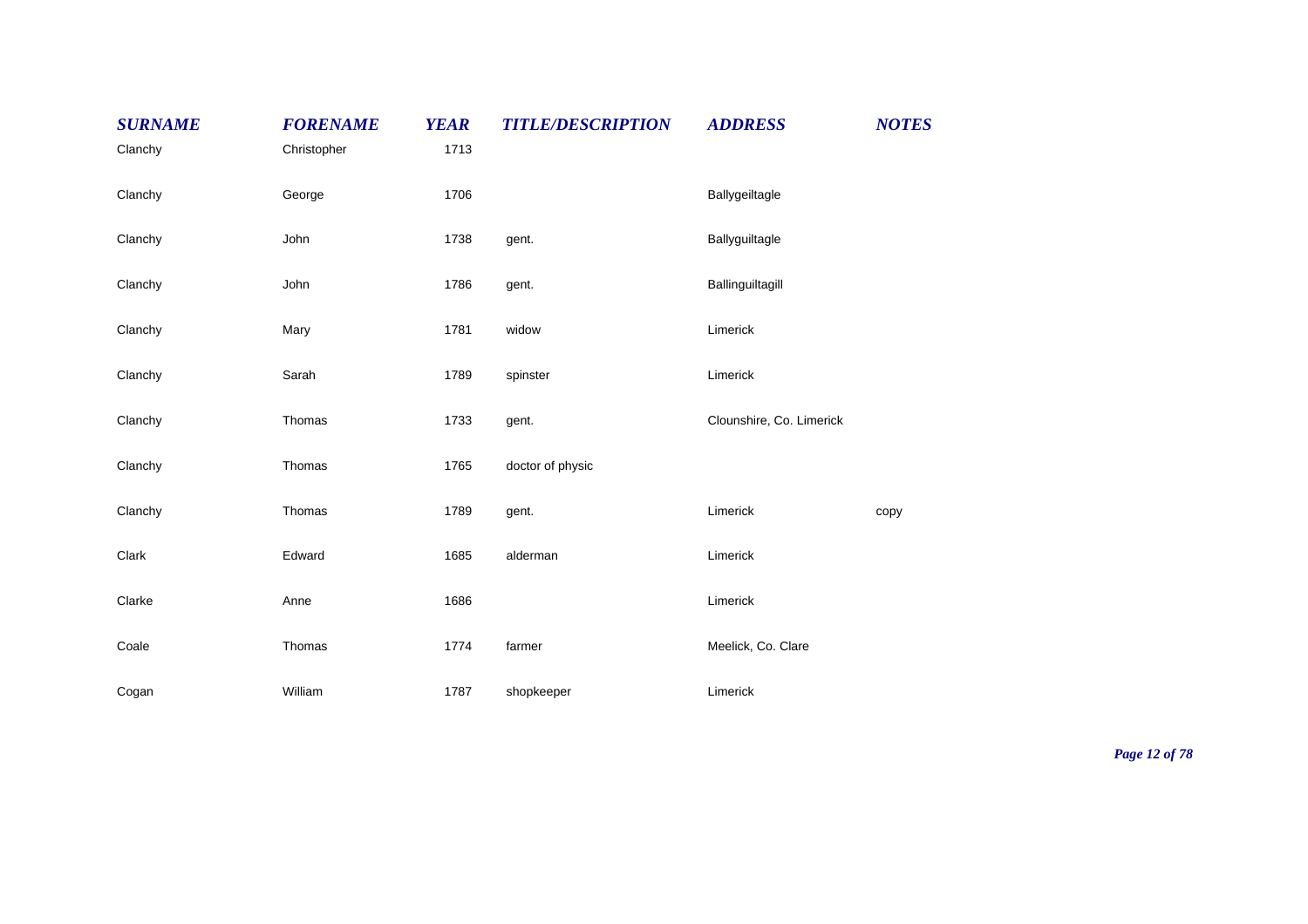| *SURNAME* | *FORENAME* | *YEAR* | *TITLE/DESCRIPTION* | *ADDRESS* | *NOTES* |
| --- | --- | --- | --- | --- | --- |
| Clanchy | Christopher | 1713 | | | |
| Clanchy | George | 1706 | | Ballygeiltagle | |
| Clanchy | John | 1738 | gent. | Ballyguiltagle | |
| Clanchy | John | 1786 | gent. | Ballinguiltagill | |
| Clanchy | Mary | 1781 | widow | Limerick | |
| Clanchy | Sarah | 1789 | spinster | Limerick | |
| Clanchy | Thomas | 1733 | gent. | Clounshire, Co. Limerick | |
| Clanchy | Thomas | 1765 | doctor of physic | | |
| Clanchy | Thomas | 1789 | gent. | Limerick | copy |
| Clark | Edward | 1685 | alderman | Limerick | |
| Clarke | Anne | 1686 | | Limerick | |
| Coale | Thomas | 1774 | farmer | Meelick, Co. Clare | |
| Cogan | William | 1787 | shopkeeper | Limerick | |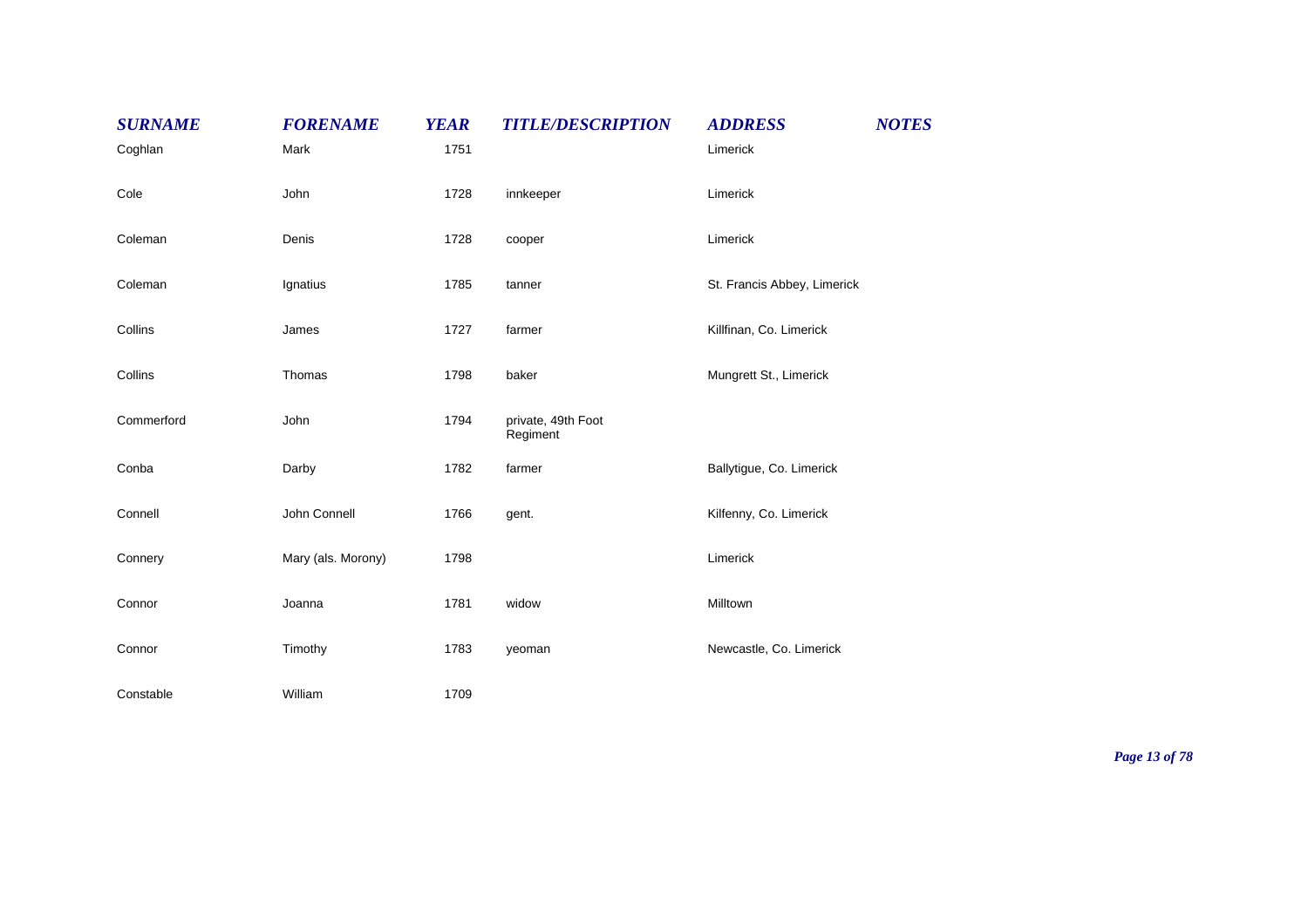| SURNAME | FORENAME | YEAR | TITLE/DESCRIPTION | ADDRESS | NOTES |
| --- | --- | --- | --- | --- | --- |
| Coghlan | Mark | 1751 | | Limerick | |
| Cole | John | 1728 | innkeeper | Limerick | |
| Coleman | Denis | 1728 | cooper | Limerick | |
| Coleman | Ignatius | 1785 | tanner | St. Francis Abbey, Limerick | |
| Collins | James | 1727 | farmer | Killfinan, Co. Limerick | |
| Collins | Thomas | 1798 | baker | Mungrett St., Limerick | |
| Commerford | John | 1794 | private, 49th Foot Regiment | | |
| Conba | Darby | 1782 | farmer | Ballytigue, Co. Limerick | |
| Connell | John Connell | 1766 | gent. | Kilfenny, Co. Limerick | |
| Connery | Mary (als. Morony) | 1798 | | Limerick | |
| Connor | Joanna | 1781 | widow | Milltown | |
| Connor | Timothy | 1783 | yeoman | Newcastle, Co. Limerick | |
| Constable | William | 1709 | | | |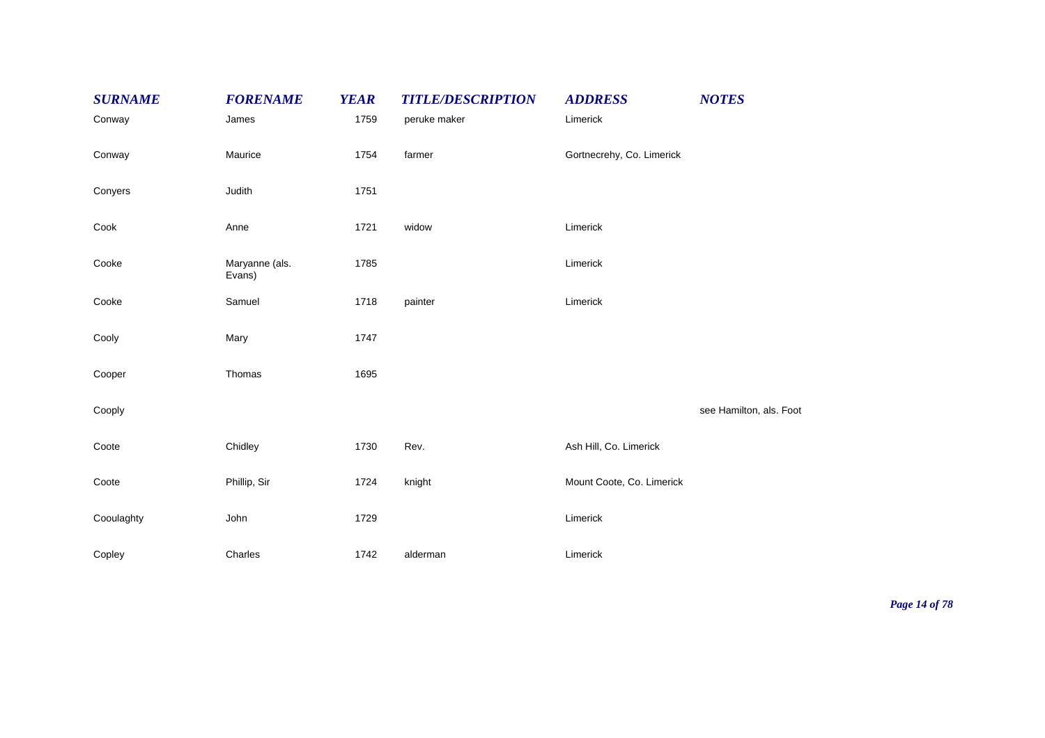| *SURNAME* | *FORENAME* | *YEAR* | *TITLE/DESCRIPTION* | *ADDRESS* | *NOTES* |
|---|---|---|---|---|---|
| Conway | James | 1759 | peruke maker | Limerick | |
| Conway | Maurice | 1754 | farmer | Gortnecrehy, Co. Limerick | |
| Conyers | Judith | 1751 | | | |
| Cook | Anne | 1721 | widow | Limerick | |
| Cooke | Maryanne (als. Evans) | 1785 | | Limerick | |
| Cooke | Samuel | 1718 | painter | Limerick | |
| Cooly | Mary | 1747 | | | |
| Cooper | Thomas | 1695 | | | |
| Cooply | | | | | see Hamilton, als. Foot |
| Coote | Chidley | 1730 | Rev. | Ash Hill, Co. Limerick | |
| Coote | Phillip, Sir | 1724 | knight | Mount Coote, Co. Limerick | |
| Cooulaghty | John | 1729 | | Limerick | |
| Copley | Charles | 1742 | alderman | Limerick | |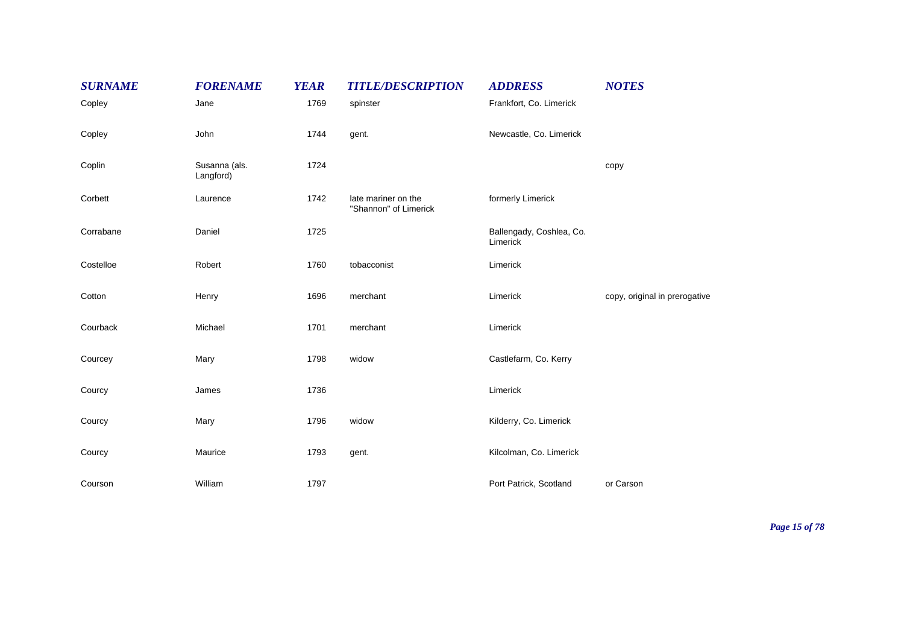| SURNAME | FORENAME | YEAR | TITLE/DESCRIPTION | ADDRESS | NOTES |
|---|---|---|---|---|---|
| Copley | Jane | 1769 | spinster | Frankfort, Co. Limerick | |
| Copley | John | 1744 | gent. | Newcastle, Co. Limerick | |
| Coplin | Susanna (als. Langford) | 1724 | | | copy |
| Corbett | Laurence | 1742 | late mariner on the "Shannon" of Limerick | formerly Limerick | |
| Corrabane | Daniel | 1725 | | Ballengady, Coshlea, Co. Limerick | |
| Costelloe | Robert | 1760 | tobacconist | Limerick | |
| Cotton | Henry | 1696 | merchant | Limerick | copy, original in prerogative |
| Courback | Michael | 1701 | merchant | Limerick | |
| Courcey | Mary | 1798 | widow | Castlefarm, Co. Kerry | |
| Courcy | James | 1736 | | Limerick | |
| Courcy | Mary | 1796 | widow | Kilderry, Co. Limerick | |
| Courcy | Maurice | 1793 | gent. | Kilcolman, Co. Limerick | |
| Courson | William | 1797 | | Port Patrick, Scotland | or Carson |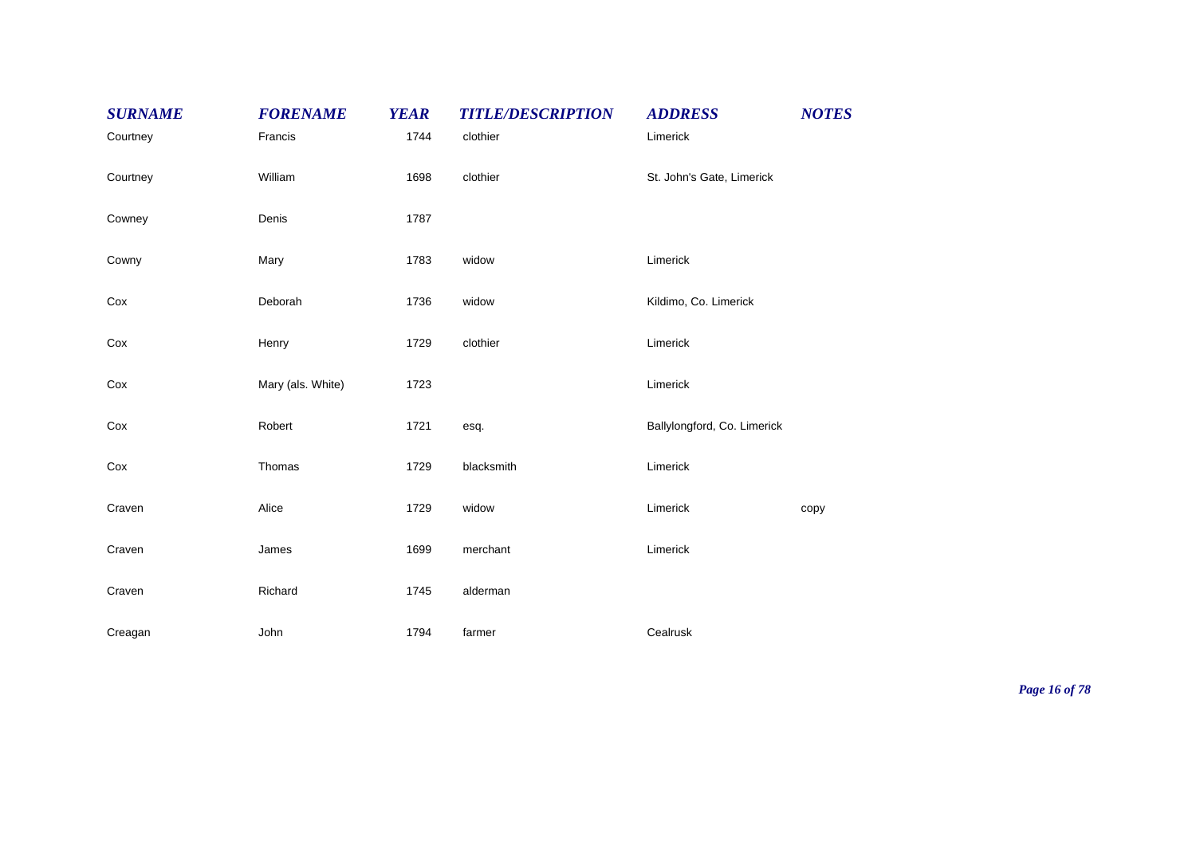| SURNAME | FORENAME | YEAR | TITLE/DESCRIPTION | ADDRESS | NOTES |
|---|---|---|---|---|---|
| Courtney | Francis | 1744 | clothier | Limerick | |
| Courtney | William | 1698 | clothier | St. John's Gate, Limerick | |
| Cowney | Denis | 1787 | | | |
| Cowny | Mary | 1783 | widow | Limerick | |
| Cox | Deborah | 1736 | widow | Kildimo, Co. Limerick | |
| Cox | Henry | 1729 | clothier | Limerick | |
| Cox | Mary (als. White) | 1723 | | Limerick | |
| Cox | Robert | 1721 | esq. | Ballylongford, Co. Limerick | |
| Cox | Thomas | 1729 | blacksmith | Limerick | |
| Craven | Alice | 1729 | widow | Limerick | copy |
| Craven | James | 1699 | merchant | Limerick | |
| Craven | Richard | 1745 | alderman | | |
| Creagan | John | 1794 | farmer | Cealrusk | |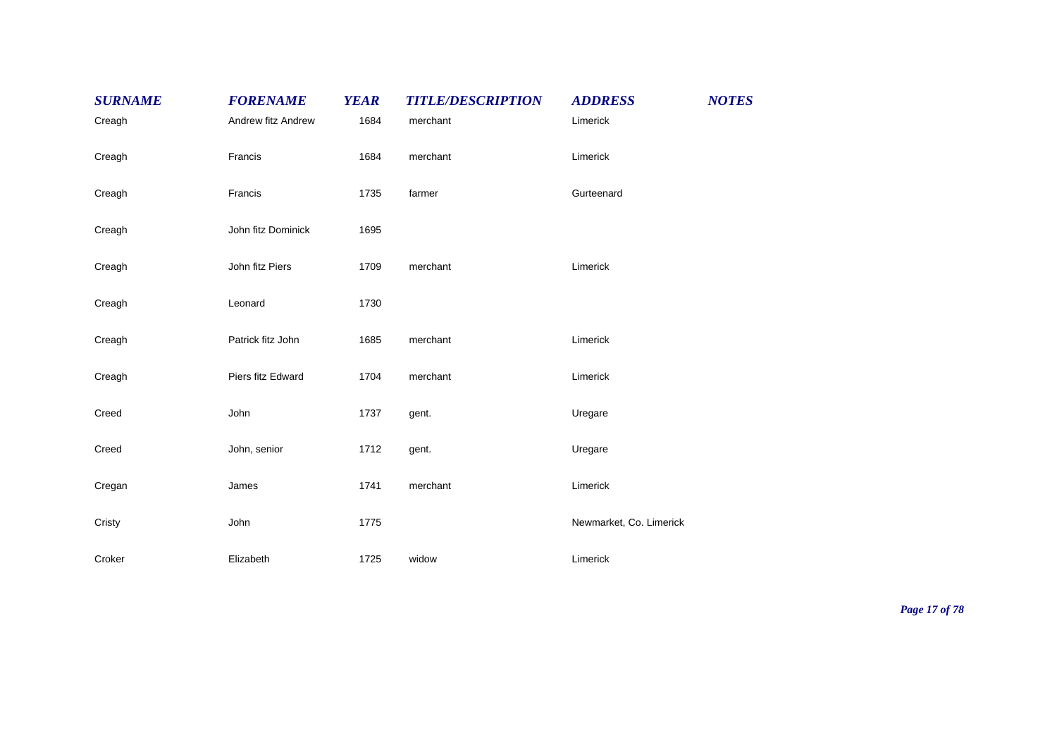| SURNAME | FORENAME | YEAR | TITLE/DESCRIPTION | ADDRESS | NOTES |
|---|---|---|---|---|---|
| Creagh | Andrew fitz Andrew | 1684 | merchant | Limerick | |
| Creagh | Francis | 1684 | merchant | Limerick | |
| Creagh | Francis | 1735 | farmer | Gurteenard | |
| Creagh | John fitz Dominick | 1695 | | | |
| Creagh | John fitz Piers | 1709 | merchant | Limerick | |
| Creagh | Leonard | 1730 | | | |
| Creagh | Patrick fitz John | 1685 | merchant | Limerick | |
| Creagh | Piers fitz Edward | 1704 | merchant | Limerick | |
| Creed | John | 1737 | gent. | Uregare | |
| Creed | John, senior | 1712 | gent. | Uregare | |
| Cregan | James | 1741 | merchant | Limerick | |
| Cristy | John | 1775 | | Newmarket, Co. Limerick | |
| Croker | Elizabeth | 1725 | widow | Limerick | |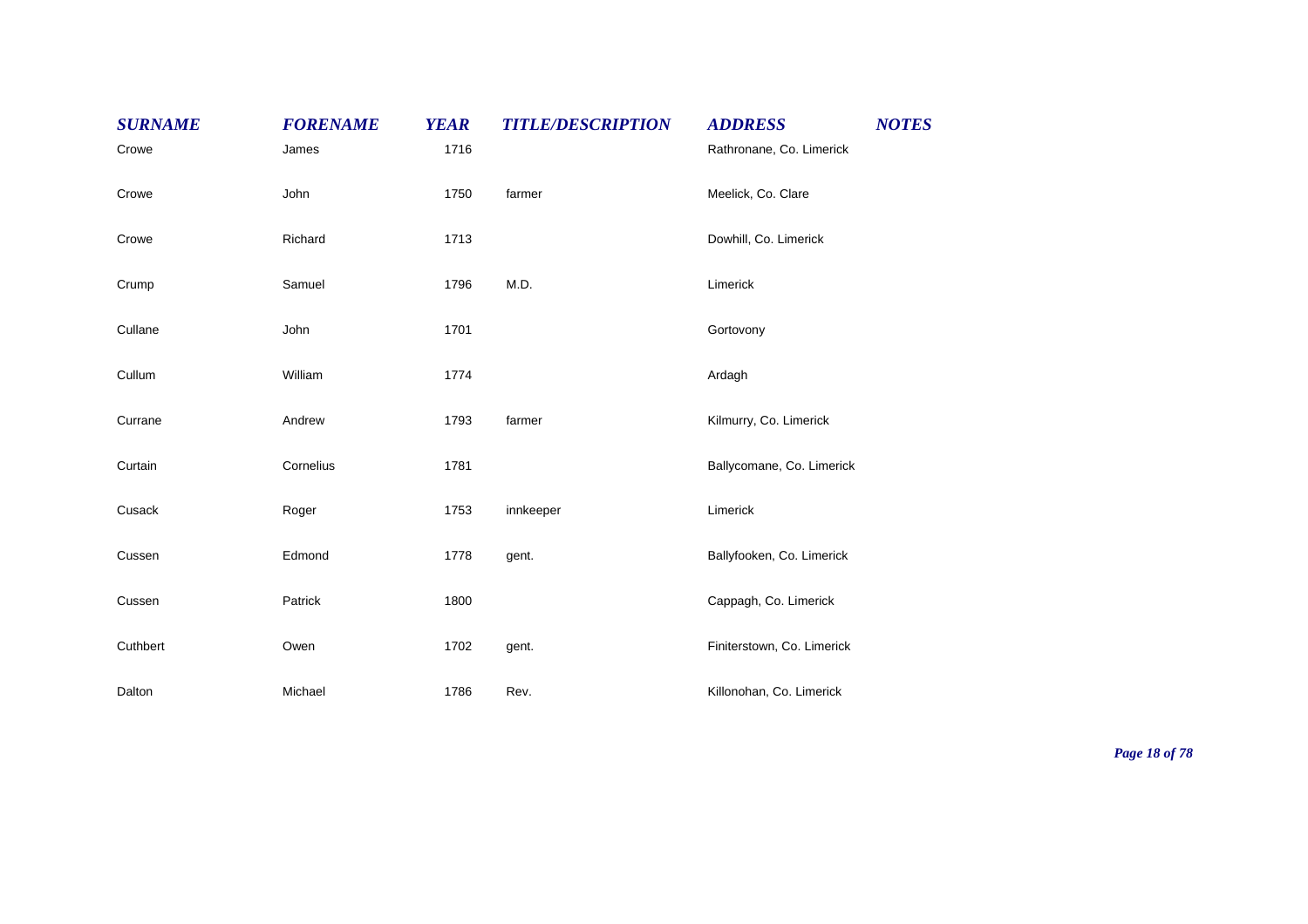| SURNAME | FORENAME | YEAR | TITLE/DESCRIPTION | ADDRESS | NOTES |
|---|---|---|---|---|---|
| Crowe | James | 1716 | | Rathronane, Co. Limerick | |
| Crowe | John | 1750 | farmer | Meelick, Co. Clare | |
| Crowe | Richard | 1713 | | Dowhill, Co. Limerick | |
| Crump | Samuel | 1796 | M.D. | Limerick | |
| Cullane | John | 1701 | | Gortovony | |
| Cullum | William | 1774 | | Ardagh | |
| Currane | Andrew | 1793 | farmer | Kilmurry, Co. Limerick | |
| Curtain | Cornelius | 1781 | | Ballycomane, Co. Limerick | |
| Cusack | Roger | 1753 | innkeeper | Limerick | |
| Cussen | Edmond | 1778 | gent. | Ballyfooken, Co. Limerick | |
| Cussen | Patrick | 1800 | | Cappagh, Co. Limerick | |
| Cuthbert | Owen | 1702 | gent. | Finiterstown, Co. Limerick | |
| Dalton | Michael | 1786 | Rev. | Killonohan, Co. Limerick | |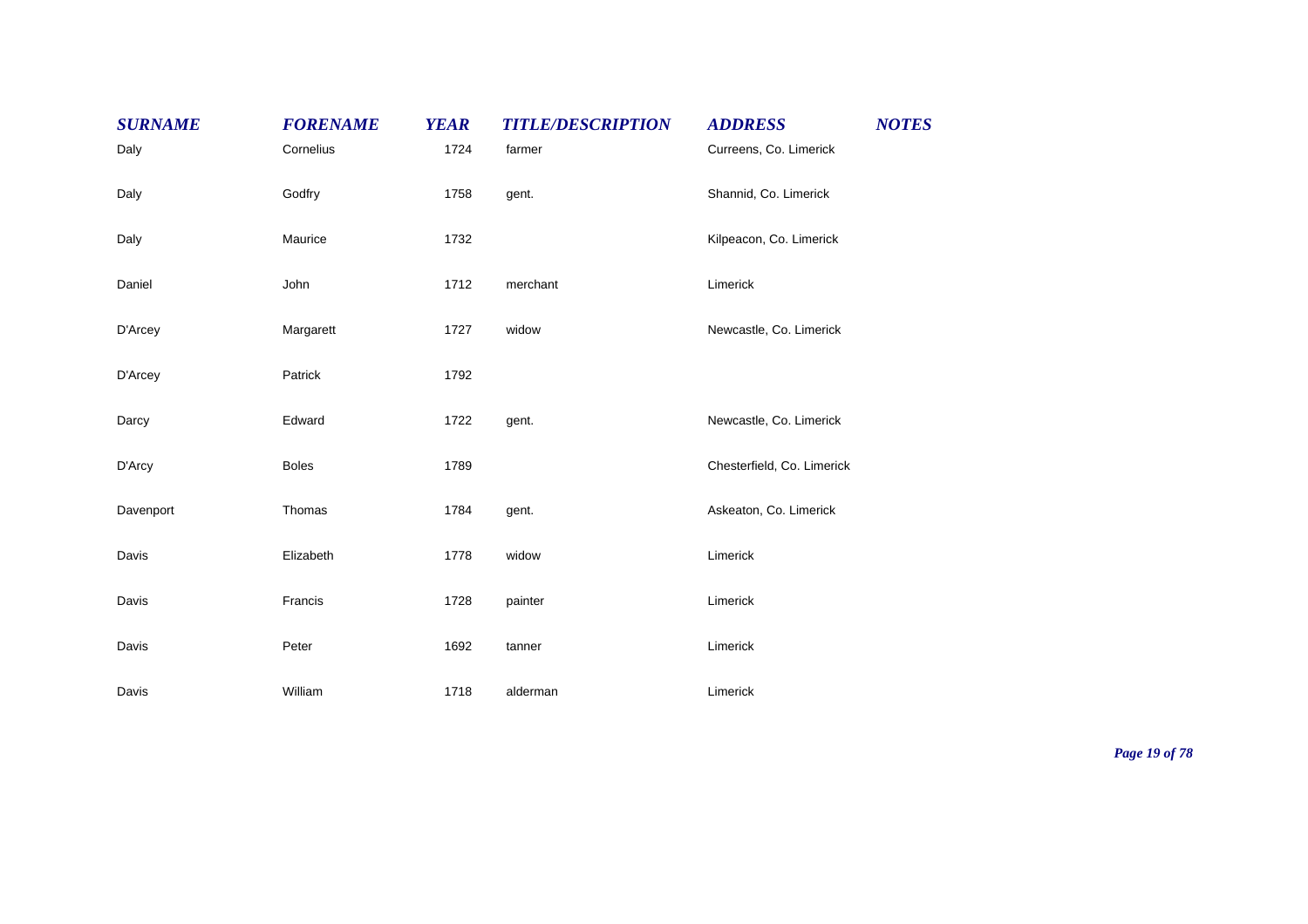| SURNAME | FORENAME | YEAR | TITLE/DESCRIPTION | ADDRESS | NOTES |
|---|---|---|---|---|---|
| Daly | Cornelius | 1724 | farmer | Curreens, Co. Limerick | |
| Daly | Godfry | 1758 | gent. | Shannid, Co. Limerick | |
| Daly | Maurice | 1732 | | Kilpeacon, Co. Limerick | |
| Daniel | John | 1712 | merchant | Limerick | |
| D'Arcey | Margarett | 1727 | widow | Newcastle, Co. Limerick | |
| D'Arcey | Patrick | 1792 | | | |
| Darcy | Edward | 1722 | gent. | Newcastle, Co. Limerick | |
| D'Arcy | Boles | 1789 | | Chesterfield, Co. Limerick | |
| Davenport | Thomas | 1784 | gent. | Askeaton, Co. Limerick | |
| Davis | Elizabeth | 1778 | widow | Limerick | |
| Davis | Francis | 1728 | painter | Limerick | |
| Davis | Peter | 1692 | tanner | Limerick | |
| Davis | William | 1718 | alderman | Limerick | |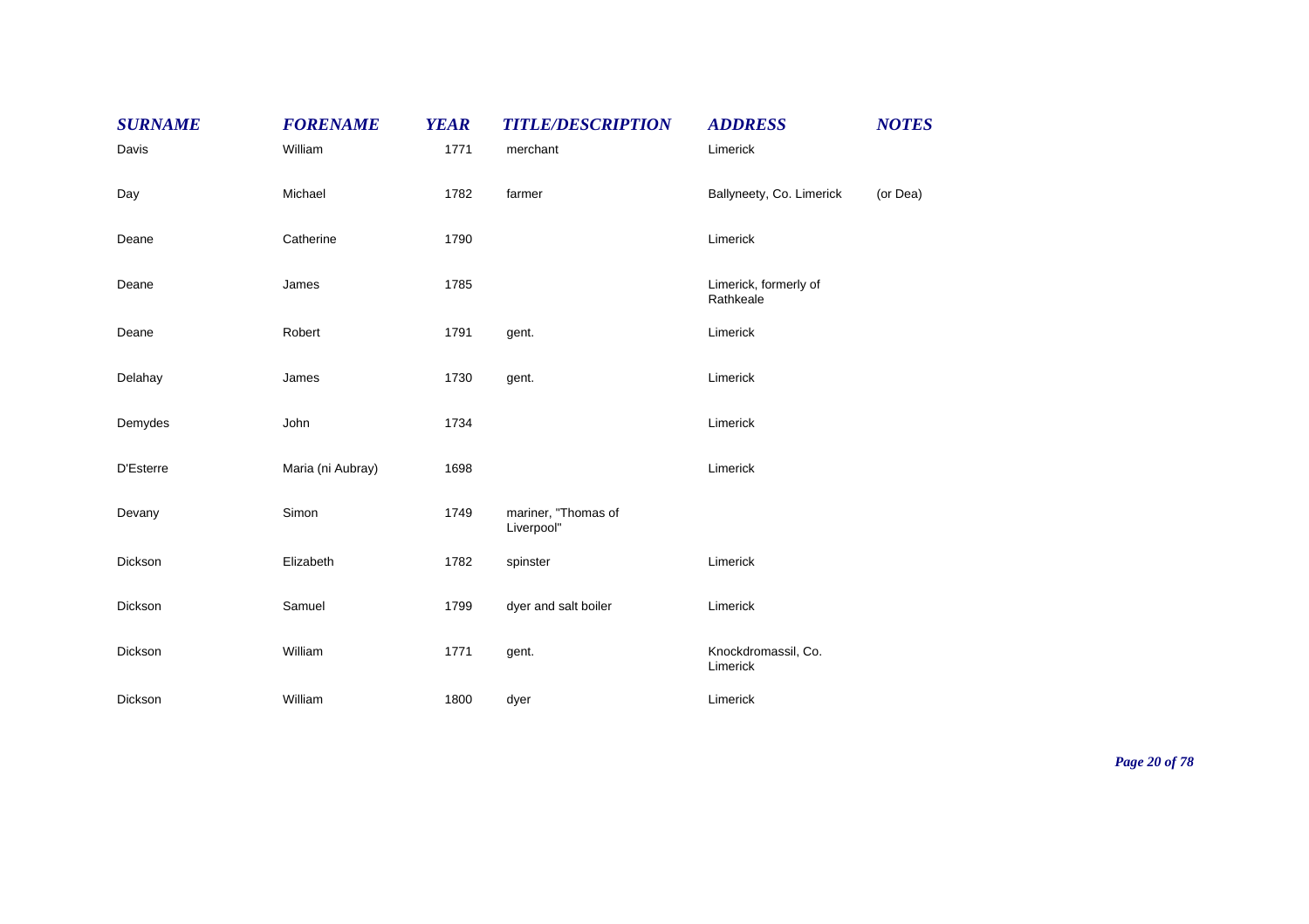| SURNAME | FORENAME | YEAR | TITLE/DESCRIPTION | ADDRESS | NOTES |
| --- | --- | --- | --- | --- | --- |
| Davis | William | 1771 | merchant | Limerick | |
| Day | Michael | 1782 | farmer | Ballyneety, Co. Limerick | (or Dea) |
| Deane | Catherine | 1790 | | Limerick | |
| Deane | James | 1785 | | Limerick, formerly of Rathkeale | |
| Deane | Robert | 1791 | gent. | Limerick | |
| Delahay | James | 1730 | gent. | Limerick | |
| Demydes | John | 1734 | | Limerick | |
| D'Esterre | Maria (ni Aubray) | 1698 | | Limerick | |
| Devany | Simon | 1749 | mariner, "Thomas of Liverpool" | | |
| Dickson | Elizabeth | 1782 | spinster | Limerick | |
| Dickson | Samuel | 1799 | dyer and salt boiler | Limerick | |
| Dickson | William | 1771 | gent. | Knockdromassil, Co. Limerick | |
| Dickson | William | 1800 | dyer | Limerick | |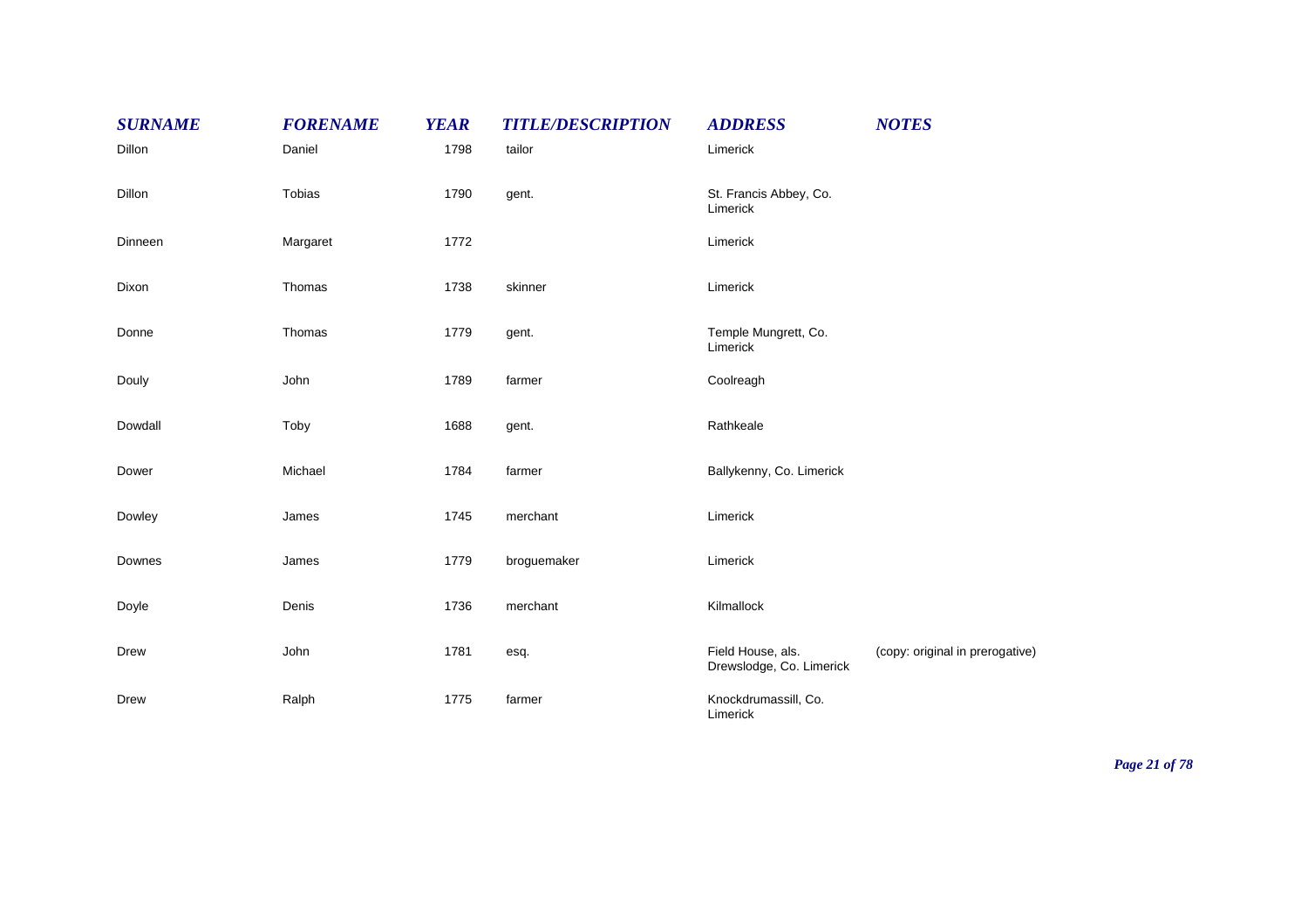| SURNAME | FORENAME | YEAR | TITLE/DESCRIPTION | ADDRESS | NOTES |
|---|---|---|---|---|---|
| Dillon | Daniel | 1798 | tailor | Limerick | |
| Dillon | Tobias | 1790 | gent. | St. Francis Abbey, Co. Limerick | |
| Dinneen | Margaret | 1772 | | Limerick | |
| Dixon | Thomas | 1738 | skinner | Limerick | |
| Donne | Thomas | 1779 | gent. | Temple Mungrett, Co. Limerick | |
| Douly | John | 1789 | farmer | Coolreagh | |
| Dowdall | Toby | 1688 | gent. | Rathkeale | |
| Dower | Michael | 1784 | farmer | Ballykenny, Co. Limerick | |
| Dowley | James | 1745 | merchant | Limerick | |
| Downes | James | 1779 | broguemaker | Limerick | |
| Doyle | Denis | 1736 | merchant | Kilmallock | |
| Drew | John | 1781 | esq. | Field House, als. Drewslodge, Co. Limerick | (copy: original in prerogative) |
| Drew | Ralph | 1775 | farmer | Knockdrumassill, Co. Limerick | |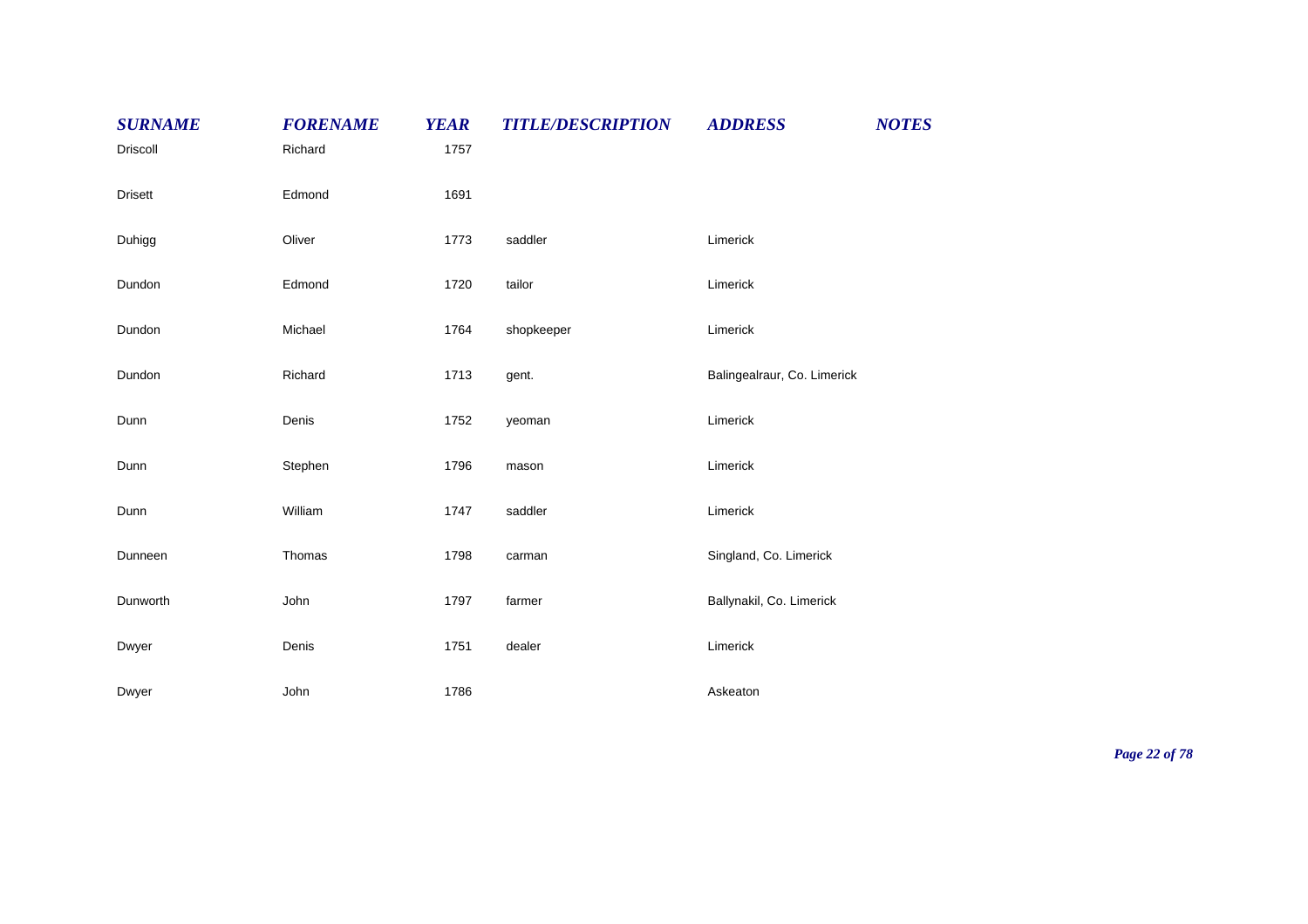| SURNAME | FORENAME | YEAR | TITLE/DESCRIPTION | ADDRESS | NOTES |
|---|---|---|---|---|---|
| Driscoll | Richard | 1757 | | | |
| Drisett | Edmond | 1691 | | | |
| Duhigg | Oliver | 1773 | saddler | Limerick | |
| Dundon | Edmond | 1720 | tailor | Limerick | |
| Dundon | Michael | 1764 | shopkeeper | Limerick | |
| Dundon | Richard | 1713 | gent. | Balingealraur, Co. Limerick | |
| Dunn | Denis | 1752 | yeoman | Limerick | |
| Dunn | Stephen | 1796 | mason | Limerick | |
| Dunn | William | 1747 | saddler | Limerick | |
| Dunneen | Thomas | 1798 | carman | Singland, Co. Limerick | |
| Dunworth | John | 1797 | farmer | Ballynakil, Co. Limerick | |
| Dwyer | Denis | 1751 | dealer | Limerick | |
| Dwyer | John | 1786 | | Askeaton | |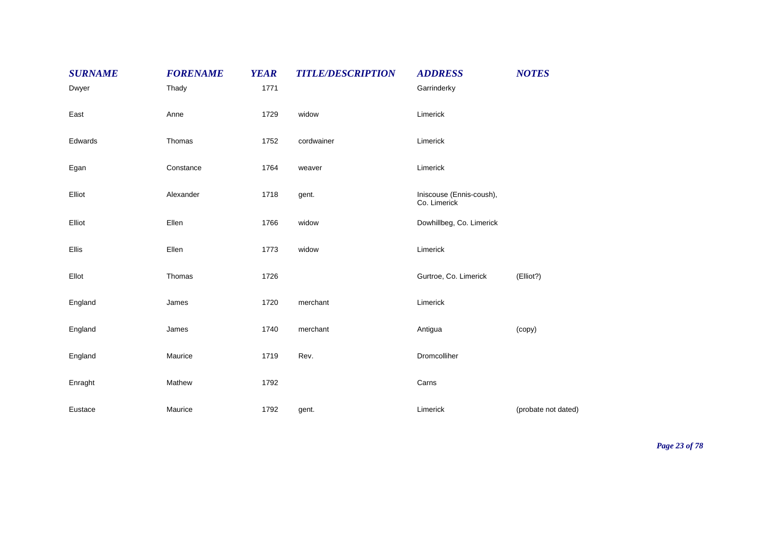| SURNAME | FORENAME | YEAR | TITLE/DESCRIPTION | ADDRESS | NOTES |
|---|---|---|---|---|---|
| Dwyer | Thady | 1771 | | Garrinderky | |
| East | Anne | 1729 | widow | Limerick | |
| Edwards | Thomas | 1752 | cordwainer | Limerick | |
| Egan | Constance | 1764 | weaver | Limerick | |
| Elliot | Alexander | 1718 | gent. | Iniscouse (Ennis-coush), Co. Limerick | |
| Elliot | Ellen | 1766 | widow | Dowhillbeg, Co. Limerick | |
| Ellis | Ellen | 1773 | widow | Limerick | |
| Ellot | Thomas | 1726 | | Gurtroe, Co. Limerick | (Elliot?) |
| England | James | 1720 | merchant | Limerick | |
| England | James | 1740 | merchant | Antigua | (copy) |
| England | Maurice | 1719 | Rev. | Dromcolliher | |
| Enraght | Mathew | 1792 | | Carns | |
| Eustace | Maurice | 1792 | gent. | Limerick | (probate not dated) |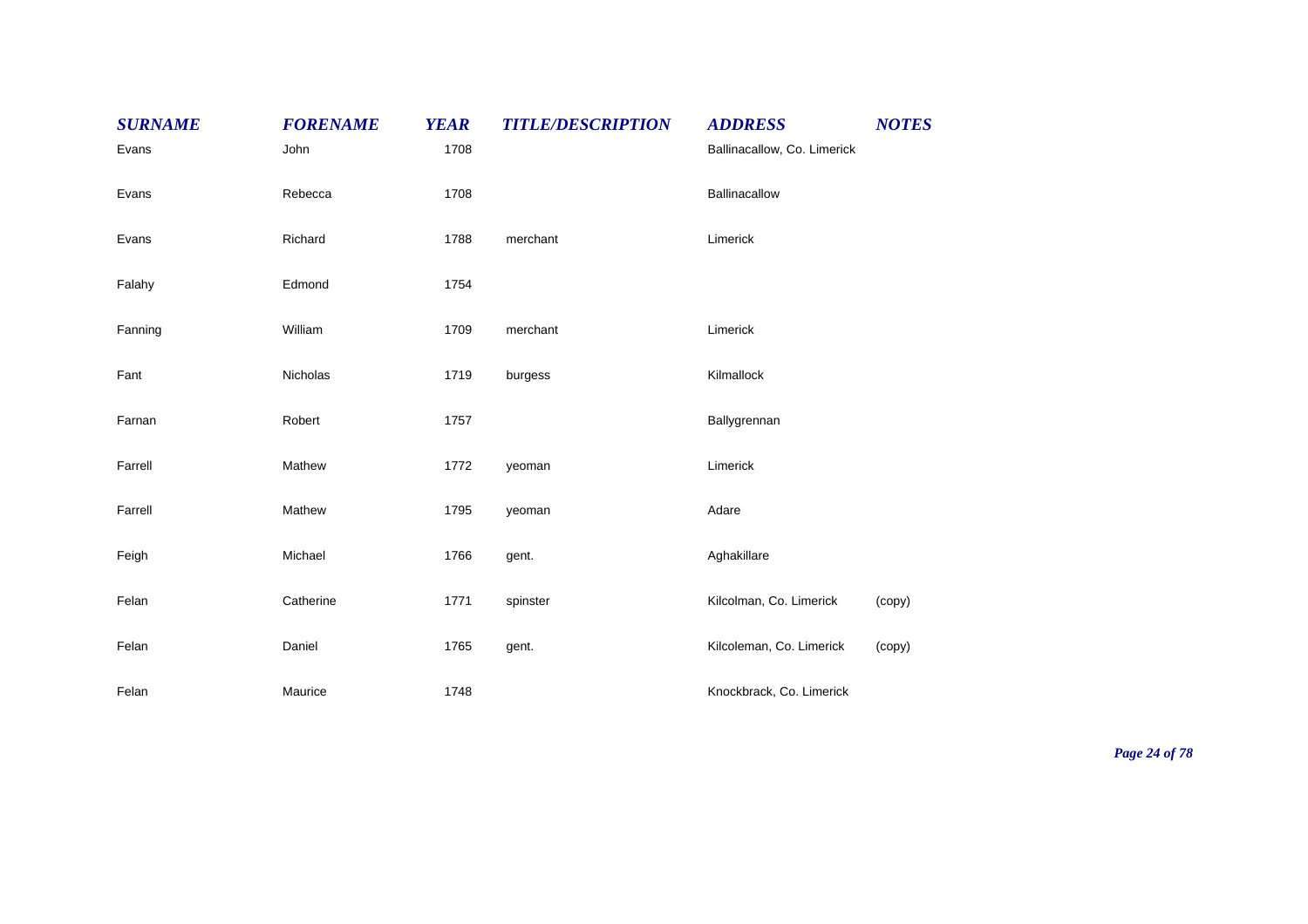| SURNAME | FORENAME | YEAR | TITLE/DESCRIPTION | ADDRESS | NOTES |
|---|---|---|---|---|---|
| Evans | John | 1708 | | Ballinacallow, Co. Limerick | |
| Evans | Rebecca | 1708 | | Ballinacallow | |
| Evans | Richard | 1788 | merchant | Limerick | |
| Falahy | Edmond | 1754 | | | |
| Fanning | William | 1709 | merchant | Limerick | |
| Fant | Nicholas | 1719 | burgess | Kilmallock | |
| Farnan | Robert | 1757 | | Ballygrennan | |
| Farrell | Mathew | 1772 | yeoman | Limerick | |
| Farrell | Mathew | 1795 | yeoman | Adare | |
| Feigh | Michael | 1766 | gent. | Aghakillare | |
| Felan | Catherine | 1771 | spinster | Kilcolman, Co. Limerick | (copy) |
| Felan | Daniel | 1765 | gent. | Kilcoleman, Co. Limerick | (copy) |
| Felan | Maurice | 1748 | | Knockbrack, Co. Limerick | |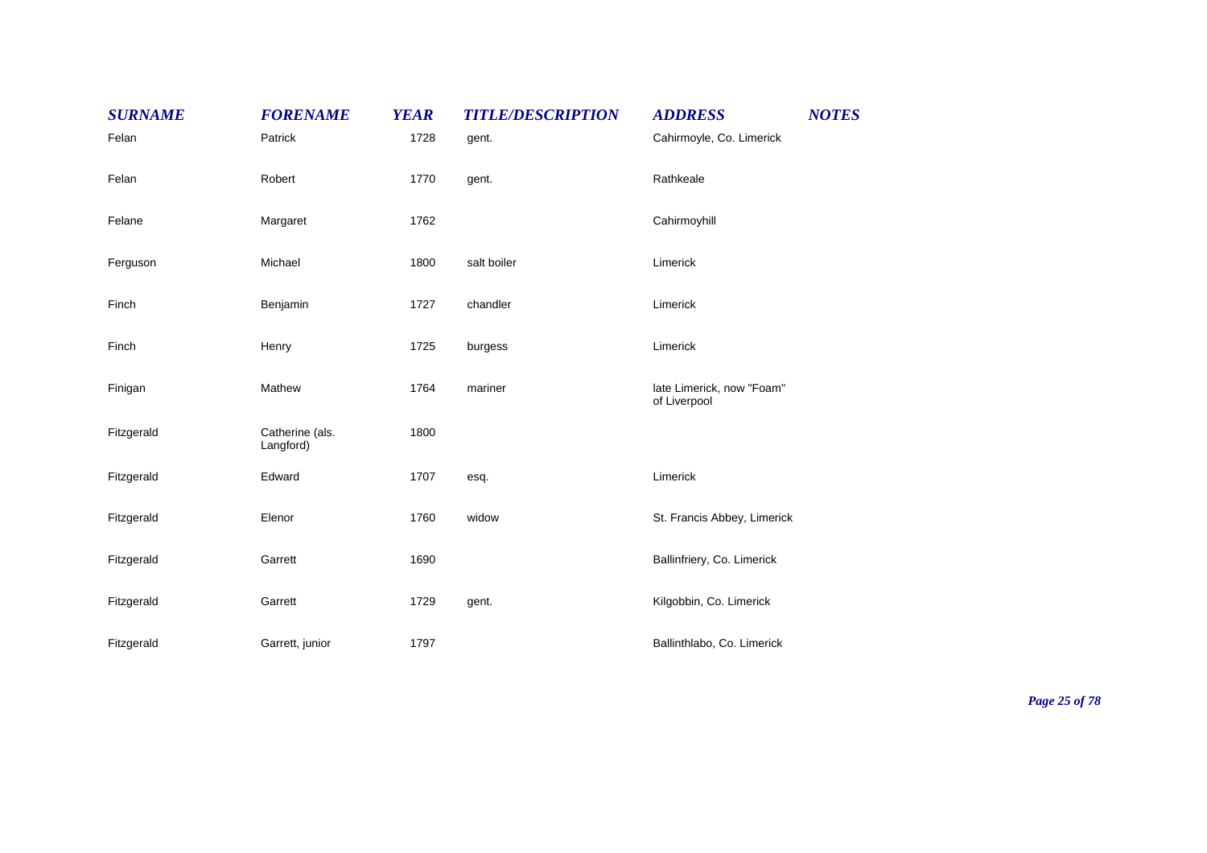| SURNAME | FORENAME | YEAR | TITLE/DESCRIPTION | ADDRESS | NOTES |
|---|---|---|---|---|---|
| Felan | Patrick | 1728 | gent. | Cahirmoyle, Co. Limerick | |
| Felan | Robert | 1770 | gent. | Rathkeale | |
| Felane | Margaret | 1762 | | Cahirmoyhill | |
| Ferguson | Michael | 1800 | salt boiler | Limerick | |
| Finch | Benjamin | 1727 | chandler | Limerick | |
| Finch | Henry | 1725 | burgess | Limerick | |
| Finigan | Mathew | 1764 | mariner | late Limerick, now "Foam" of Liverpool | |
| Fitzgerald | Catherine (als. Langford) | 1800 | | | |
| Fitzgerald | Edward | 1707 | esq. | Limerick | |
| Fitzgerald | Elenor | 1760 | widow | St. Francis Abbey, Limerick | |
| Fitzgerald | Garrett | 1690 | | Ballinfriery, Co. Limerick | |
| Fitzgerald | Garrett | 1729 | gent. | Kilgobbin, Co. Limerick | |
| Fitzgerald | Garrett, junior | 1797 | | Ballinthlabo, Co. Limerick | |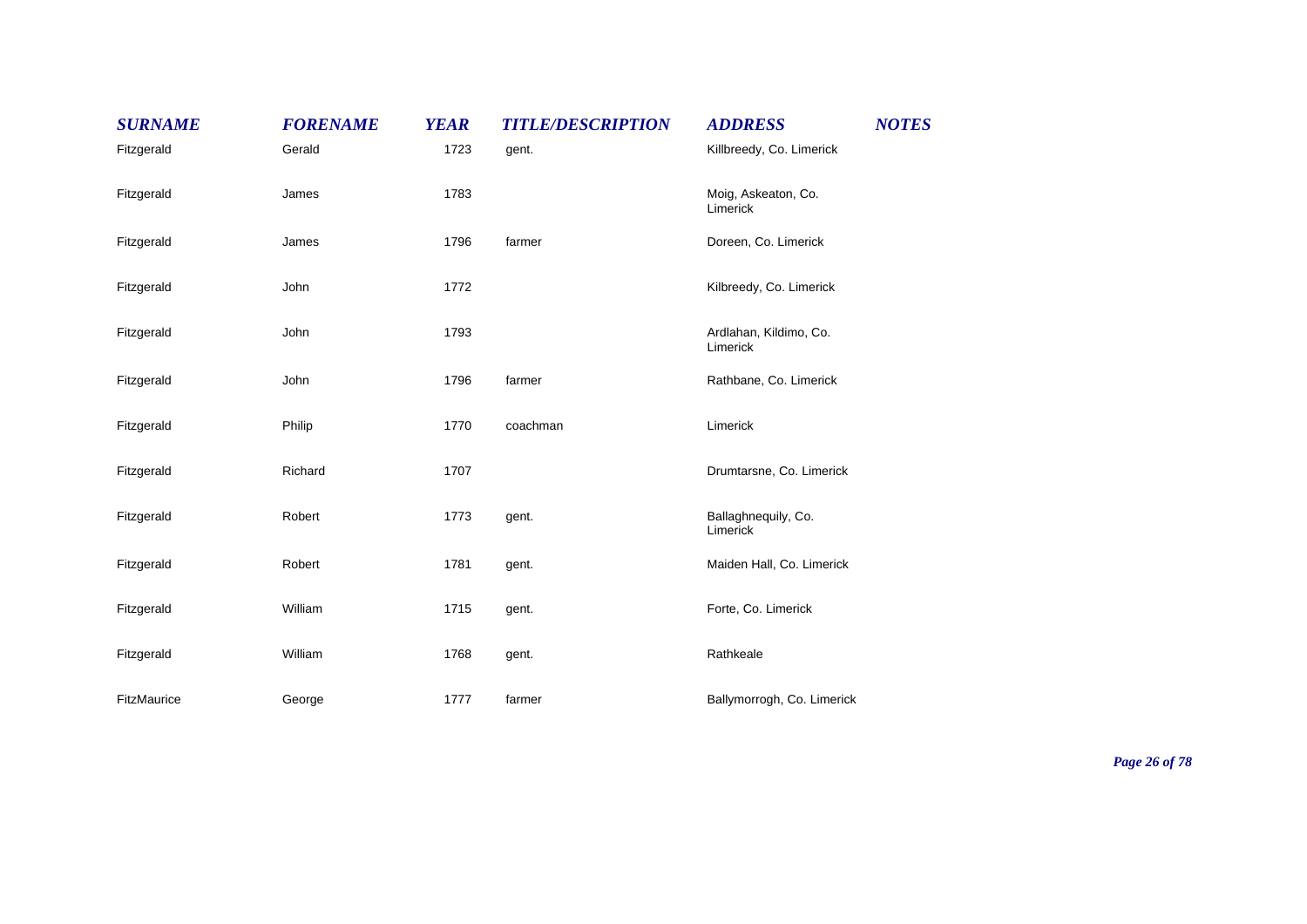| SURNAME | FORENAME | YEAR | TITLE/DESCRIPTION | ADDRESS | NOTES |
| --- | --- | --- | --- | --- | --- |
| Fitzgerald | Gerald | 1723 | gent. | Killbreedy, Co. Limerick | |
| Fitzgerald | James | 1783 | | Moig, Askeaton, Co. Limerick | |
| Fitzgerald | James | 1796 | farmer | Doreen, Co. Limerick | |
| Fitzgerald | John | 1772 | | Kilbreedy, Co. Limerick | |
| Fitzgerald | John | 1793 | | Ardlahan, Kildimo, Co. Limerick | |
| Fitzgerald | John | 1796 | farmer | Rathbane, Co. Limerick | |
| Fitzgerald | Philip | 1770 | coachman | Limerick | |
| Fitzgerald | Richard | 1707 | | Drumtarsne, Co. Limerick | |
| Fitzgerald | Robert | 1773 | gent. | Ballaghnequily, Co. Limerick | |
| Fitzgerald | Robert | 1781 | gent. | Maiden Hall, Co. Limerick | |
| Fitzgerald | William | 1715 | gent. | Forte, Co. Limerick | |
| Fitzgerald | William | 1768 | gent. | Rathkeale | |
| FitzMaurice | George | 1777 | farmer | Ballymorrogh, Co. Limerick | |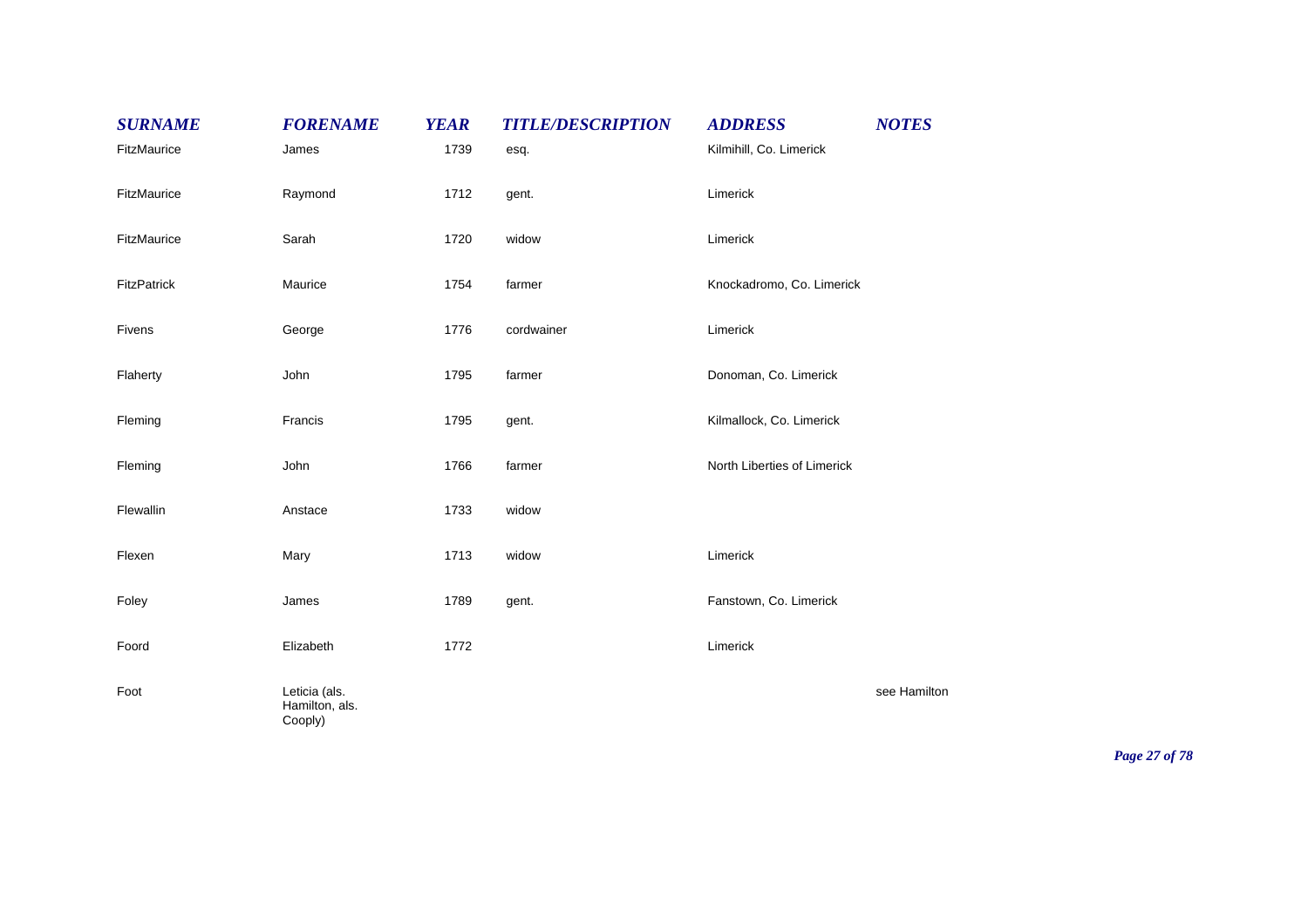| SURNAME | FORENAME | YEAR | TITLE/DESCRIPTION | ADDRESS | NOTES |
| --- | --- | --- | --- | --- | --- |
| FitzMaurice | James | 1739 | esq. | Kilmihill, Co. Limerick | |
| FitzMaurice | Raymond | 1712 | gent. | Limerick | |
| FitzMaurice | Sarah | 1720 | widow | Limerick | |
| FitzPatrick | Maurice | 1754 | farmer | Knockadromo, Co. Limerick | |
| Fivens | George | 1776 | cordwainer | Limerick | |
| Flaherty | John | 1795 | farmer | Donoman, Co. Limerick | |
| Fleming | Francis | 1795 | gent. | Kilmallock, Co. Limerick | |
| Fleming | John | 1766 | farmer | North Liberties of Limerick | |
| Flewallin | Anstace | 1733 | widow | | |
| Flexen | Mary | 1713 | widow | Limerick | |
| Foley | James | 1789 | gent. | Fanstown, Co. Limerick | |
| Foord | Elizabeth | 1772 | | Limerick | |
| Foot | Leticia (als. Hamilton, als. Cooply) | | | | see Hamilton |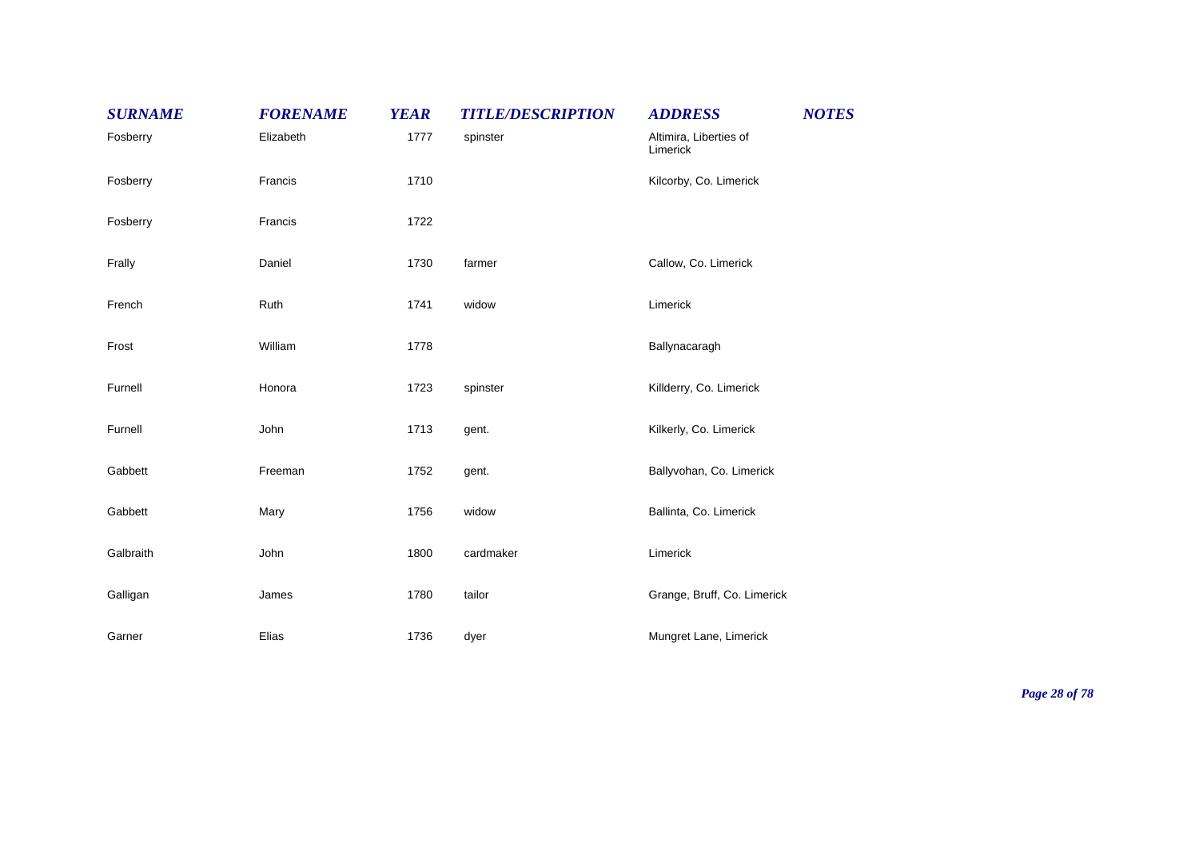| SURNAME | FORENAME | YEAR | TITLE/DESCRIPTION | ADDRESS | NOTES |
|---|---|---|---|---|---|
| Fosberry | Elizabeth | 1777 | spinster | Altimira, Liberties of Limerick | |
| Fosberry | Francis | 1710 | | Kilcorby, Co. Limerick | |
| Fosberry | Francis | 1722 | | | |
| Frally | Daniel | 1730 | farmer | Callow, Co. Limerick | |
| French | Ruth | 1741 | widow | Limerick | |
| Frost | William | 1778 | | Ballynacaragh | |
| Furnell | Honora | 1723 | spinster | Killderry, Co. Limerick | |
| Furnell | John | 1713 | gent. | Kilkerly, Co. Limerick | |
| Gabbett | Freeman | 1752 | gent. | Ballyvohan, Co. Limerick | |
| Gabbett | Mary | 1756 | widow | Ballinta, Co. Limerick | |
| Galbraith | John | 1800 | cardmaker | Limerick | |
| Galligan | James | 1780 | tailor | Grange, Bruff, Co. Limerick | |
| Garner | Elias | 1736 | dyer | Mungret Lane, Limerick | |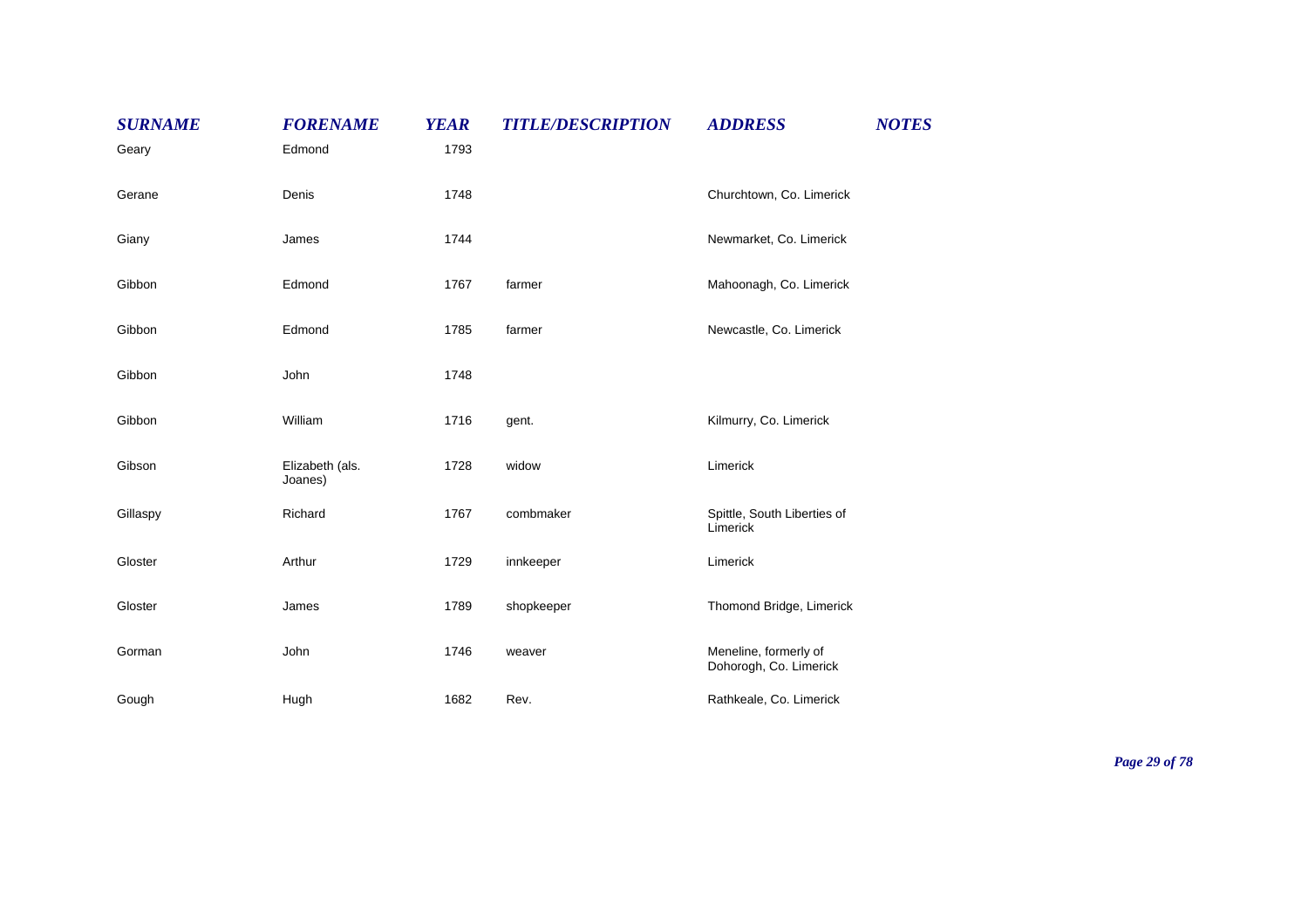| SURNAME | FORENAME | YEAR | TITLE/DESCRIPTION | ADDRESS | NOTES |
|---|---|---|---|---|---|
| Geary | Edmond | 1793 | | | |
| Gerane | Denis | 1748 | | Churchtown, Co. Limerick | |
| Giany | James | 1744 | | Newmarket, Co. Limerick | |
| Gibbon | Edmond | 1767 | farmer | Mahoonagh, Co. Limerick | |
| Gibbon | Edmond | 1785 | farmer | Newcastle, Co. Limerick | |
| Gibbon | John | 1748 | | | |
| Gibbon | William | 1716 | gent. | Kilmurry, Co. Limerick | |
| Gibson | Elizabeth (als. Joanes) | 1728 | widow | Limerick | |
| Gillaspy | Richard | 1767 | combmaker | Spittle, South Liberties of Limerick | |
| Gloster | Arthur | 1729 | innkeeper | Limerick | |
| Gloster | James | 1789 | shopkeeper | Thomond Bridge, Limerick | |
| Gorman | John | 1746 | weaver | Meneline, formerly of Dohorogh, Co. Limerick | |
| Gough | Hugh | 1682 | Rev. | Rathkeale, Co. Limerick | |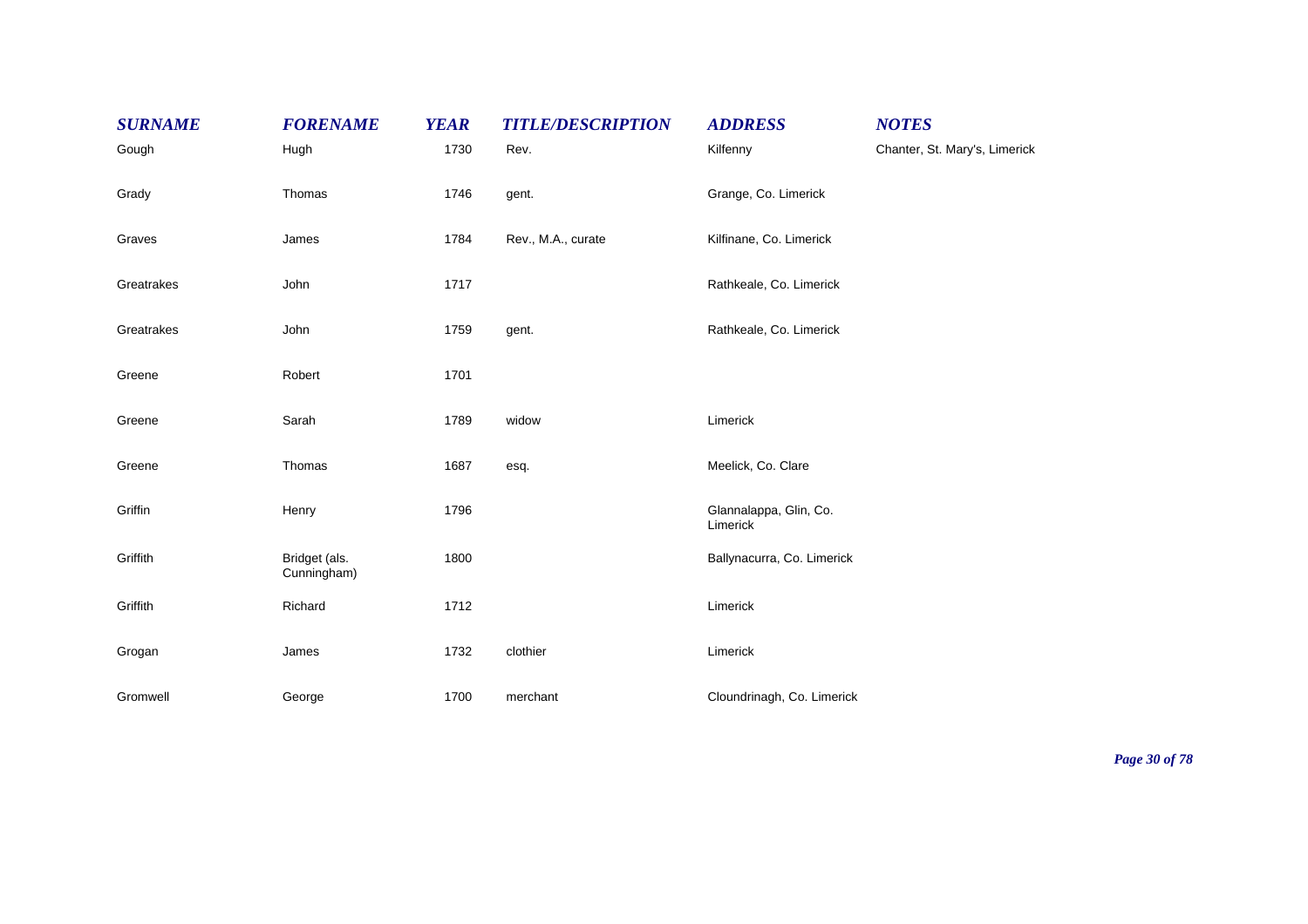| *SURNAME* | *FORENAME* | *YEAR* | *TITLE/DESCRIPTION* | *ADDRESS* | *NOTES* |
|---|---|---|---|---|---|
| Gough | Hugh | 1730 | Rev. | Kilfenny | Chanter, St. Mary's, Limerick |
| Grady | Thomas | 1746 | gent. | Grange, Co. Limerick | |
| Graves | James | 1784 | Rev., M.A., curate | Kilfinane, Co. Limerick | |
| Greatrakes | John | 1717 | | Rathkeale, Co. Limerick | |
| Greatrakes | John | 1759 | gent. | Rathkeale, Co. Limerick | |
| Greene | Robert | 1701 | | | |
| Greene | Sarah | 1789 | widow | Limerick | |
| Greene | Thomas | 1687 | esq. | Meelick, Co. Clare | |
| Griffin | Henry | 1796 | | Glannalappa, Glin, Co. Limerick | |
| Griffith | Bridget (als. Cunningham) | 1800 | | Ballynacurra, Co. Limerick | |
| Griffith | Richard | 1712 | | Limerick | |
| Grogan | James | 1732 | clothier | Limerick | |
| Gromwell | George | 1700 | merchant | Cloundrinagh, Co. Limerick | |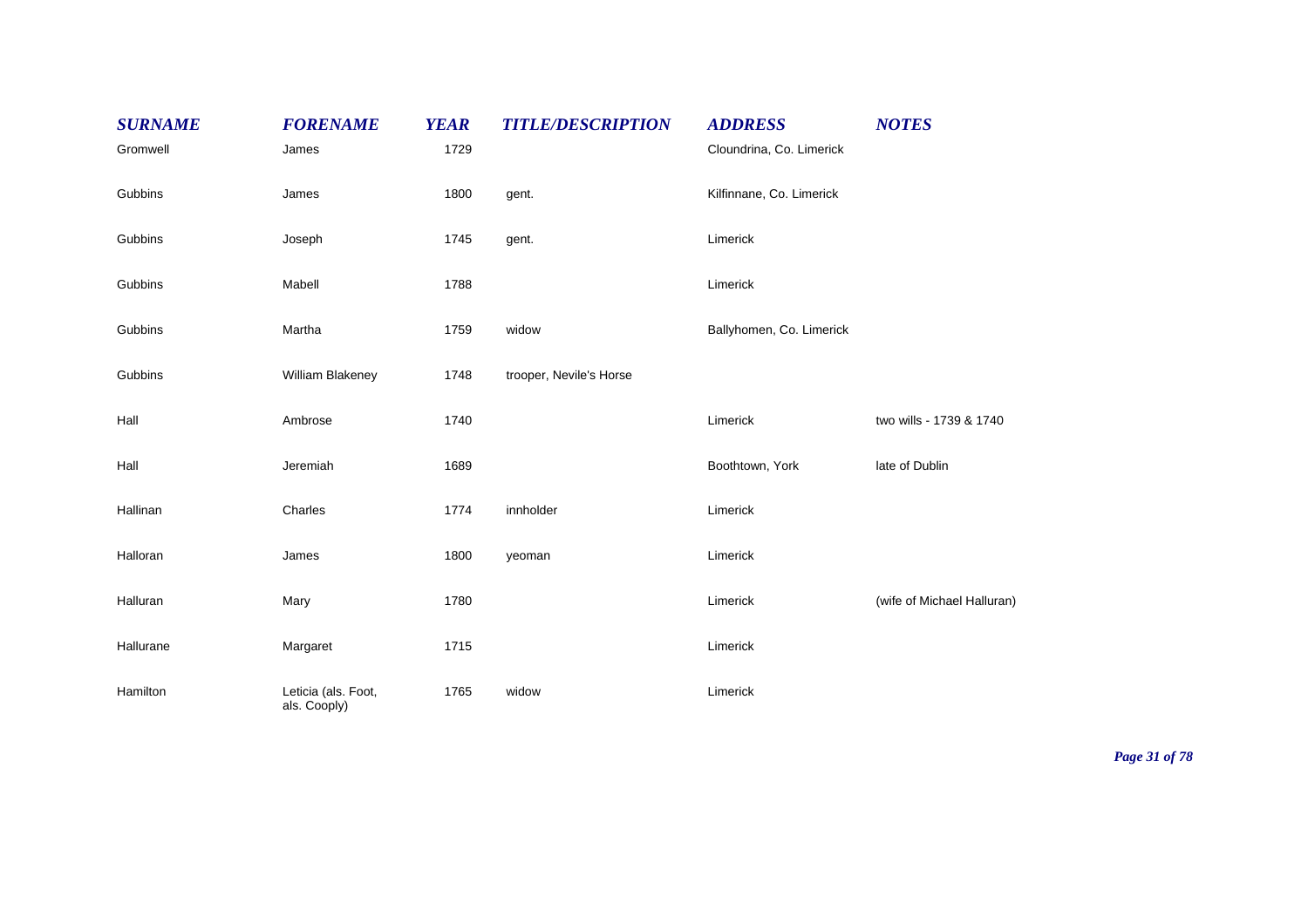| SURNAME | FORENAME | YEAR | TITLE/DESCRIPTION | ADDRESS | NOTES |
|---|---|---|---|---|---|
| Gromwell | James | 1729 | | Cloundrina, Co. Limerick | |
| Gubbins | James | 1800 | gent. | Kilfinnane, Co. Limerick | |
| Gubbins | Joseph | 1745 | gent. | Limerick | |
| Gubbins | Mabell | 1788 | | Limerick | |
| Gubbins | Martha | 1759 | widow | Ballyhomen, Co. Limerick | |
| Gubbins | William Blakeney | 1748 | trooper, Nevile's Horse | | |
| Hall | Ambrose | 1740 | | Limerick | two wills - 1739 & 1740 |
| Hall | Jeremiah | 1689 | | Boothtown, York | late of Dublin |
| Hallinan | Charles | 1774 | innholder | Limerick | |
| Halloran | James | 1800 | yeoman | Limerick | |
| Halluran | Mary | 1780 | | Limerick | (wife of Michael Halluran) |
| Hallurane | Margaret | 1715 | | Limerick | |
| Hamilton | Leticia (als. Foot, als. Cooply) | 1765 | widow | Limerick | |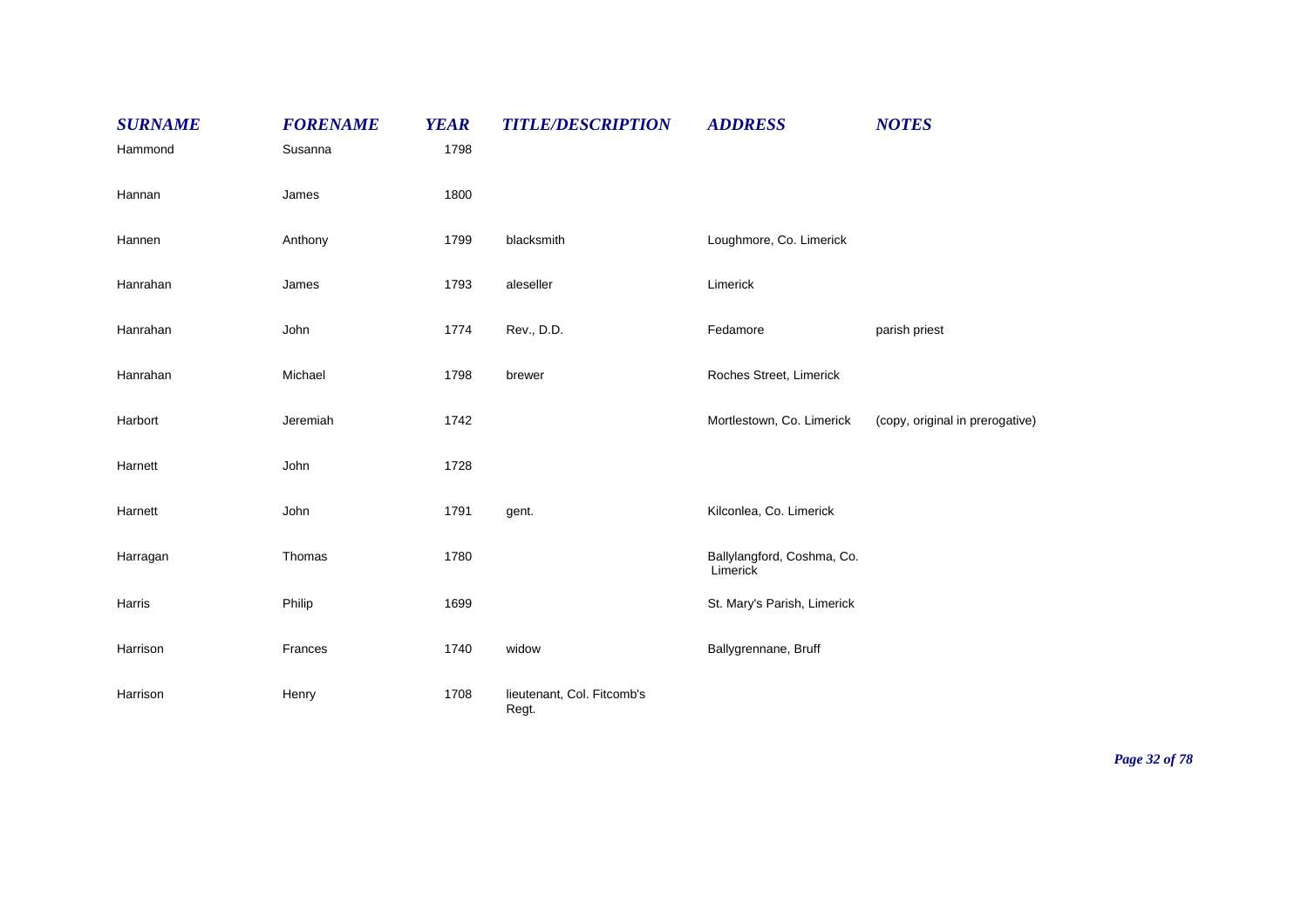| *SURNAME* | *FORENAME* | *YEAR* | *TITLE/DESCRIPTION* | *ADDRESS* | *NOTES* |
|---|---|---|---|---|---|
| Hammond | Susanna | 1798 | | | |
| Hannan | James | 1800 | | | |
| Hannen | Anthony | 1799 | blacksmith | Loughmore, Co. Limerick | |
| Hanrahan | James | 1793 | aleseller | Limerick | |
| Hanrahan | John | 1774 | Rev., D.D. | Fedamore | parish priest |
| Hanrahan | Michael | 1798 | brewer | Roches Street, Limerick | |
| Harbort | Jeremiah | 1742 | | Mortlestown, Co. Limerick | (copy, original in prerogative) |
| Harnett | John | 1728 | | | |
| Harnett | John | 1791 | gent. | Kilconlea, Co. Limerick | |
| Harragan | Thomas | 1780 | | Ballylangford, Coshma, Co. Limerick | |
| Harris | Philip | 1699 | | St. Mary's Parish, Limerick | |
| Harrison | Frances | 1740 | widow | Ballygrennane, Bruff | |
| Harrison | Henry | 1708 | lieutenant, Col. Fitcomb's Regt. | | |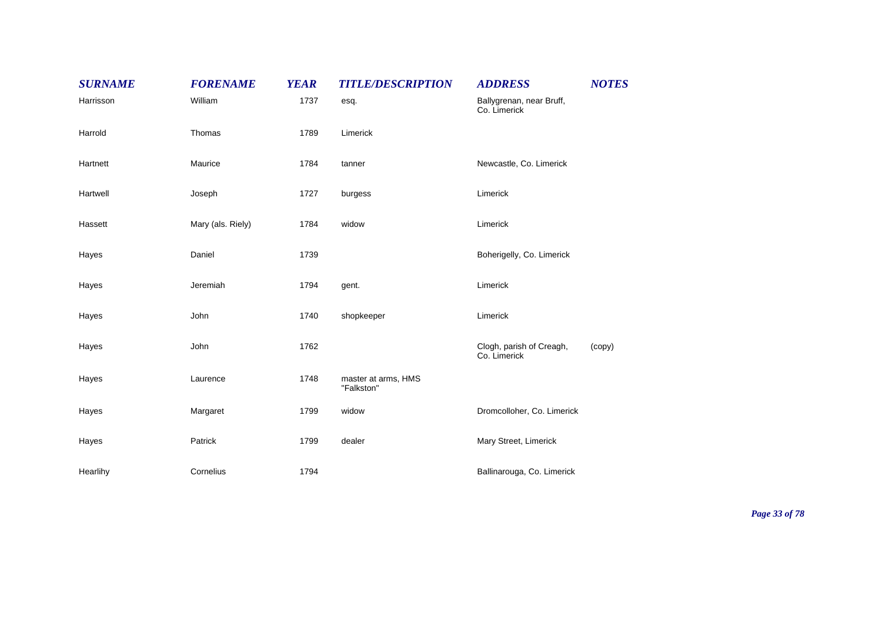| SURNAME | FORENAME | YEAR | TITLE/DESCRIPTION | ADDRESS | NOTES |
|---|---|---|---|---|---|
| Harrisson | William | 1737 | esq. | Ballygrenan, near Bruff, Co. Limerick | |
| Harrold | Thomas | 1789 | Limerick | | |
| Hartnett | Maurice | 1784 | tanner | Newcastle, Co. Limerick | |
| Hartwell | Joseph | 1727 | burgess | Limerick | |
| Hassett | Mary (als. Riely) | 1784 | widow | Limerick | |
| Hayes | Daniel | 1739 | | Boherigelly, Co. Limerick | |
| Hayes | Jeremiah | 1794 | gent. | Limerick | |
| Hayes | John | 1740 | shopkeeper | Limerick | |
| Hayes | John | 1762 | | Clogh, parish of Creagh, Co. Limerick | (copy) |
| Hayes | Laurence | 1748 | master at arms, HMS "Falkston" | | |
| Hayes | Margaret | 1799 | widow | Dromcolloher, Co. Limerick | |
| Hayes | Patrick | 1799 | dealer | Mary Street, Limerick | |
| Hearlihy | Cornelius | 1794 | | Ballinarouga, Co. Limerick | |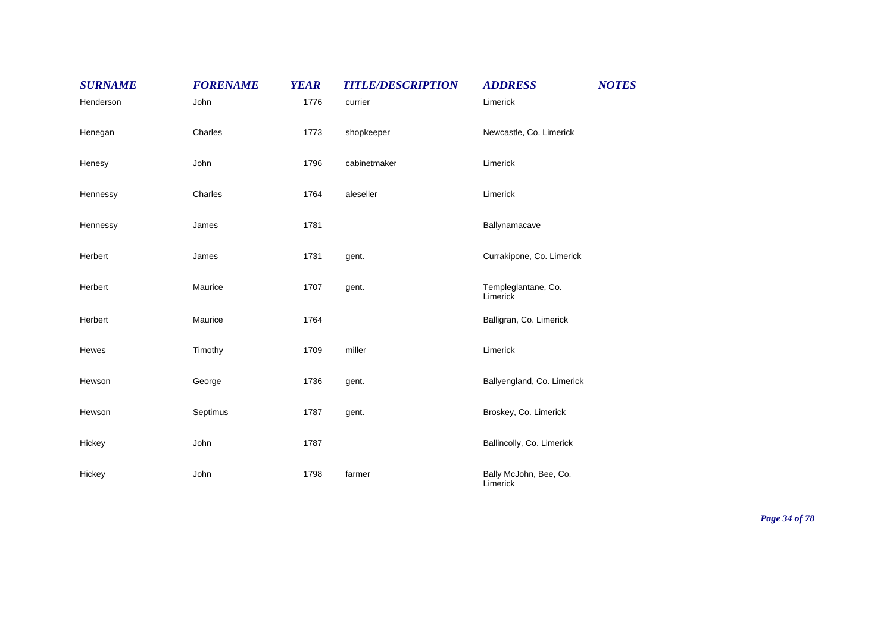| SURNAME | FORENAME | YEAR | TITLE/DESCRIPTION | ADDRESS | NOTES |
| --- | --- | --- | --- | --- | --- |
| Henderson | John | 1776 | currier | Limerick | |
| Henegan | Charles | 1773 | shopkeeper | Newcastle, Co. Limerick | |
| Henesy | John | 1796 | cabinetmaker | Limerick | |
| Hennessy | Charles | 1764 | aleseller | Limerick | |
| Hennessy | James | 1781 | | Ballynamacave | |
| Herbert | James | 1731 | gent. | Currakipone, Co. Limerick | |
| Herbert | Maurice | 1707 | gent. | Templeglantane, Co. Limerick | |
| Herbert | Maurice | 1764 | | Balligran, Co. Limerick | |
| Hewes | Timothy | 1709 | miller | Limerick | |
| Hewson | George | 1736 | gent. | Ballyengland, Co. Limerick | |
| Hewson | Septimus | 1787 | gent. | Broskey, Co. Limerick | |
| Hickey | John | 1787 | | Ballincolly, Co. Limerick | |
| Hickey | John | 1798 | farmer | Bally McJohn, Bee, Co. Limerick | |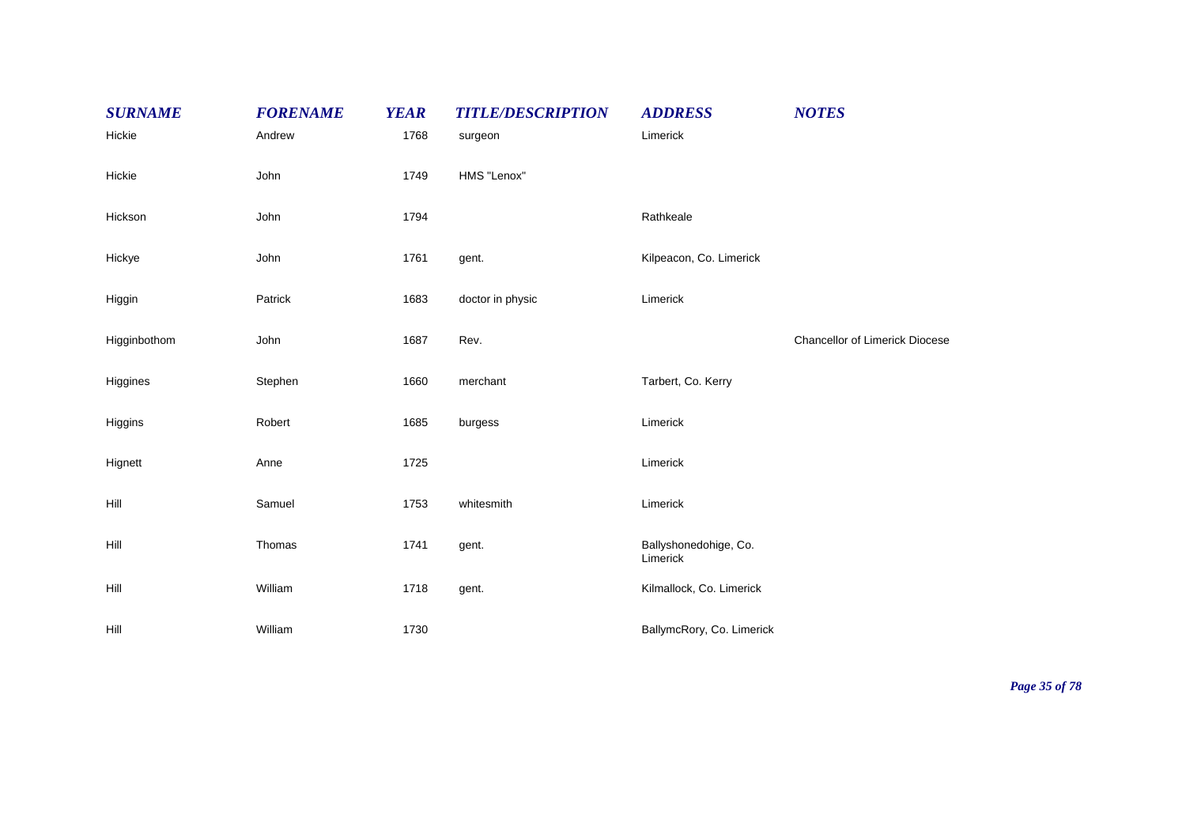| SURNAME | FORENAME | YEAR | TITLE/DESCRIPTION | ADDRESS | NOTES |
|---|---|---|---|---|---|
| Hickie | Andrew | 1768 | surgeon | Limerick | |
| Hickie | John | 1749 | HMS "Lenox" | | |
| Hickson | John | 1794 | | Rathkeale | |
| Hickye | John | 1761 | gent. | Kilpeacon, Co. Limerick | |
| Higgin | Patrick | 1683 | doctor in physic | Limerick | |
| Higginbothom | John | 1687 | Rev. | | Chancellor of Limerick Diocese |
| Higgines | Stephen | 1660 | merchant | Tarbert, Co. Kerry | |
| Higgins | Robert | 1685 | burgess | Limerick | |
| Hignett | Anne | 1725 | | Limerick | |
| Hill | Samuel | 1753 | whitesmith | Limerick | |
| Hill | Thomas | 1741 | gent. | Ballyshonedohige, Co. Limerick | |
| Hill | William | 1718 | gent. | Kilmallock, Co. Limerick | |
| Hill | William | 1730 | | BallymcRory, Co. Limerick | |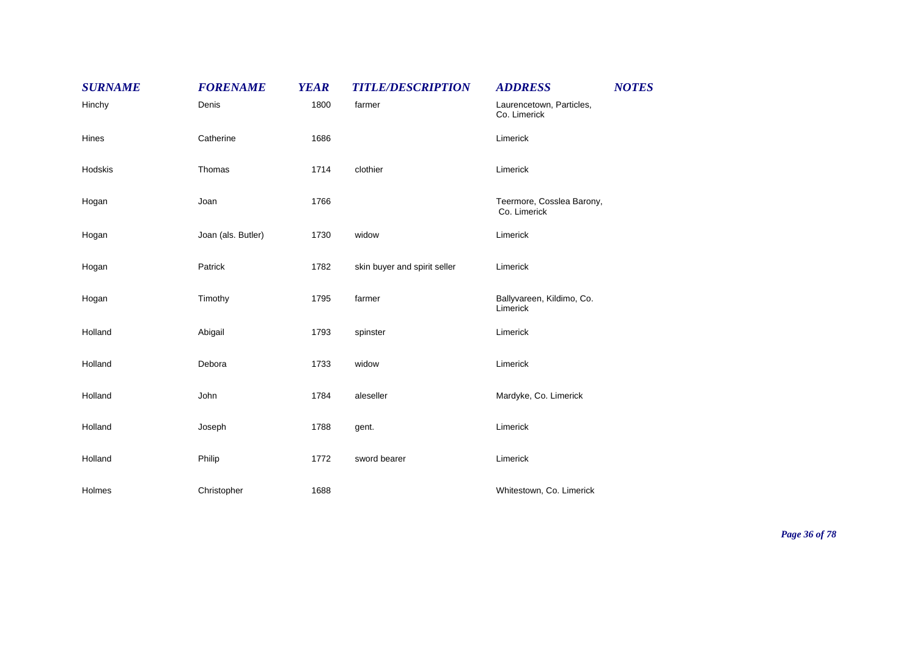| SURNAME | FORENAME | YEAR | TITLE/DESCRIPTION | ADDRESS | NOTES |
| --- | --- | --- | --- | --- | --- |
| Hinchy | Denis | 1800 | farmer | Laurencetown, Particles, Co. Limerick | |
| Hines | Catherine | 1686 | | Limerick | |
| Hodskis | Thomas | 1714 | clothier | Limerick | |
| Hogan | Joan | 1766 | | Teermore, Cosslea Barony, Co. Limerick | |
| Hogan | Joan (als. Butler) | 1730 | widow | Limerick | |
| Hogan | Patrick | 1782 | skin buyer and spirit seller | Limerick | |
| Hogan | Timothy | 1795 | farmer | Ballyvareen, Kildimo, Co. Limerick | |
| Holland | Abigail | 1793 | spinster | Limerick | |
| Holland | Debora | 1733 | widow | Limerick | |
| Holland | John | 1784 | aleseller | Mardyke, Co. Limerick | |
| Holland | Joseph | 1788 | gent. | Limerick | |
| Holland | Philip | 1772 | sword bearer | Limerick | |
| Holmes | Christopher | 1688 | | Whitestown, Co. Limerick | |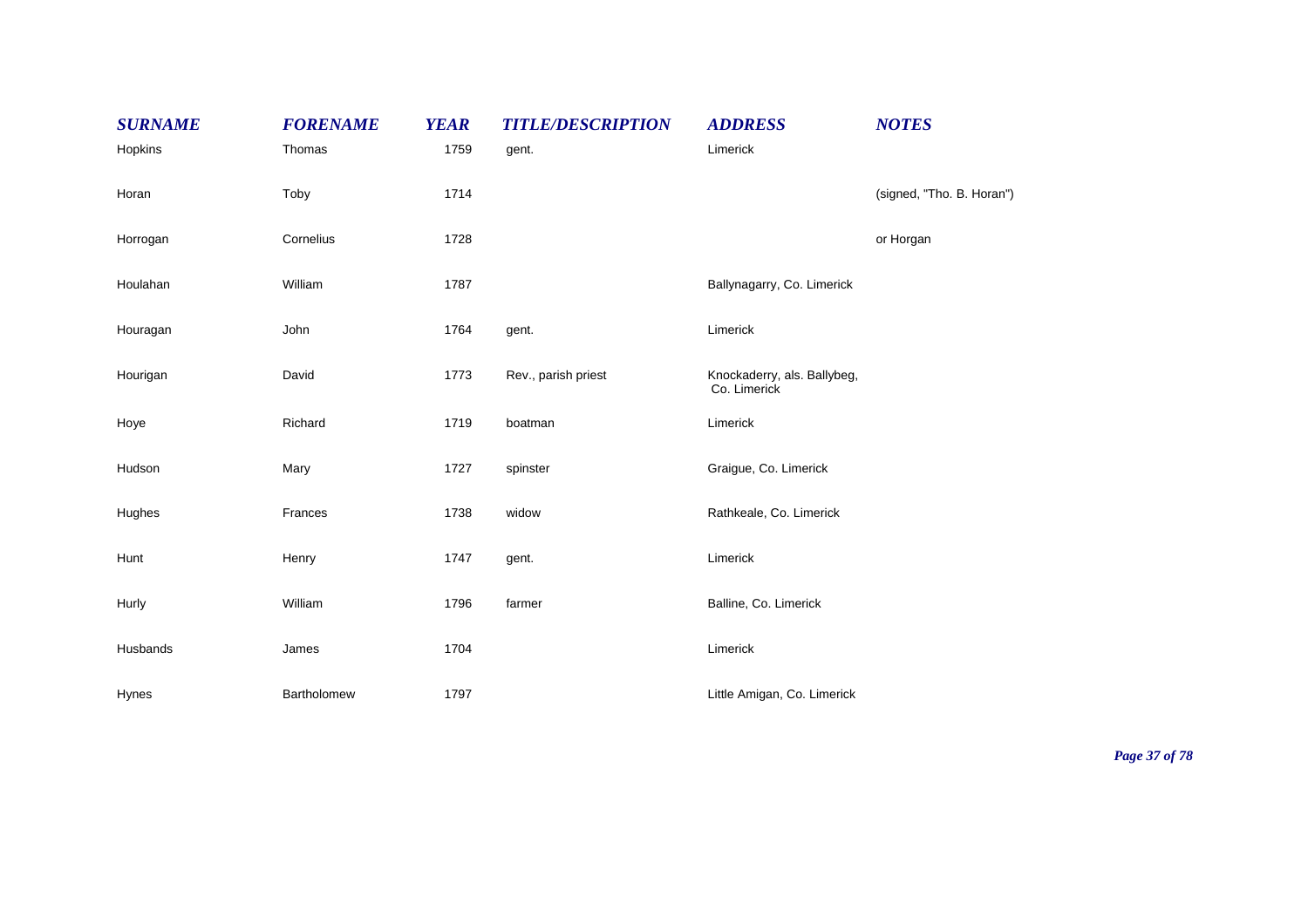| *SURNAME* | *FORENAME* | *YEAR* | *TITLE/DESCRIPTION* | *ADDRESS* | *NOTES* |
|---|---|---|---|---|---|
| Hopkins | Thomas | 1759 | gent. | Limerick | |
| Horan | Toby | 1714 | | | (signed, "Tho. B. Horan") |
| Horrogan | Cornelius | 1728 | | | or Horgan |
| Houlahan | William | 1787 | | Ballynagarry, Co. Limerick | |
| Houragan | John | 1764 | gent. | Limerick | |
| Hourigan | David | 1773 | Rev., parish priest | Knockaderry, als. Ballybeg, Co. Limerick | |
| Hoye | Richard | 1719 | boatman | Limerick | |
| Hudson | Mary | 1727 | spinster | Graigue, Co. Limerick | |
| Hughes | Frances | 1738 | widow | Rathkeale, Co. Limerick | |
| Hunt | Henry | 1747 | gent. | Limerick | |
| Hurly | William | 1796 | farmer | Balline, Co. Limerick | |
| Husbands | James | 1704 | | Limerick | |
| Hynes | Bartholomew | 1797 | | Little Amigan, Co. Limerick | |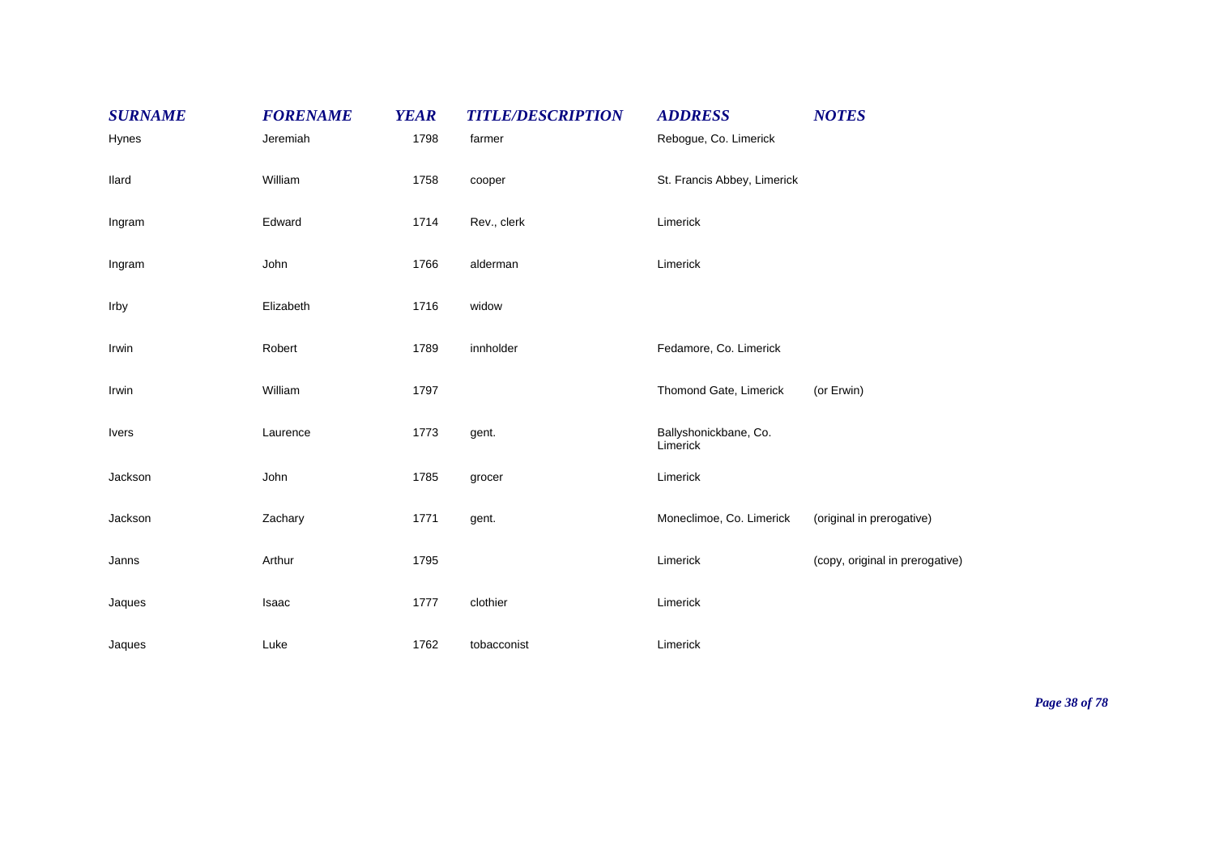| SURNAME | FORENAME | YEAR | TITLE/DESCRIPTION | ADDRESS | NOTES |
|---|---|---|---|---|---|
| Hynes | Jeremiah | 1798 | farmer | Rebogue, Co. Limerick | |
| Ilard | William | 1758 | cooper | St. Francis Abbey, Limerick | |
| Ingram | Edward | 1714 | Rev., clerk | Limerick | |
| Ingram | John | 1766 | alderman | Limerick | |
| Irby | Elizabeth | 1716 | widow | | |
| Irwin | Robert | 1789 | innholder | Fedamore, Co. Limerick | |
| Irwin | William | 1797 | | Thomond Gate, Limerick | (or Erwin) |
| Ivers | Laurence | 1773 | gent. | Ballyshonickbane, Co. Limerick | |
| Jackson | John | 1785 | grocer | Limerick | |
| Jackson | Zachary | 1771 | gent. | Moneclimoe, Co. Limerick | (original in prerogative) |
| Janns | Arthur | 1795 | | Limerick | (copy, original in prerogative) |
| Jaques | Isaac | 1777 | clothier | Limerick | |
| Jaques | Luke | 1762 | tobacconist | Limerick | |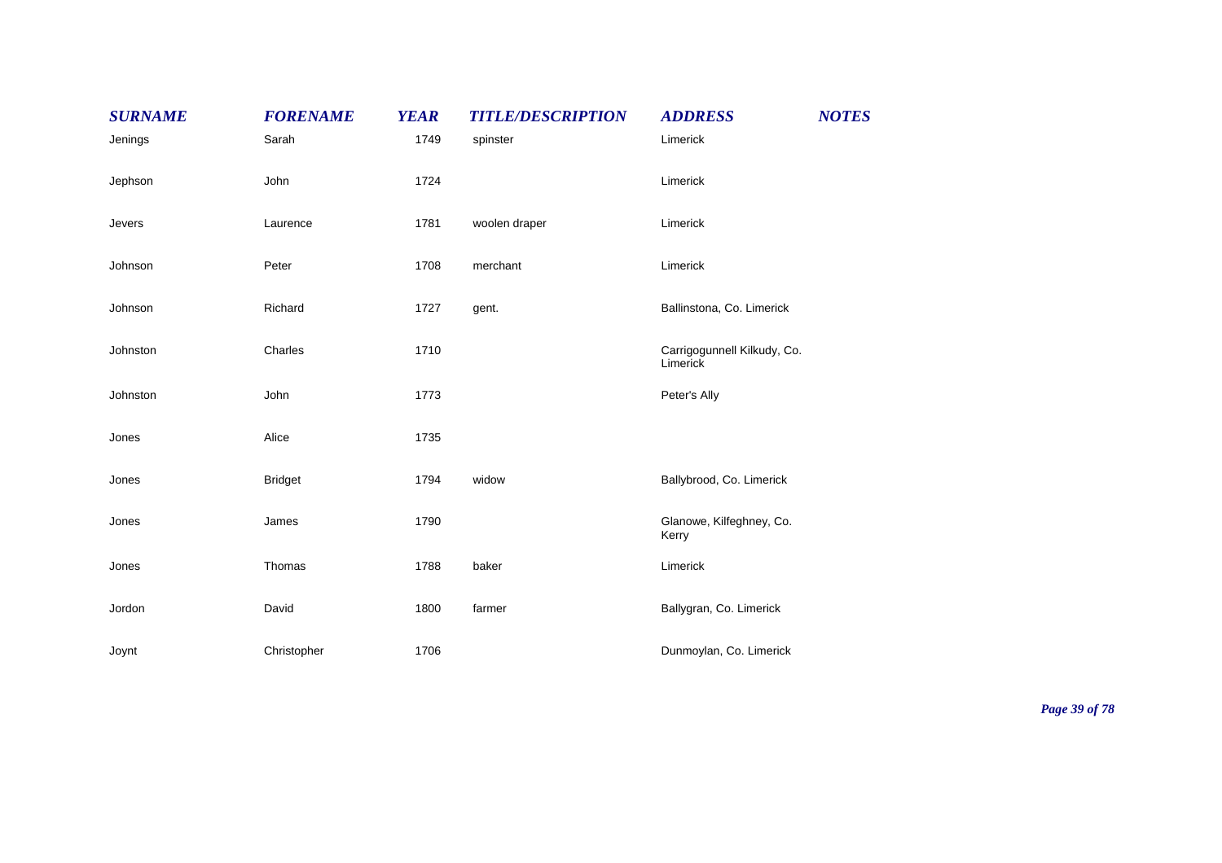| SURNAME | FORENAME | YEAR | TITLE/DESCRIPTION | ADDRESS | NOTES |
|---|---|---|---|---|---|
| Jenings | Sarah | 1749 | spinster | Limerick | |
| Jephson | John | 1724 | | Limerick | |
| Jevers | Laurence | 1781 | woolen draper | Limerick | |
| Johnson | Peter | 1708 | merchant | Limerick | |
| Johnson | Richard | 1727 | gent. | Ballinstona, Co. Limerick | |
| Johnston | Charles | 1710 | | Carrigogunnell Kilkudy, Co. Limerick | |
| Johnston | John | 1773 | | Peter's Ally | |
| Jones | Alice | 1735 | | | |
| Jones | Bridget | 1794 | widow | Ballybrood, Co. Limerick | |
| Jones | James | 1790 | | Glanowe, Kilfeghney, Co. Kerry | |
| Jones | Thomas | 1788 | baker | Limerick | |
| Jordon | David | 1800 | farmer | Ballygran, Co. Limerick | |
| Joynt | Christopher | 1706 | | Dunmoylan, Co. Limerick | |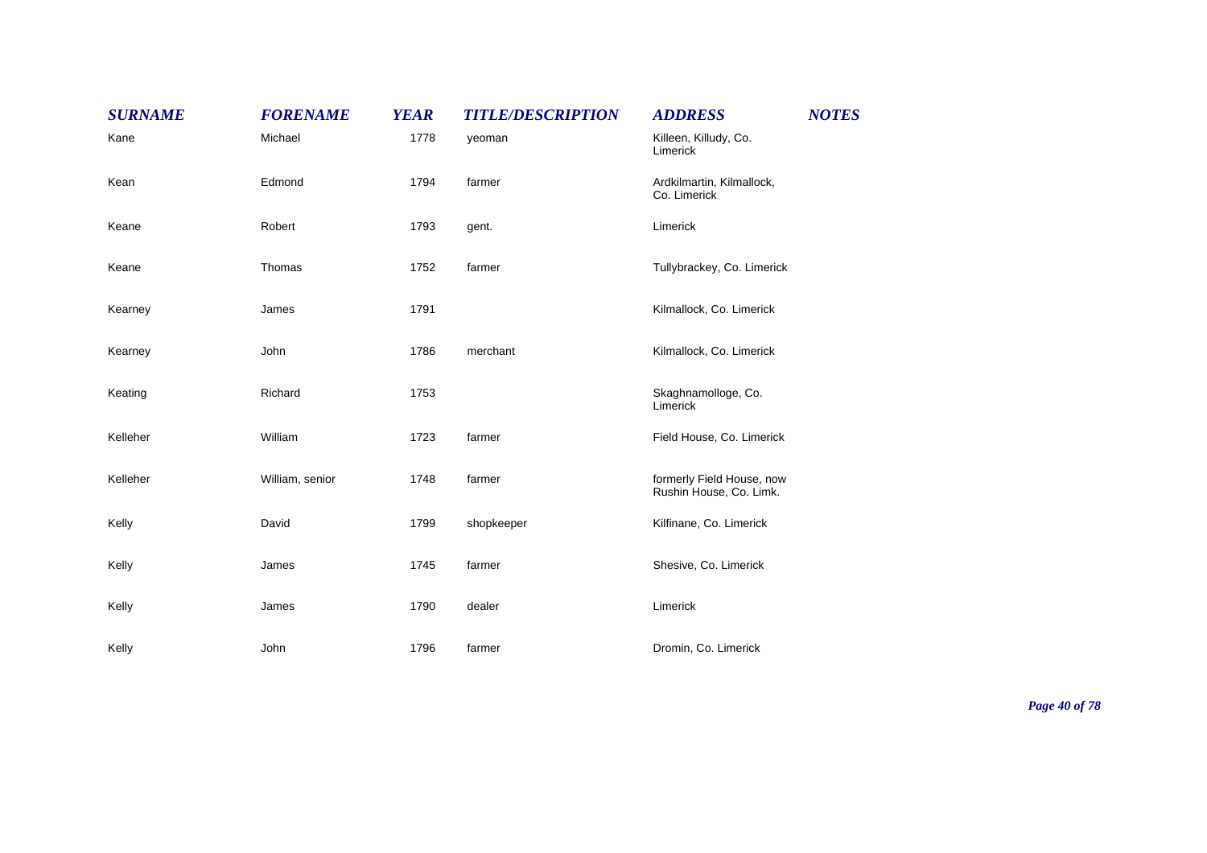| SURNAME | FORENAME | YEAR | TITLE/DESCRIPTION | ADDRESS | NOTES |
|---|---|---|---|---|---|
| Kane | Michael | 1778 | yeoman | Killeen, Killudy, Co. Limerick | |
| Kean | Edmond | 1794 | farmer | Ardkilmartin, Kilmallock, Co. Limerick | |
| Keane | Robert | 1793 | gent. | Limerick | |
| Keane | Thomas | 1752 | farmer | Tullybrackey, Co. Limerick | |
| Kearney | James | 1791 | | Kilmallock, Co. Limerick | |
| Kearney | John | 1786 | merchant | Kilmallock, Co. Limerick | |
| Keating | Richard | 1753 | | Skaghnamolloge, Co. Limerick | |
| Kelleher | William | 1723 | farmer | Field House, Co. Limerick | |
| Kelleher | William, senior | 1748 | farmer | formerly Field House, now Rushin House, Co. Limk. | |
| Kelly | David | 1799 | shopkeeper | Kilfinane, Co. Limerick | |
| Kelly | James | 1745 | farmer | Shesive, Co. Limerick | |
| Kelly | James | 1790 | dealer | Limerick | |
| Kelly | John | 1796 | farmer | Dromin, Co. Limerick | |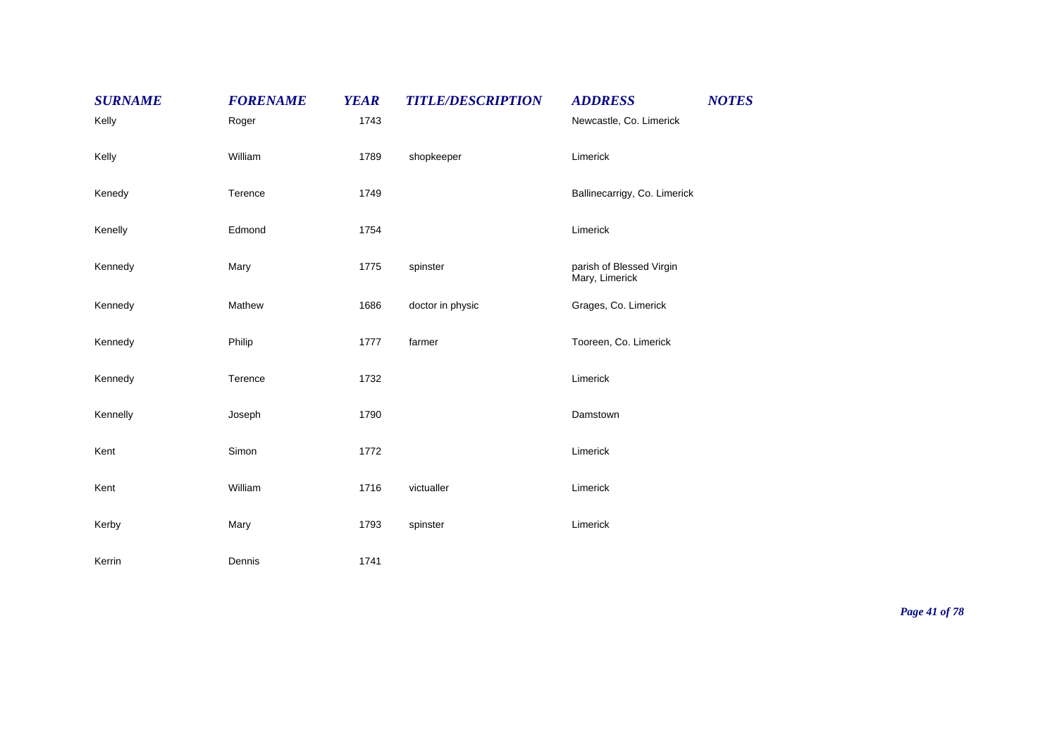| SURNAME | FORENAME | YEAR | TITLE/DESCRIPTION | ADDRESS | NOTES |
|---|---|---|---|---|---|
| Kelly | Roger | 1743 | | Newcastle, Co. Limerick | |
| Kelly | William | 1789 | shopkeeper | Limerick | |
| Kenedy | Terence | 1749 | | Ballinecarrigy, Co. Limerick | |
| Kenelly | Edmond | 1754 | | Limerick | |
| Kennedy | Mary | 1775 | spinster | parish of Blessed Virgin Mary, Limerick | |
| Kennedy | Mathew | 1686 | doctor in physic | Grages, Co. Limerick | |
| Kennedy | Philip | 1777 | farmer | Tooreen, Co. Limerick | |
| Kennedy | Terence | 1732 | | Limerick | |
| Kennelly | Joseph | 1790 | | Damstown | |
| Kent | Simon | 1772 | | Limerick | |
| Kent | William | 1716 | victualler | Limerick | |
| Kerby | Mary | 1793 | spinster | Limerick | |
| Kerrin | Dennis | 1741 | | | |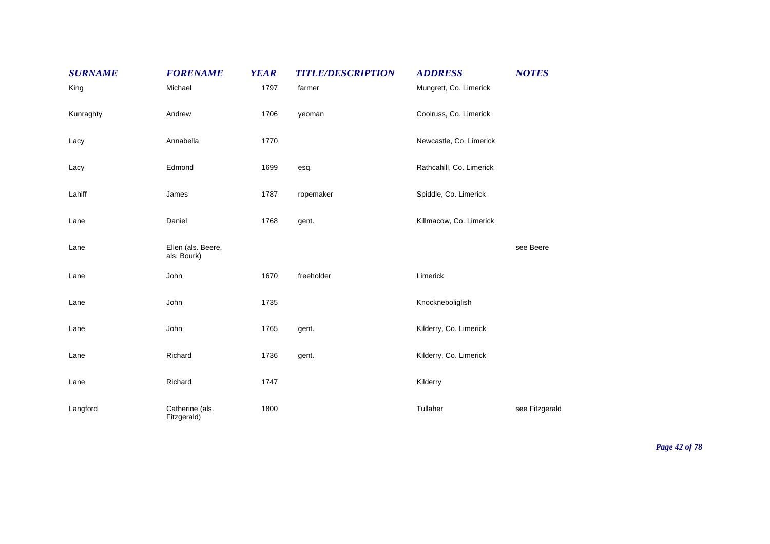| SURNAME | FORENAME | YEAR | TITLE/DESCRIPTION | ADDRESS | NOTES |
|---|---|---|---|---|---|
| King | Michael | 1797 | farmer | Mungrett, Co. Limerick | |
| Kunraghty | Andrew | 1706 | yeoman | Coolruss, Co. Limerick | |
| Lacy | Annabella | 1770 | | Newcastle, Co. Limerick | |
| Lacy | Edmond | 1699 | esq. | Rathcahill, Co. Limerick | |
| Lahiff | James | 1787 | ropemaker | Spiddle, Co. Limerick | |
| Lane | Daniel | 1768 | gent. | Killmacow, Co. Limerick | |
| Lane | Ellen (als. Beere, als. Bourk) | | | | see Beere |
| Lane | John | 1670 | freeholder | Limerick | |
| Lane | John | 1735 | | Knockneboliglish | |
| Lane | John | 1765 | gent. | Kilderry, Co. Limerick | |
| Lane | Richard | 1736 | gent. | Kilderry, Co. Limerick | |
| Lane | Richard | 1747 | | Kilderry | |
| Langford | Catherine (als. Fitzgerald) | 1800 | | Tullaher | see Fitzgerald |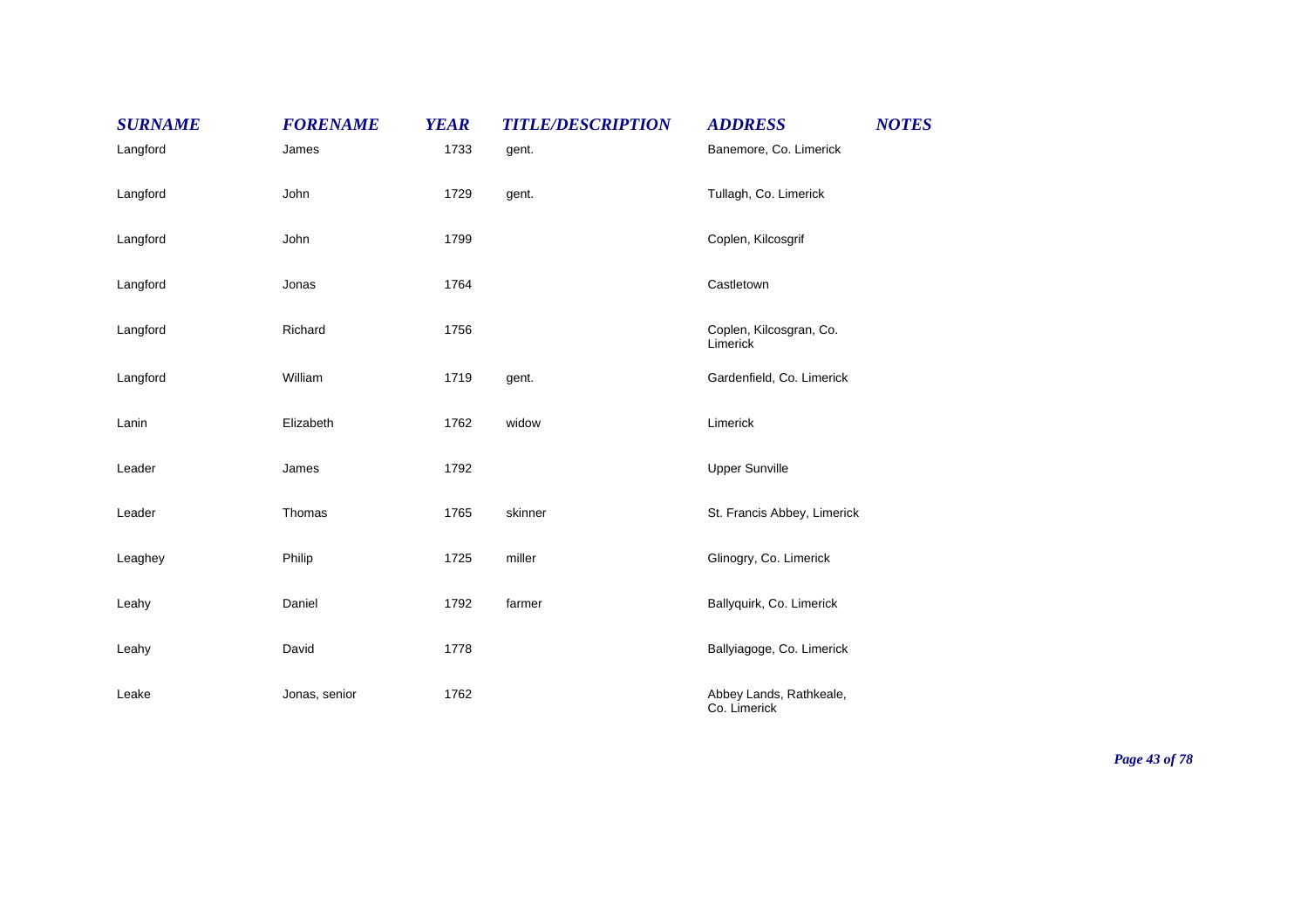| SURNAME | FORENAME | YEAR | TITLE/DESCRIPTION | ADDRESS | NOTES |
|---|---|---|---|---|---|
| Langford | James | 1733 | gent. | Banemore, Co. Limerick | |
| Langford | John | 1729 | gent. | Tullagh, Co. Limerick | |
| Langford | John | 1799 | | Coplen, Kilcosgrif | |
| Langford | Jonas | 1764 | | Castletown | |
| Langford | Richard | 1756 | | Coplen, Kilcosgran, Co. Limerick | |
| Langford | William | 1719 | gent. | Gardenfield, Co. Limerick | |
| Lanin | Elizabeth | 1762 | widow | Limerick | |
| Leader | James | 1792 | | Upper Sunville | |
| Leader | Thomas | 1765 | skinner | St. Francis Abbey, Limerick | |
| Leaghey | Philip | 1725 | miller | Glinogry, Co. Limerick | |
| Leahy | Daniel | 1792 | farmer | Ballyquirk, Co. Limerick | |
| Leahy | David | 1778 | | Ballyiagoge, Co. Limerick | |
| Leake | Jonas, senior | 1762 | | Abbey Lands, Rathkeale, Co. Limerick | |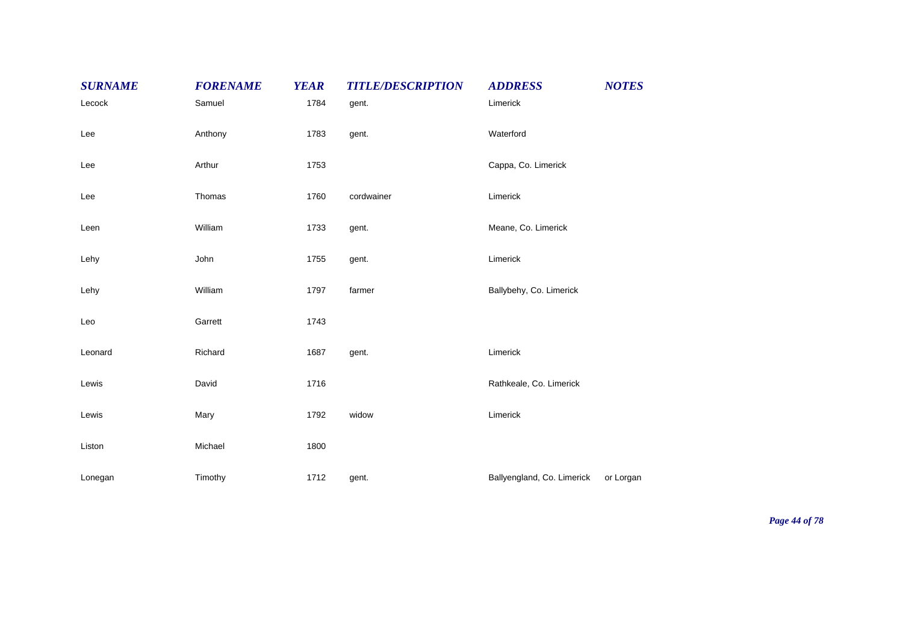| SURNAME | FORENAME | YEAR | TITLE/DESCRIPTION | ADDRESS | NOTES |
| --- | --- | --- | --- | --- | --- |
| Lecock | Samuel | 1784 | gent. | Limerick | |
| Lee | Anthony | 1783 | gent. | Waterford | |
| Lee | Arthur | 1753 | | Cappa, Co. Limerick | |
| Lee | Thomas | 1760 | cordwainer | Limerick | |
| Leen | William | 1733 | gent. | Meane, Co. Limerick | |
| Lehy | John | 1755 | gent. | Limerick | |
| Lehy | William | 1797 | farmer | Ballybehy, Co. Limerick | |
| Leo | Garrett | 1743 | | | |
| Leonard | Richard | 1687 | gent. | Limerick | |
| Lewis | David | 1716 | | Rathkeale, Co. Limerick | |
| Lewis | Mary | 1792 | widow | Limerick | |
| Liston | Michael | 1800 | | | |
| Lonegan | Timothy | 1712 | gent. | Ballyengland, Co. Limerick | or Lorgan |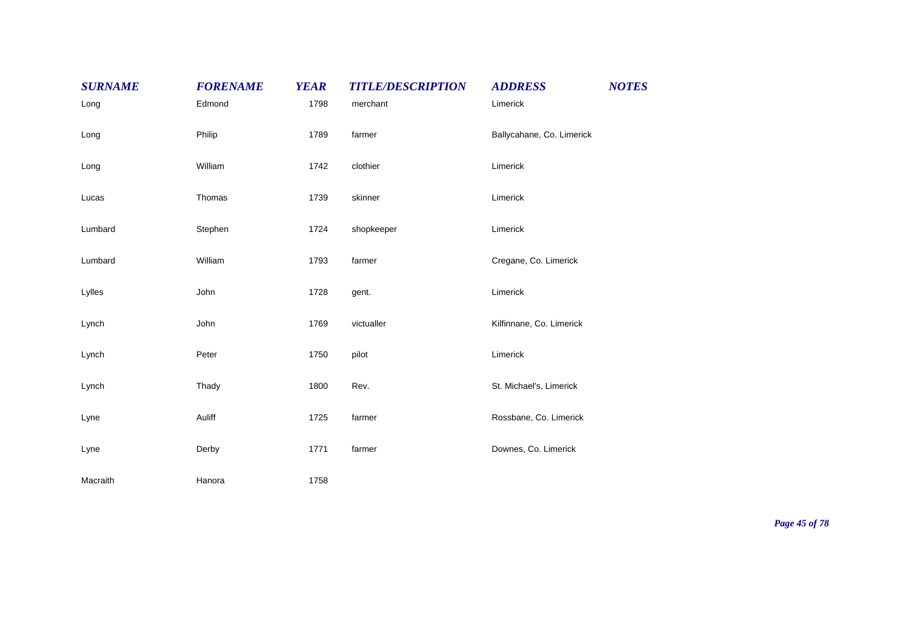| SURNAME | FORENAME | YEAR | TITLE/DESCRIPTION | ADDRESS | NOTES |
|---|---|---|---|---|---|
| Long | Edmond | 1798 | merchant | Limerick | |
| Long | Philip | 1789 | farmer | Ballycahane, Co. Limerick | |
| Long | William | 1742 | clothier | Limerick | |
| Lucas | Thomas | 1739 | skinner | Limerick | |
| Lumbard | Stephen | 1724 | shopkeeper | Limerick | |
| Lumbard | William | 1793 | farmer | Cregane, Co. Limerick | |
| Lylles | John | 1728 | gent. | Limerick | |
| Lynch | John | 1769 | victualler | Kilfinnane, Co. Limerick | |
| Lynch | Peter | 1750 | pilot | Limerick | |
| Lynch | Thady | 1800 | Rev. | St. Michael's, Limerick | |
| Lyne | Auliff | 1725 | farmer | Rossbane, Co. Limerick | |
| Lyne | Derby | 1771 | farmer | Downes, Co. Limerick | |
| Macraith | Hanora | 1758 | | | |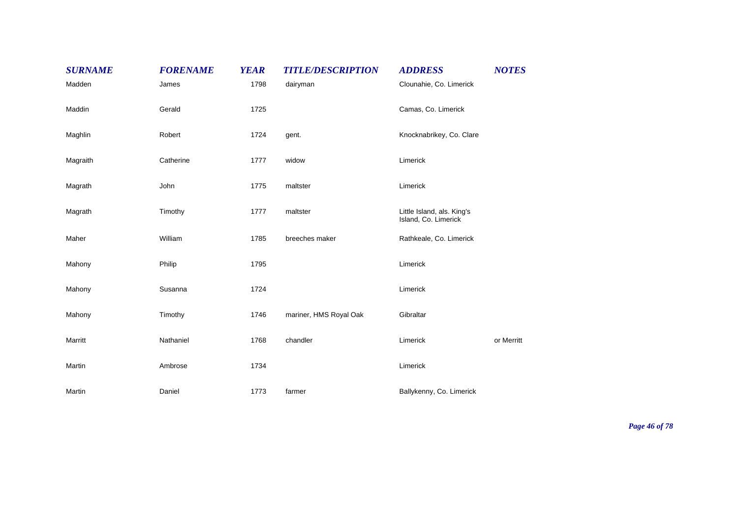| SURNAME | FORENAME | YEAR | TITLE/DESCRIPTION | ADDRESS | NOTES |
|---|---|---|---|---|---|
| Madden | James | 1798 | dairyman | Clounahie, Co. Limerick | |
| Maddin | Gerald | 1725 | | Camas, Co. Limerick | |
| Maghlin | Robert | 1724 | gent. | Knocknabrikey, Co. Clare | |
| Magraith | Catherine | 1777 | widow | Limerick | |
| Magrath | John | 1775 | maltster | Limerick | |
| Magrath | Timothy | 1777 | maltster | Little Island, als. King's Island, Co. Limerick | |
| Maher | William | 1785 | breeches maker | Rathkeale, Co. Limerick | |
| Mahony | Philip | 1795 | | Limerick | |
| Mahony | Susanna | 1724 | | Limerick | |
| Mahony | Timothy | 1746 | mariner, HMS Royal Oak | Gibraltar | |
| Marritt | Nathaniel | 1768 | chandler | Limerick | or Merritt |
| Martin | Ambrose | 1734 | | Limerick | |
| Martin | Daniel | 1773 | farmer | Ballykenny, Co. Limerick | |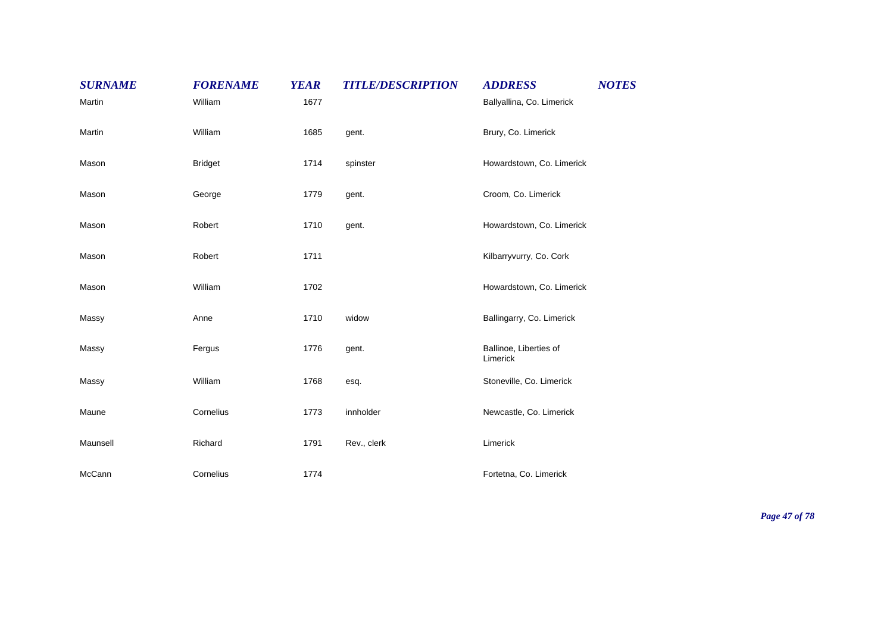| SURNAME | FORENAME | YEAR | TITLE/DESCRIPTION | ADDRESS | NOTES |
| --- | --- | --- | --- | --- | --- |
| Martin | William | 1677 | | Ballyallina, Co. Limerick | |
| Martin | William | 1685 | gent. | Brury, Co. Limerick | |
| Mason | Bridget | 1714 | spinster | Howardstown, Co. Limerick | |
| Mason | George | 1779 | gent. | Croom, Co. Limerick | |
| Mason | Robert | 1710 | gent. | Howardstown, Co. Limerick | |
| Mason | Robert | 1711 | | Kilbarryvurry, Co. Cork | |
| Mason | William | 1702 | | Howardstown, Co. Limerick | |
| Massy | Anne | 1710 | widow | Ballingarry, Co. Limerick | |
| Massy | Fergus | 1776 | gent. | Ballinoe, Liberties of Limerick | |
| Massy | William | 1768 | esq. | Stoneville, Co. Limerick | |
| Maune | Cornelius | 1773 | innholder | Newcastle, Co. Limerick | |
| Maunsell | Richard | 1791 | Rev., clerk | Limerick | |
| McCann | Cornelius | 1774 | | Fortetna, Co. Limerick | |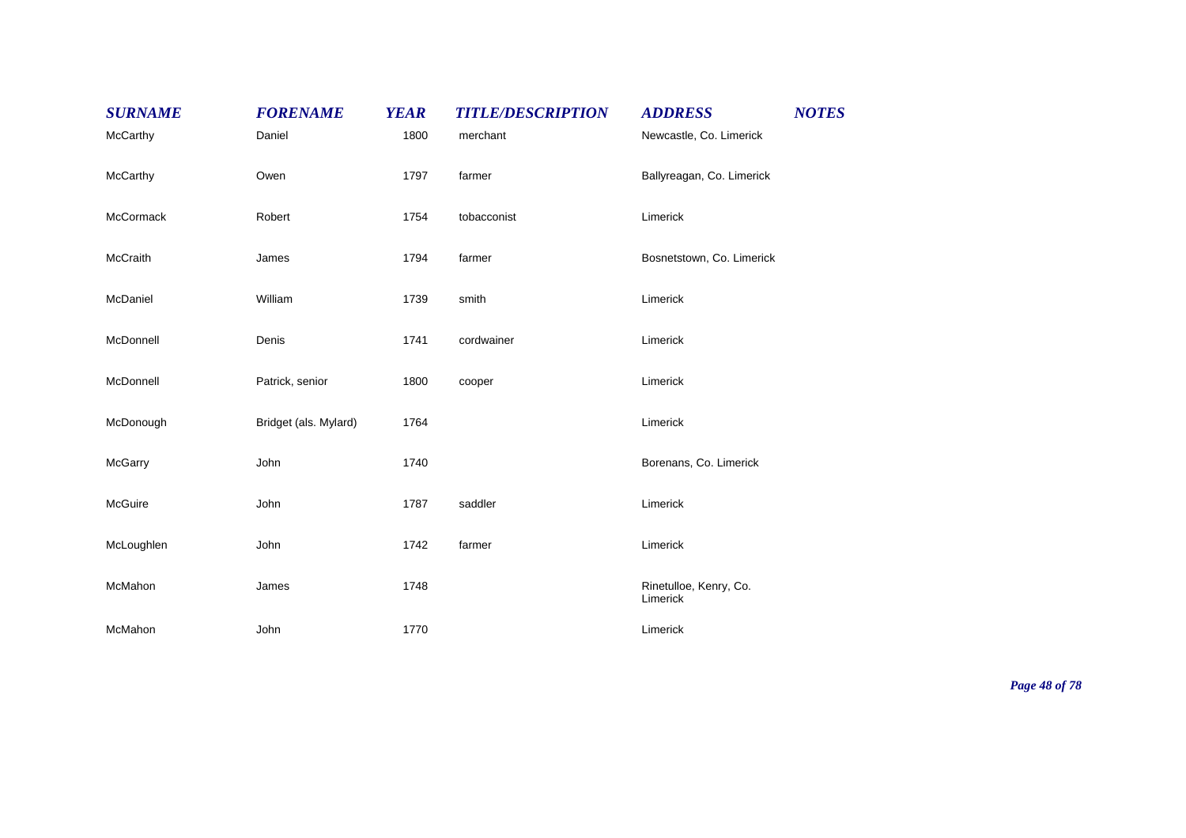| SURNAME | FORENAME | YEAR | TITLE/DESCRIPTION | ADDRESS | NOTES |
| --- | --- | --- | --- | --- | --- |
| McCarthy | Daniel | 1800 | merchant | Newcastle, Co. Limerick | |
| McCarthy | Owen | 1797 | farmer | Ballyreagan, Co. Limerick | |
| McCormack | Robert | 1754 | tobacconist | Limerick | |
| McCraith | James | 1794 | farmer | Bosnetstown, Co. Limerick | |
| McDaniel | William | 1739 | smith | Limerick | |
| McDonnell | Denis | 1741 | cordwainer | Limerick | |
| McDonnell | Patrick, senior | 1800 | cooper | Limerick | |
| McDonough | Bridget (als. Mylard) | 1764 | | Limerick | |
| McGarry | John | 1740 | | Borenans, Co. Limerick | |
| McGuire | John | 1787 | saddler | Limerick | |
| McLoughlen | John | 1742 | farmer | Limerick | |
| McMahon | James | 1748 | | Rinetulloe, Kenry, Co. Limerick | |
| McMahon | John | 1770 | | Limerick | |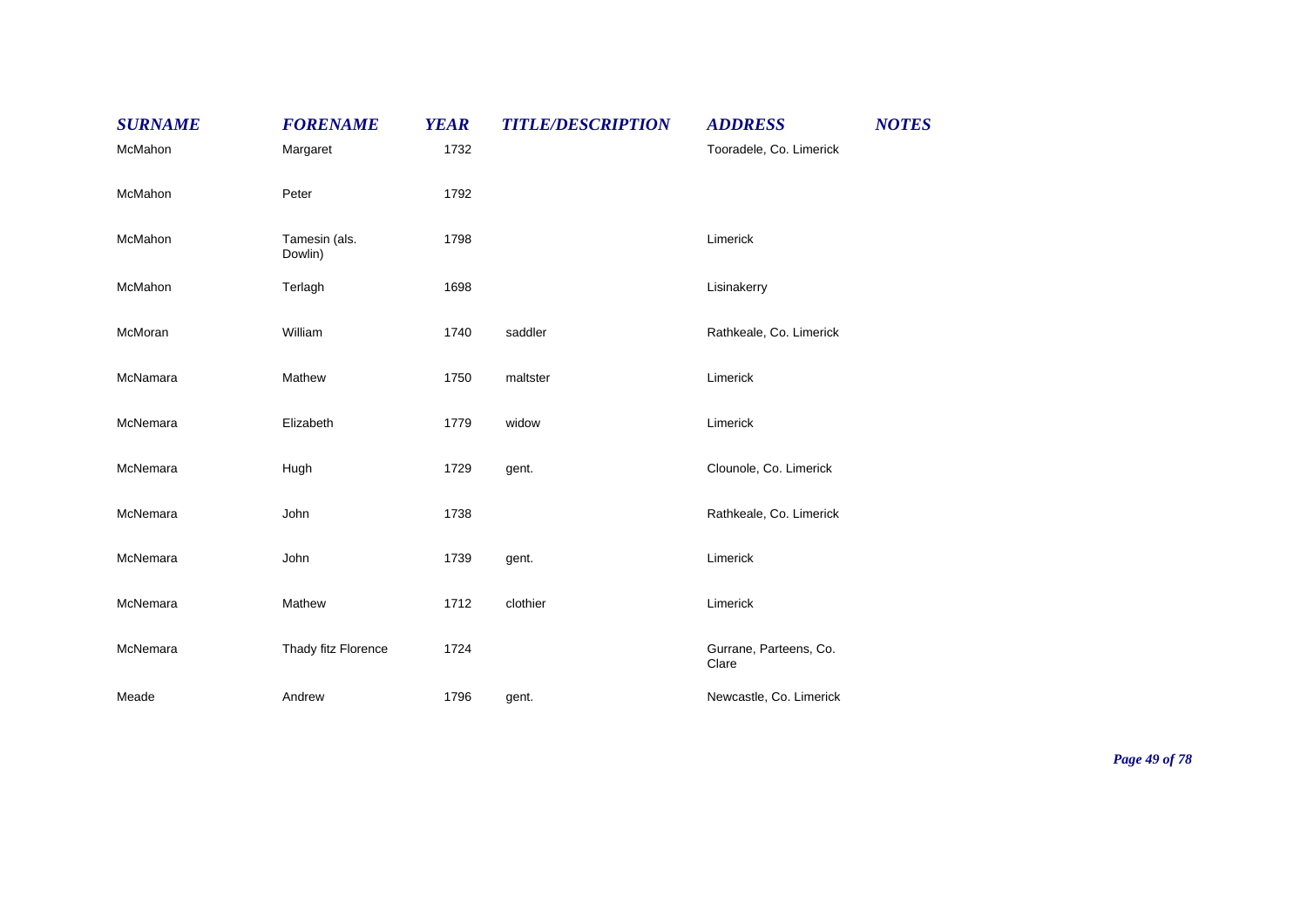| SURNAME | FORENAME | YEAR | TITLE/DESCRIPTION | ADDRESS | NOTES |
|---|---|---|---|---|---|
| McMahon | Margaret | 1732 | | Tooradele, Co. Limerick | |
| McMahon | Peter | 1792 | | | |
| McMahon | Tamesin (als. Dowlin) | 1798 | | Limerick | |
| McMahon | Terlagh | 1698 | | Lisinakerry | |
| McMoran | William | 1740 | saddler | Rathkeale, Co. Limerick | |
| McNamara | Mathew | 1750 | maltster | Limerick | |
| McNemara | Elizabeth | 1779 | widow | Limerick | |
| McNemara | Hugh | 1729 | gent. | Clounole, Co. Limerick | |
| McNemara | John | 1738 | | Rathkeale, Co. Limerick | |
| McNemara | John | 1739 | gent. | Limerick | |
| McNemara | Mathew | 1712 | clothier | Limerick | |
| McNemara | Thady fitz Florence | 1724 | | Gurrane, Parteens, Co. Clare | |
| Meade | Andrew | 1796 | gent. | Newcastle, Co. Limerick | |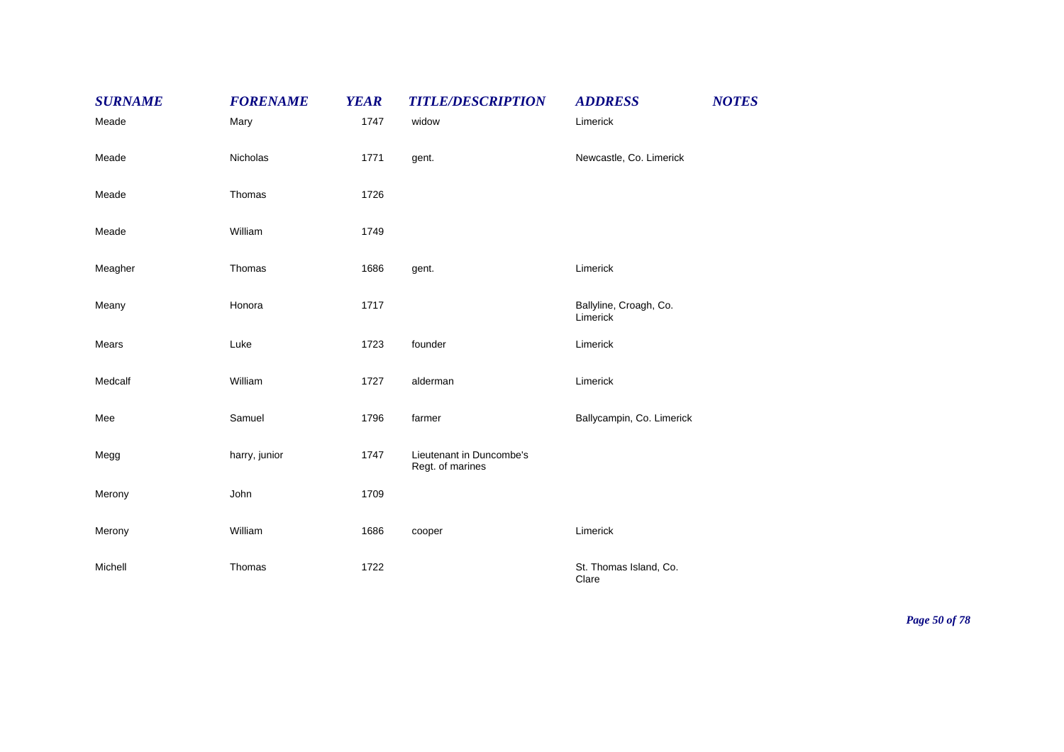| SURNAME | FORENAME | YEAR | TITLE/DESCRIPTION | ADDRESS | NOTES |
|---|---|---|---|---|---|
| Meade | Mary | 1747 | widow | Limerick | |
| Meade | Nicholas | 1771 | gent. | Newcastle, Co. Limerick | |
| Meade | Thomas | 1726 | | | |
| Meade | William | 1749 | | | |
| Meagher | Thomas | 1686 | gent. | Limerick | |
| Meany | Honora | 1717 | | Ballyline, Croagh, Co. Limerick | |
| Mears | Luke | 1723 | founder | Limerick | |
| Medcalf | William | 1727 | alderman | Limerick | |
| Mee | Samuel | 1796 | farmer | Ballycampin, Co. Limerick | |
| Megg | harry, junior | 1747 | Lieutenant in Duncombe's Regt. of marines | | |
| Merony | John | 1709 | | | |
| Merony | William | 1686 | cooper | Limerick | |
| Michell | Thomas | 1722 | | St. Thomas Island, Co. Clare | |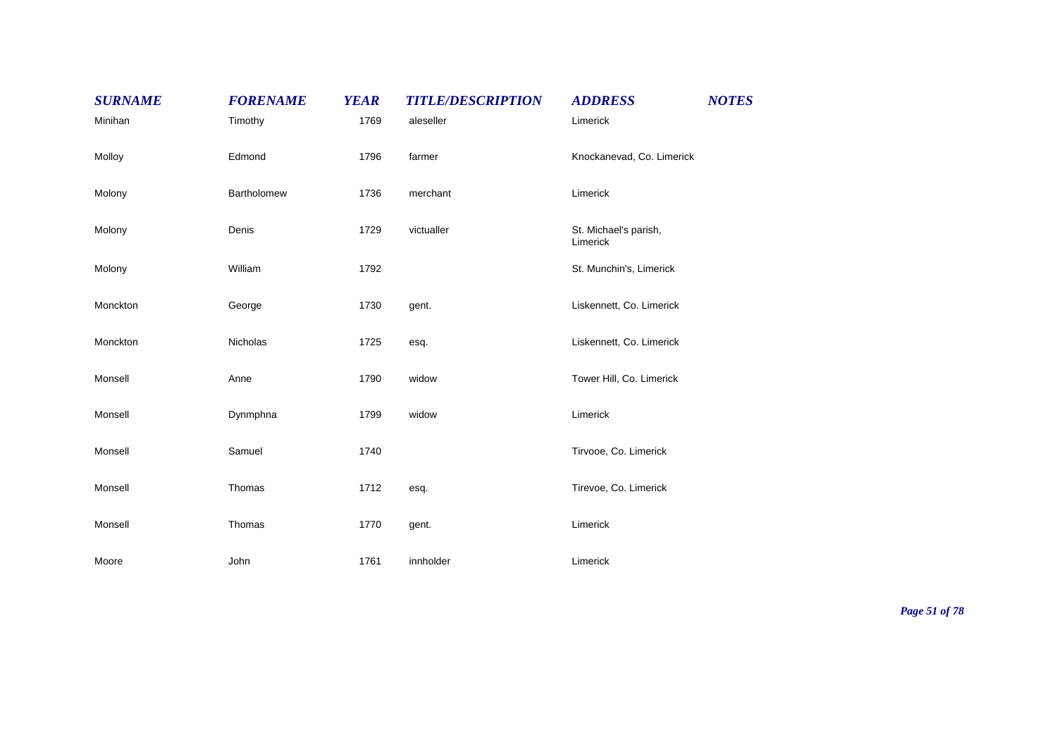| SURNAME | FORENAME | YEAR | TITLE/DESCRIPTION | ADDRESS | NOTES |
|---|---|---|---|---|---|
| Minihan | Timothy | 1769 | aleseller | Limerick | |
| Molloy | Edmond | 1796 | farmer | Knockanevad, Co. Limerick | |
| Molony | Bartholomew | 1736 | merchant | Limerick | |
| Molony | Denis | 1729 | victualler | St. Michael's parish, Limerick | |
| Molony | William | 1792 | | St. Munchin's, Limerick | |
| Monckton | George | 1730 | gent. | Liskennett, Co. Limerick | |
| Monckton | Nicholas | 1725 | esq. | Liskennett, Co. Limerick | |
| Monsell | Anne | 1790 | widow | Tower Hill, Co. Limerick | |
| Monsell | Dynmphna | 1799 | widow | Limerick | |
| Monsell | Samuel | 1740 | | Tirvooe, Co. Limerick | |
| Monsell | Thomas | 1712 | esq. | Tirevoe, Co. Limerick | |
| Monsell | Thomas | 1770 | gent. | Limerick | |
| Moore | John | 1761 | innholder | Limerick | |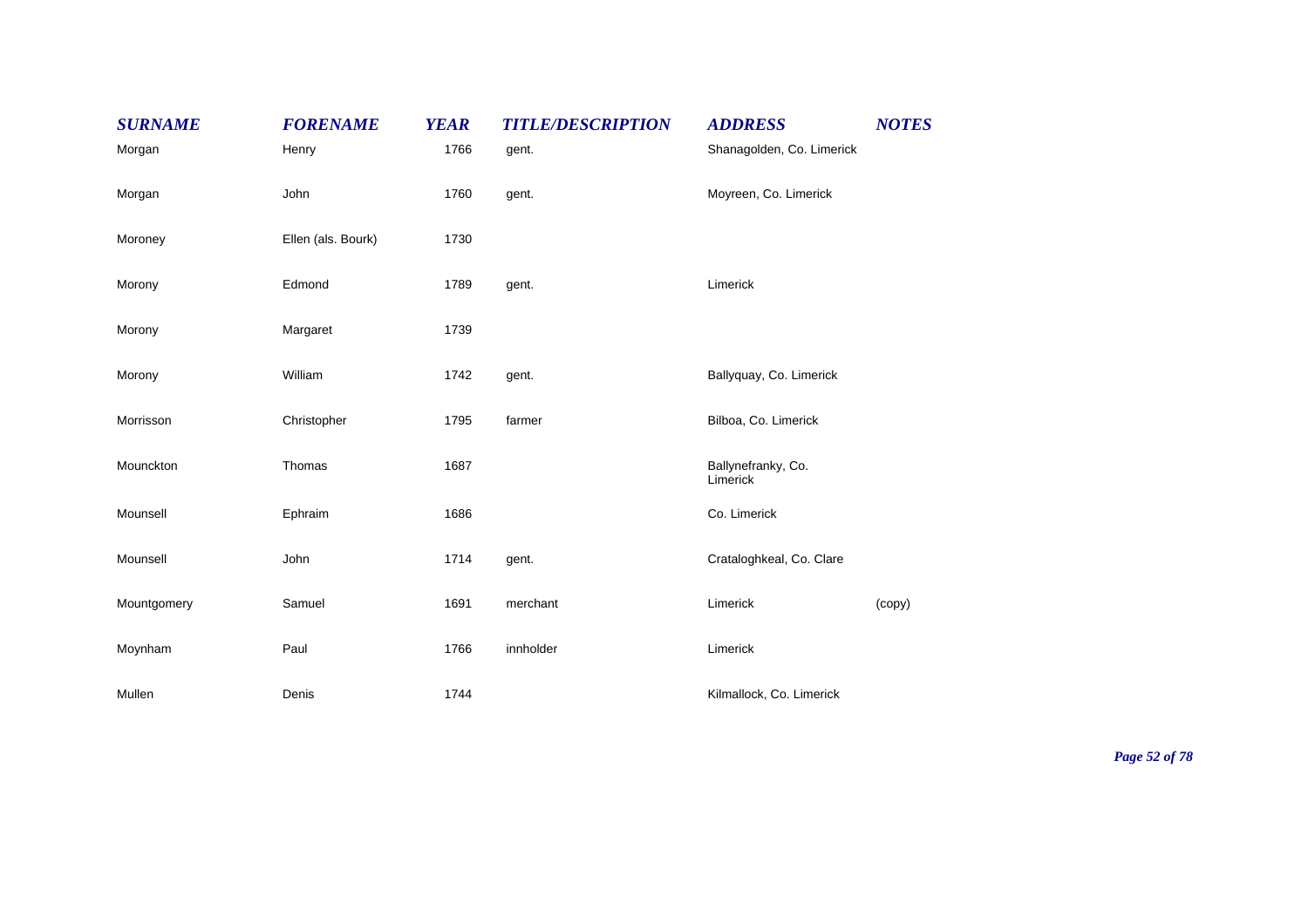| ***SURNAME*** | ***FORENAME*** | ***YEAR*** | ***TITLE/DESCRIPTION*** | ***ADDRESS*** | ***NOTES*** |
|---|---|---|---|---|---|
| Morgan | Henry | 1766 | gent. | Shanagolden, Co. Limerick | |
| Morgan | John | 1760 | gent. | Moyreen, Co. Limerick | |
| Moroney | Ellen (als. Bourk) | 1730 | | | |
| Morony | Edmond | 1789 | gent. | Limerick | |
| Morony | Margaret | 1739 | | | |
| Morony | William | 1742 | gent. | Ballyquay, Co. Limerick | |
| Morrisson | Christopher | 1795 | farmer | Bilboa, Co. Limerick | |
| Mounckton | Thomas | 1687 | | Ballynefranky, Co. Limerick | |
| Mounsell | Ephraim | 1686 | | Co. Limerick | |
| Mounsell | John | 1714 | gent. | Crataloghkeal, Co. Clare | |
| Mountgomery | Samuel | 1691 | merchant | Limerick | (copy) |
| Moynham | Paul | 1766 | innholder | Limerick | |
| Mullen | Denis | 1744 | | Kilmallock, Co. Limerick | |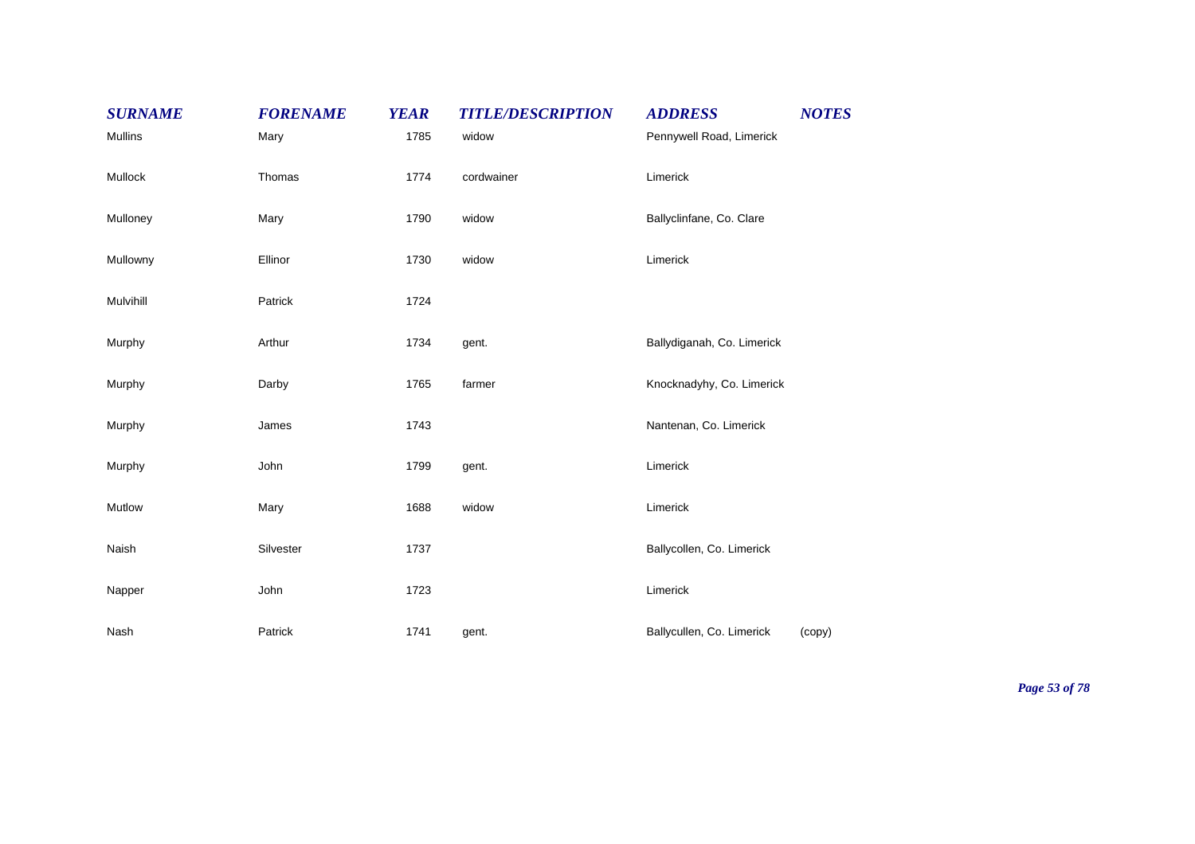| SURNAME | FORENAME | YEAR | TITLE/DESCRIPTION | ADDRESS | NOTES |
|---|---|---|---|---|---|
| Mullins | Mary | 1785 | widow | Pennywell Road, Limerick | |
| Mullock | Thomas | 1774 | cordwainer | Limerick | |
| Mulloney | Mary | 1790 | widow | Ballyclinfane, Co. Clare | |
| Mullowny | Ellinor | 1730 | widow | Limerick | |
| Mulvihill | Patrick | 1724 | | | |
| Murphy | Arthur | 1734 | gent. | Ballydiganah, Co. Limerick | |
| Murphy | Darby | 1765 | farmer | Knocknadyhy, Co. Limerick | |
| Murphy | James | 1743 | | Nantenan, Co. Limerick | |
| Murphy | John | 1799 | gent. | Limerick | |
| Mutlow | Mary | 1688 | widow | Limerick | |
| Naish | Silvester | 1737 | | Ballycollen, Co. Limerick | |
| Napper | John | 1723 | | Limerick | |
| Nash | Patrick | 1741 | gent. | Ballycullen, Co. Limerick | (copy) |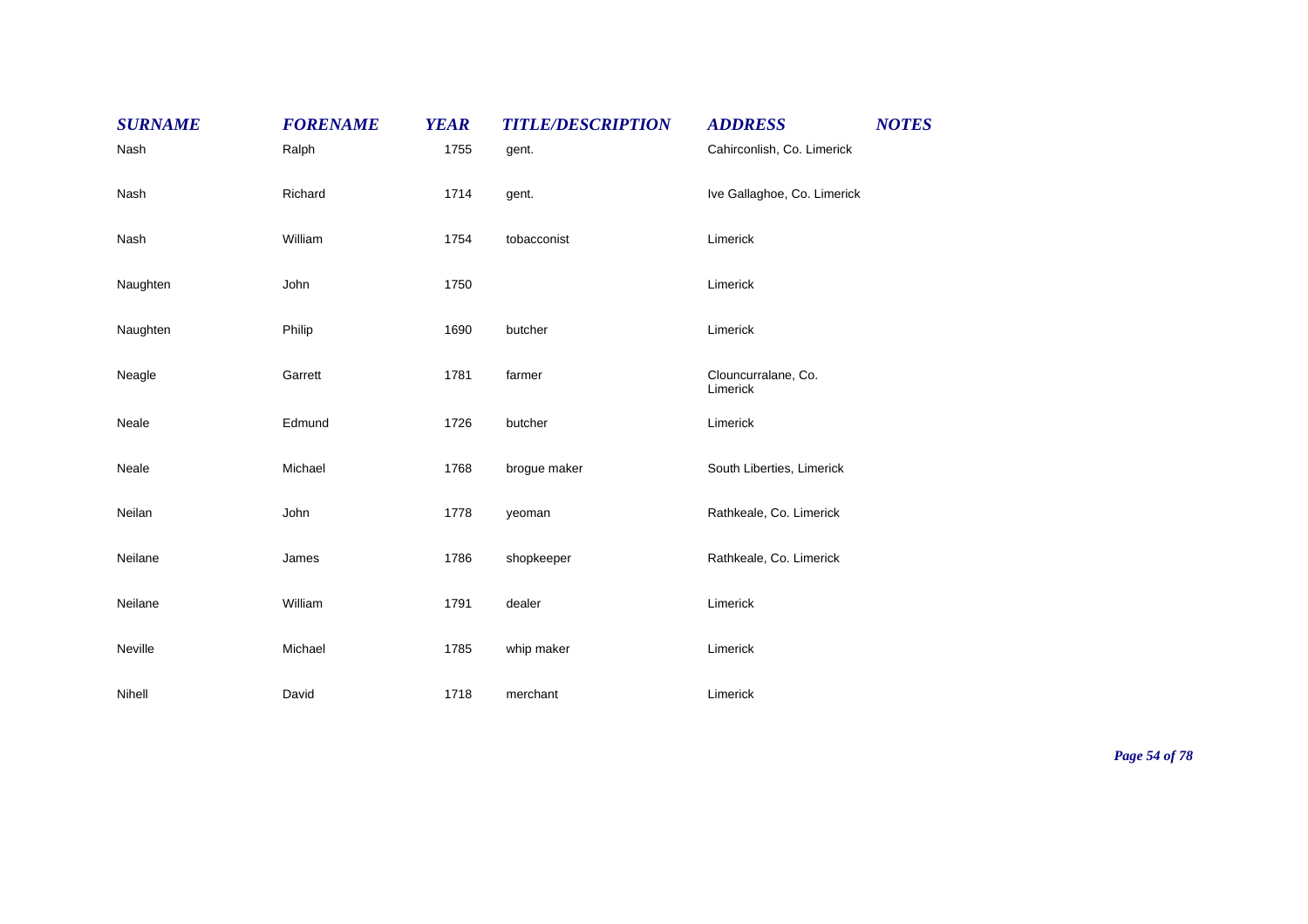| SURNAME | FORENAME | YEAR | TITLE/DESCRIPTION | ADDRESS | NOTES |
|---|---|---|---|---|---|
| Nash | Ralph | 1755 | gent. | Cahirconlish, Co. Limerick | |
| Nash | Richard | 1714 | gent. | Ive Gallaghoe, Co. Limerick | |
| Nash | William | 1754 | tobacconist | Limerick | |
| Naughten | John | 1750 | | Limerick | |
| Naughten | Philip | 1690 | butcher | Limerick | |
| Neagle | Garrett | 1781 | farmer | Clouncurralane, Co. Limerick | |
| Neale | Edmund | 1726 | butcher | Limerick | |
| Neale | Michael | 1768 | brogue maker | South Liberties, Limerick | |
| Neilan | John | 1778 | yeoman | Rathkeale, Co. Limerick | |
| Neilane | James | 1786 | shopkeeper | Rathkeale, Co. Limerick | |
| Neilane | William | 1791 | dealer | Limerick | |
| Neville | Michael | 1785 | whip maker | Limerick | |
| Nihell | David | 1718 | merchant | Limerick | |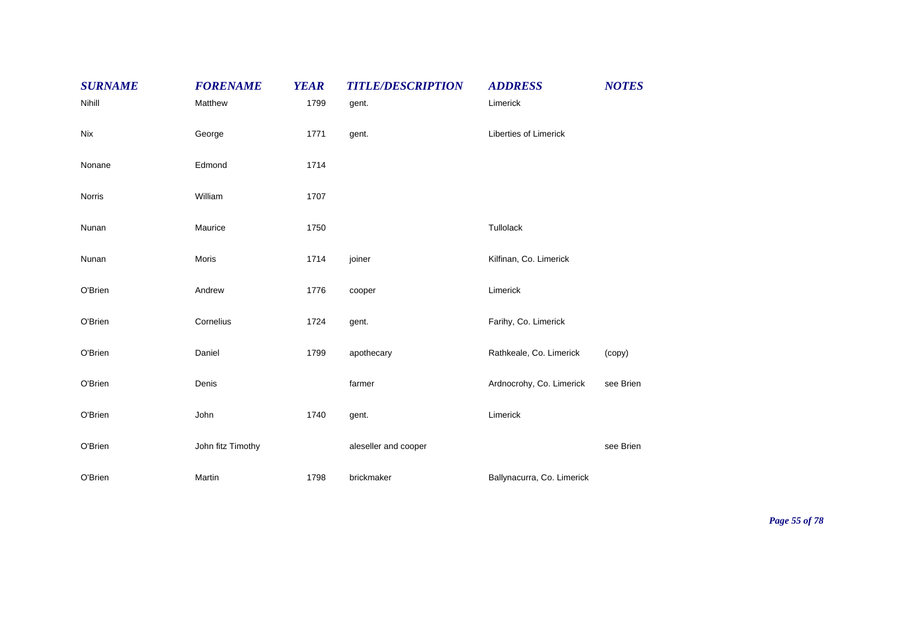| SURNAME | FORENAME | YEAR | TITLE/DESCRIPTION | ADDRESS | NOTES |
|---|---|---|---|---|---|
| Nihill | Matthew | 1799 | gent. | Limerick | |
| Nix | George | 1771 | gent. | Liberties of Limerick | |
| Nonane | Edmond | 1714 | | | |
| Norris | William | 1707 | | | |
| Nunan | Maurice | 1750 | | Tullolack | |
| Nunan | Moris | 1714 | joiner | Kilfinan, Co. Limerick | |
| O'Brien | Andrew | 1776 | cooper | Limerick | |
| O'Brien | Cornelius | 1724 | gent. | Farihy, Co. Limerick | |
| O'Brien | Daniel | 1799 | apothecary | Rathkeale, Co. Limerick | (copy) |
| O'Brien | Denis | | farmer | Ardnocrohy, Co. Limerick | see Brien |
| O'Brien | John | 1740 | gent. | Limerick | |
| O'Brien | John fitz Timothy | | aleseller and cooper | | see Brien |
| O'Brien | Martin | 1798 | brickmaker | Ballynacurra, Co. Limerick | |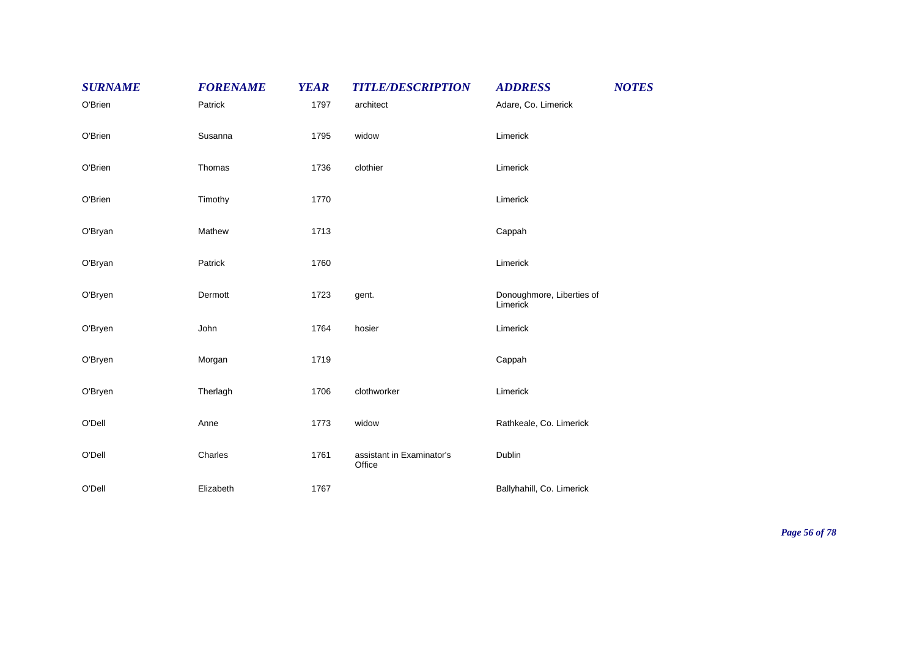| SURNAME | FORENAME | YEAR | TITLE/DESCRIPTION | ADDRESS | NOTES |
|---|---|---|---|---|---|
| O'Brien | Patrick | 1797 | architect | Adare, Co. Limerick | |
| O'Brien | Susanna | 1795 | widow | Limerick | |
| O'Brien | Thomas | 1736 | clothier | Limerick | |
| O'Brien | Timothy | 1770 | | Limerick | |
| O'Bryan | Mathew | 1713 | | Cappah | |
| O'Bryan | Patrick | 1760 | | Limerick | |
| O'Bryen | Dermott | 1723 | gent. | Donoughmore, Liberties of Limerick | |
| O'Bryen | John | 1764 | hosier | Limerick | |
| O'Bryen | Morgan | 1719 | | Cappah | |
| O'Bryen | Therlagh | 1706 | clothworker | Limerick | |
| O'Dell | Anne | 1773 | widow | Rathkeale, Co. Limerick | |
| O'Dell | Charles | 1761 | assistant in Examinator's Office | Dublin | |
| O'Dell | Elizabeth | 1767 | | Ballyhahill, Co. Limerick | |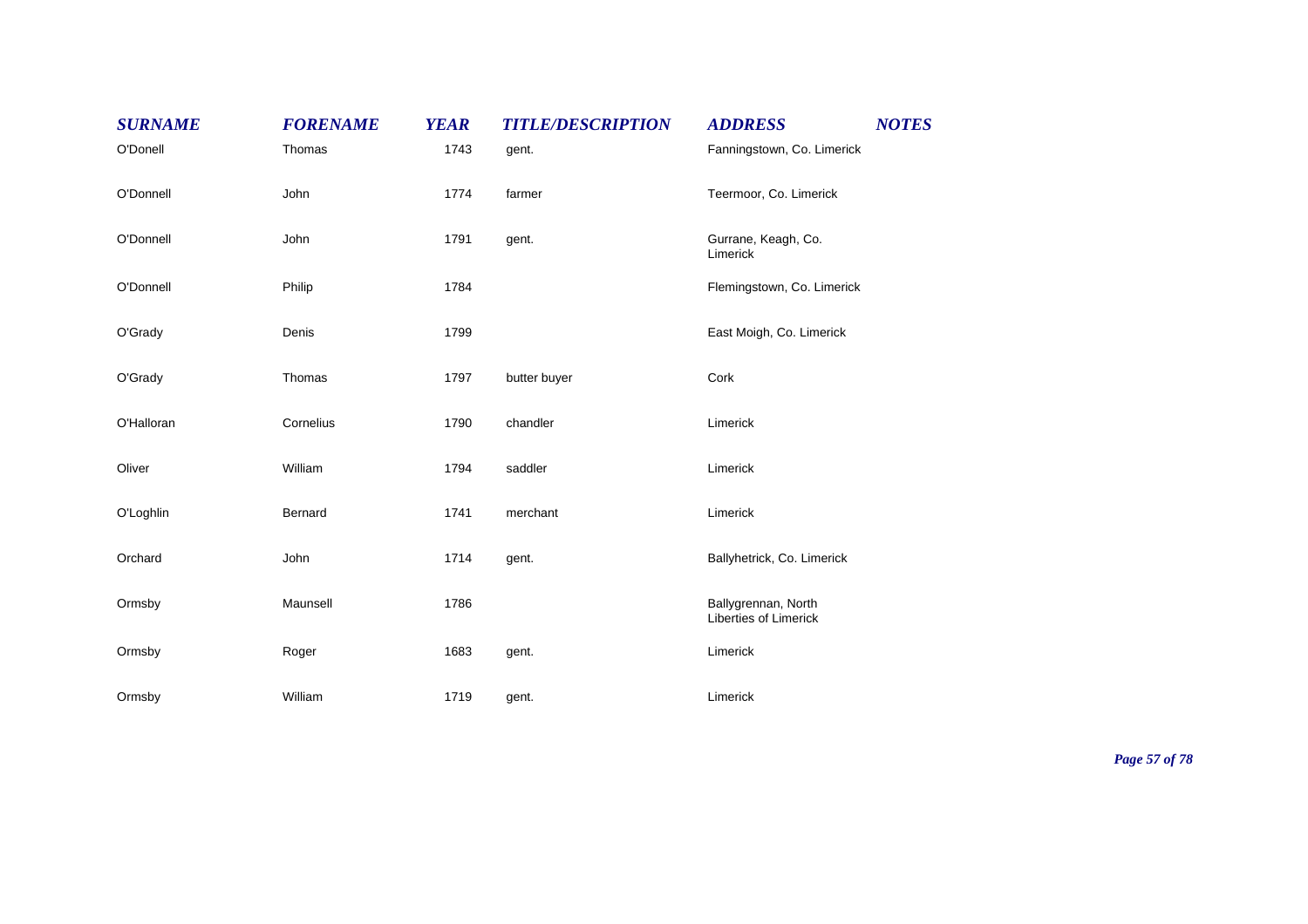| SURNAME | FORENAME | YEAR | TITLE/DESCRIPTION | ADDRESS | NOTES |
|---|---|---|---|---|---|
| O'Donell | Thomas | 1743 | gent. | Fanningstown, Co. Limerick | |
| O'Donnell | John | 1774 | farmer | Teermoor, Co. Limerick | |
| O'Donnell | John | 1791 | gent. | Gurrane, Keagh, Co. Limerick | |
| O'Donnell | Philip | 1784 | | Flemingstown, Co. Limerick | |
| O'Grady | Denis | 1799 | | East Moigh, Co. Limerick | |
| O'Grady | Thomas | 1797 | butter buyer | Cork | |
| O'Halloran | Cornelius | 1790 | chandler | Limerick | |
| Oliver | William | 1794 | saddler | Limerick | |
| O'Loghlin | Bernard | 1741 | merchant | Limerick | |
| Orchard | John | 1714 | gent. | Ballyhetrick, Co. Limerick | |
| Ormsby | Maunsell | 1786 | | Ballygrennan, North Liberties of Limerick | |
| Ormsby | Roger | 1683 | gent. | Limerick | |
| Ormsby | William | 1719 | gent. | Limerick | |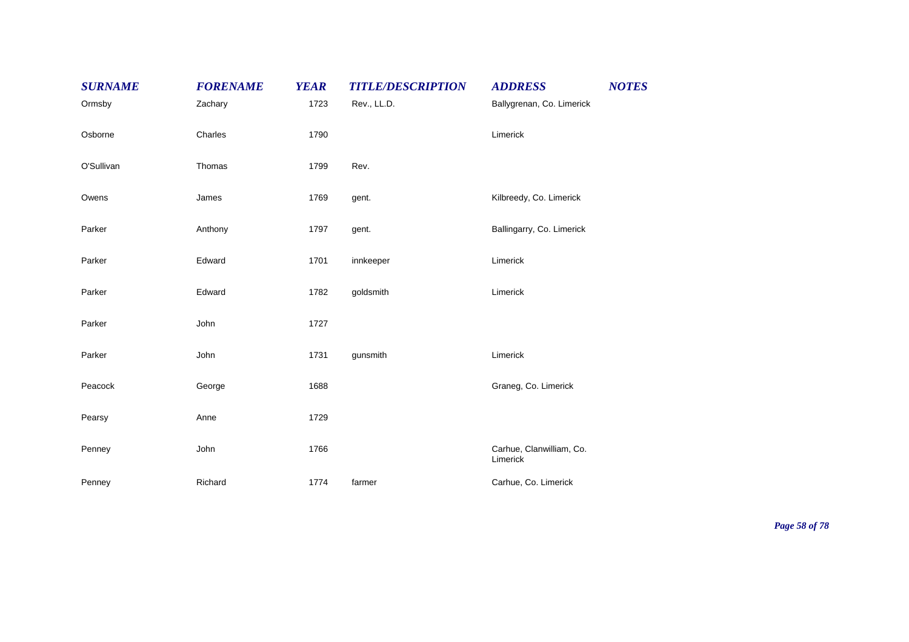| SURNAME | FORENAME | YEAR | TITLE/DESCRIPTION | ADDRESS | NOTES |
|---|---|---|---|---|---|
| Ormsby | Zachary | 1723 | Rev., LL.D. | Ballygrenan, Co. Limerick | |
| Osborne | Charles | 1790 | | Limerick | |
| O'Sullivan | Thomas | 1799 | Rev. | | |
| Owens | James | 1769 | gent. | Kilbreedy, Co. Limerick | |
| Parker | Anthony | 1797 | gent. | Ballingarry, Co. Limerick | |
| Parker | Edward | 1701 | innkeeper | Limerick | |
| Parker | Edward | 1782 | goldsmith | Limerick | |
| Parker | John | 1727 | | | |
| Parker | John | 1731 | gunsmith | Limerick | |
| Peacock | George | 1688 | | Graneg, Co. Limerick | |
| Pearsy | Anne | 1729 | | | |
| Penney | John | 1766 | | Carhue, Clanwilliam, Co. Limerick | |
| Penney | Richard | 1774 | farmer | Carhue, Co. Limerick | |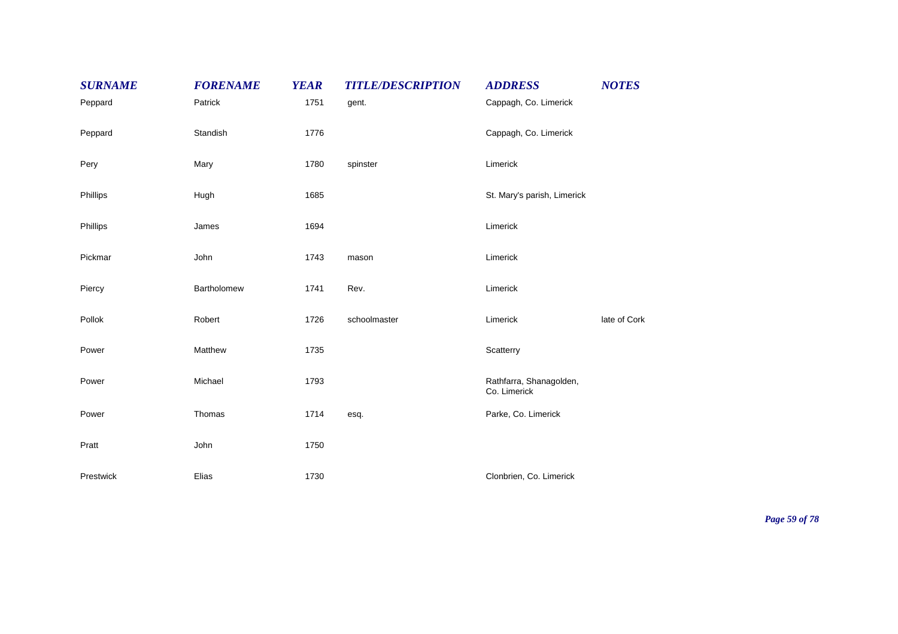| ***SURNAME*** | ***FORENAME*** | ***YEAR*** | ***TITLE/DESCRIPTION*** | ***ADDRESS*** | ***NOTES*** |
|---|---|---|---|---|---|
| Peppard | Patrick | 1751 | gent. | Cappagh, Co. Limerick | |
| Peppard | Standish | 1776 | | Cappagh, Co. Limerick | |
| Pery | Mary | 1780 | spinster | Limerick | |
| Phillips | Hugh | 1685 | | St. Mary's parish, Limerick | |
| Phillips | James | 1694 | | Limerick | |
| Pickmar | John | 1743 | mason | Limerick | |
| Piercy | Bartholomew | 1741 | Rev. | Limerick | |
| Pollok | Robert | 1726 | schoolmaster | Limerick | late of Cork |
| Power | Matthew | 1735 | | Scatterry | |
| Power | Michael | 1793 | | Rathfarra, Shanagolden, Co. Limerick | |
| Power | Thomas | 1714 | esq. | Parke, Co. Limerick | |
| Pratt | John | 1750 | | | |
| Prestwick | Elias | 1730 | | Clonbrien, Co. Limerick | |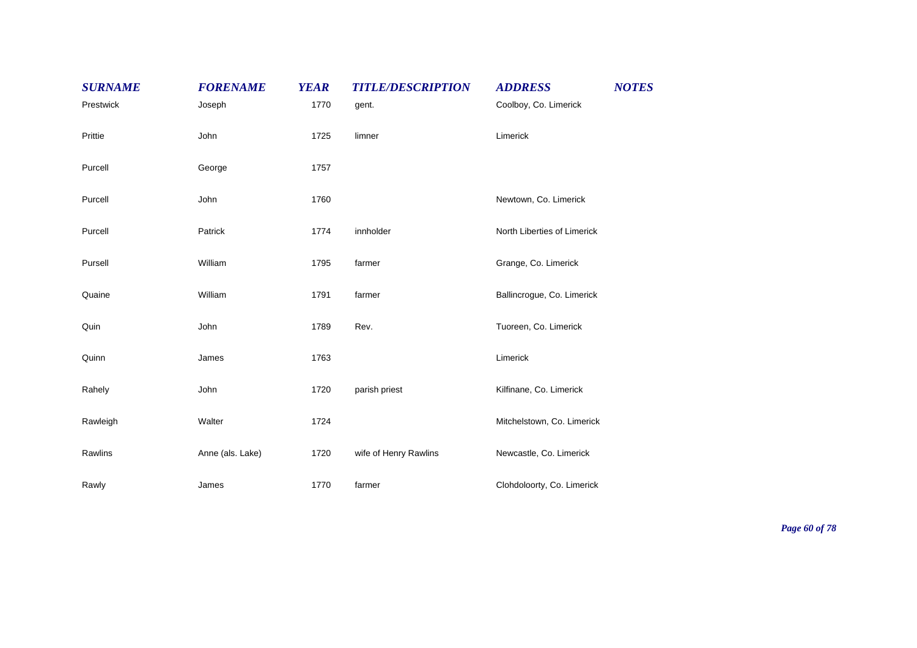| SURNAME | FORENAME | YEAR | TITLE/DESCRIPTION | ADDRESS | NOTES |
|---|---|---|---|---|---|
| Prestwick | Joseph | 1770 | gent. | Coolboy, Co. Limerick | |
| Prittie | John | 1725 | limner | Limerick | |
| Purcell | George | 1757 | | | |
| Purcell | John | 1760 | | Newtown, Co. Limerick | |
| Purcell | Patrick | 1774 | innholder | North Liberties of Limerick | |
| Pursell | William | 1795 | farmer | Grange, Co. Limerick | |
| Quaine | William | 1791 | farmer | Ballincrogue, Co. Limerick | |
| Quin | John | 1789 | Rev. | Tuoreen, Co. Limerick | |
| Quinn | James | 1763 | | Limerick | |
| Rahely | John | 1720 | parish priest | Kilfinane, Co. Limerick | |
| Rawleigh | Walter | 1724 | | Mitchelstown, Co. Limerick | |
| Rawlins | Anne (als. Lake) | 1720 | wife of Henry Rawlins | Newcastle, Co. Limerick | |
| Rawly | James | 1770 | farmer | Clohdoloorty, Co. Limerick | |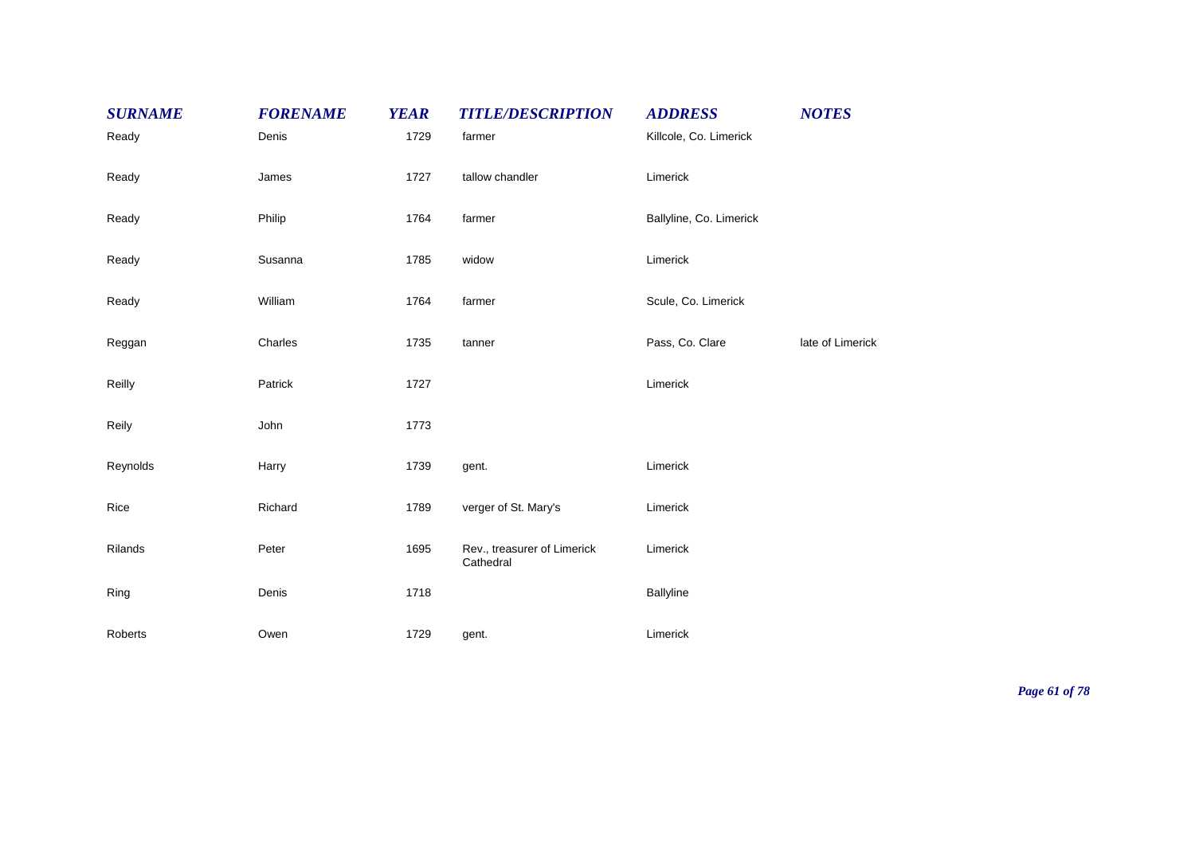| *SURNAME* | *FORENAME* | *YEAR* | *TITLE/DESCRIPTION* | *ADDRESS* | *NOTES* |
|---|---|---|---|---|---|
| Ready | Denis | 1729 | farmer | Killcole, Co. Limerick | |
| Ready | James | 1727 | tallow chandler | Limerick | |
| Ready | Philip | 1764 | farmer | Ballyline, Co. Limerick | |
| Ready | Susanna | 1785 | widow | Limerick | |
| Ready | William | 1764 | farmer | Scule, Co. Limerick | |
| Reggan | Charles | 1735 | tanner | Pass, Co. Clare | late of Limerick |
| Reilly | Patrick | 1727 | | Limerick | |
| Reily | John | 1773 | | | |
| Reynolds | Harry | 1739 | gent. | Limerick | |
| Rice | Richard | 1789 | verger of St. Mary's | Limerick | |
| Rilands | Peter | 1695 | Rev., treasurer of Limerick Cathedral | Limerick | |
| Ring | Denis | 1718 | | Ballyline | |
| Roberts | Owen | 1729 | gent. | Limerick | |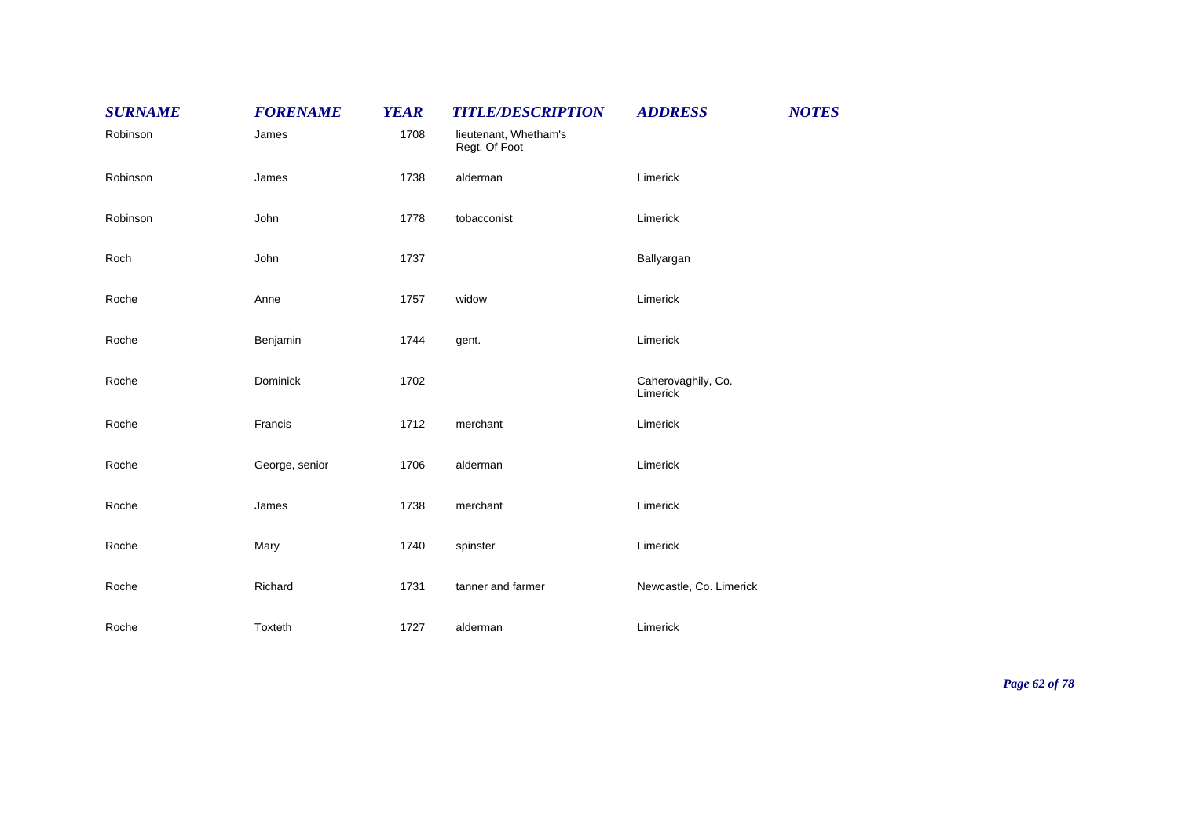| SURNAME | FORENAME | YEAR | TITLE/DESCRIPTION | ADDRESS | NOTES |
|---|---|---|---|---|---|
| Robinson | James | 1708 | lieutenant, Whetham's Regt. Of Foot | | |
| Robinson | James | 1738 | alderman | Limerick | |
| Robinson | John | 1778 | tobacconist | Limerick | |
| Roch | John | 1737 | | Ballyargan | |
| Roche | Anne | 1757 | widow | Limerick | |
| Roche | Benjamin | 1744 | gent. | Limerick | |
| Roche | Dominick | 1702 | | Caherovaghily, Co. Limerick | |
| Roche | Francis | 1712 | merchant | Limerick | |
| Roche | George, senior | 1706 | alderman | Limerick | |
| Roche | James | 1738 | merchant | Limerick | |
| Roche | Mary | 1740 | spinster | Limerick | |
| Roche | Richard | 1731 | tanner and farmer | Newcastle, Co. Limerick | |
| Roche | Toxteth | 1727 | alderman | Limerick | |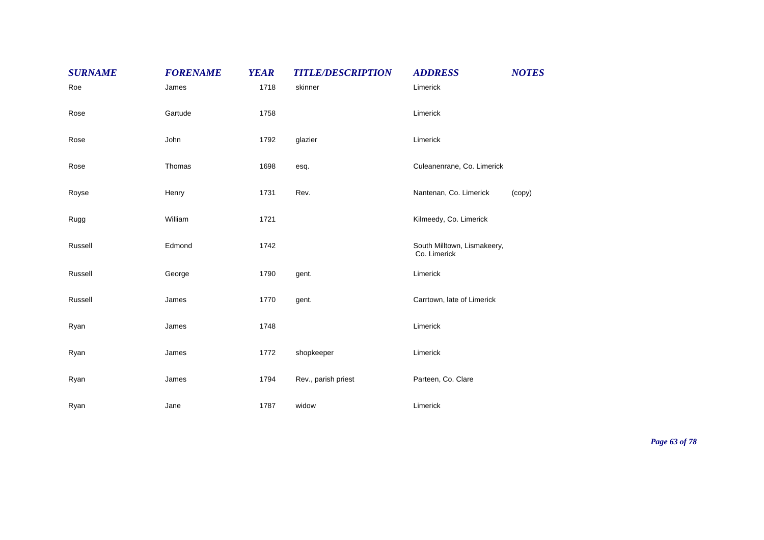| SURNAME | FORENAME | YEAR | TITLE/DESCRIPTION | ADDRESS | NOTES |
|---|---|---|---|---|---|
| Roe | James | 1718 | skinner | Limerick | |
| Rose | Gartude | 1758 | | Limerick | |
| Rose | John | 1792 | glazier | Limerick | |
| Rose | Thomas | 1698 | esq. | Culeanenrane, Co. Limerick | |
| Royse | Henry | 1731 | Rev. | Nantenan, Co. Limerick | (copy) |
| Rugg | William | 1721 | | Kilmeedy, Co. Limerick | |
| Russell | Edmond | 1742 | | South Milltown, Lismakeery, Co. Limerick | |
| Russell | George | 1790 | gent. | Limerick | |
| Russell | James | 1770 | gent. | Carrtown, late of Limerick | |
| Ryan | James | 1748 | | Limerick | |
| Ryan | James | 1772 | shopkeeper | Limerick | |
| Ryan | James | 1794 | Rev., parish priest | Parteen, Co. Clare | |
| Ryan | Jane | 1787 | widow | Limerick | |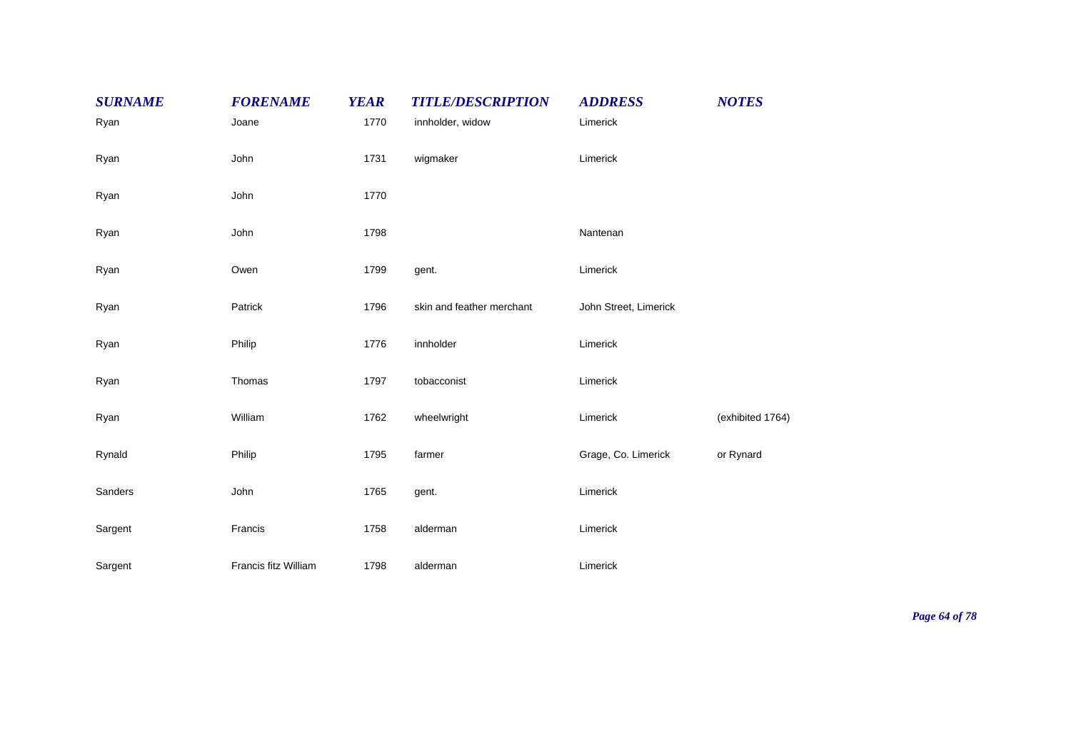| SURNAME | FORENAME | YEAR | TITLE/DESCRIPTION | ADDRESS | NOTES |
| --- | --- | --- | --- | --- | --- |
| Ryan | Joane | 1770 | innholder, widow | Limerick | |
| Ryan | John | 1731 | wigmaker | Limerick | |
| Ryan | John | 1770 | | | |
| Ryan | John | 1798 | | Nantenan | |
| Ryan | Owen | 1799 | gent. | Limerick | |
| Ryan | Patrick | 1796 | skin and feather merchant | John Street, Limerick | |
| Ryan | Philip | 1776 | innholder | Limerick | |
| Ryan | Thomas | 1797 | tobacconist | Limerick | |
| Ryan | William | 1762 | wheelwright | Limerick | (exhibited 1764) |
| Rynald | Philip | 1795 | farmer | Grage, Co. Limerick | or Rynard |
| Sanders | John | 1765 | gent. | Limerick | |
| Sargent | Francis | 1758 | alderman | Limerick | |
| Sargent | Francis fitz William | 1798 | alderman | Limerick | |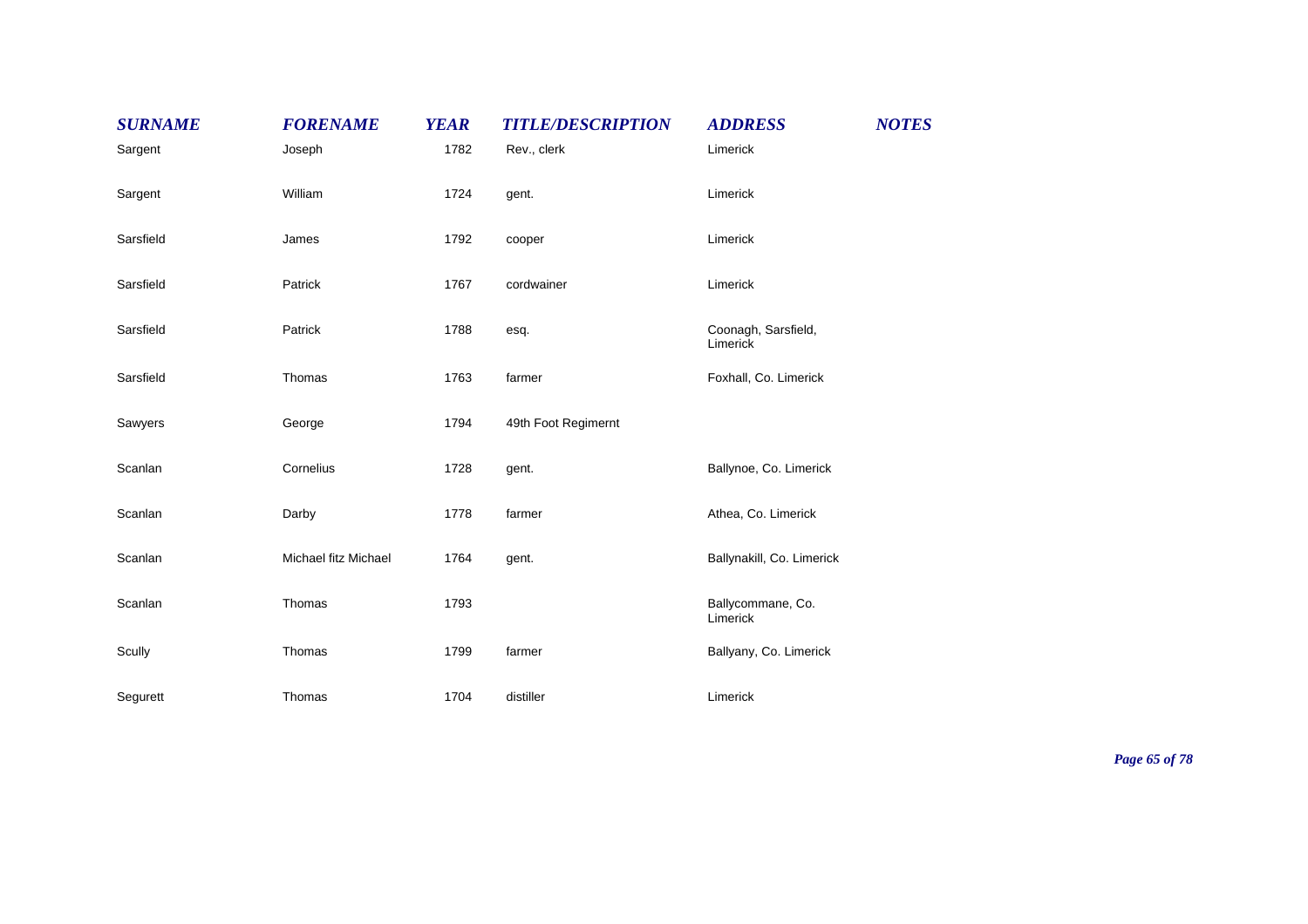| SURNAME | FORENAME | YEAR | TITLE/DESCRIPTION | ADDRESS | NOTES |
|---|---|---|---|---|---|
| Sargent | Joseph | 1782 | Rev., clerk | Limerick | |
| Sargent | William | 1724 | gent. | Limerick | |
| Sarsfield | James | 1792 | cooper | Limerick | |
| Sarsfield | Patrick | 1767 | cordwainer | Limerick | |
| Sarsfield | Patrick | 1788 | esq. | Coonagh, Sarsfield, Limerick | |
| Sarsfield | Thomas | 1763 | farmer | Foxhall, Co. Limerick | |
| Sawyers | George | 1794 | 49th Foot Regimernt | | |
| Scanlan | Cornelius | 1728 | gent. | Ballynoe, Co. Limerick | |
| Scanlan | Darby | 1778 | farmer | Athea, Co. Limerick | |
| Scanlan | Michael fitz Michael | 1764 | gent. | Ballynakill, Co. Limerick | |
| Scanlan | Thomas | 1793 | | Ballycommane, Co. Limerick | |
| Scully | Thomas | 1799 | farmer | Ballyany, Co. Limerick | |
| Segurett | Thomas | 1704 | distiller | Limerick | |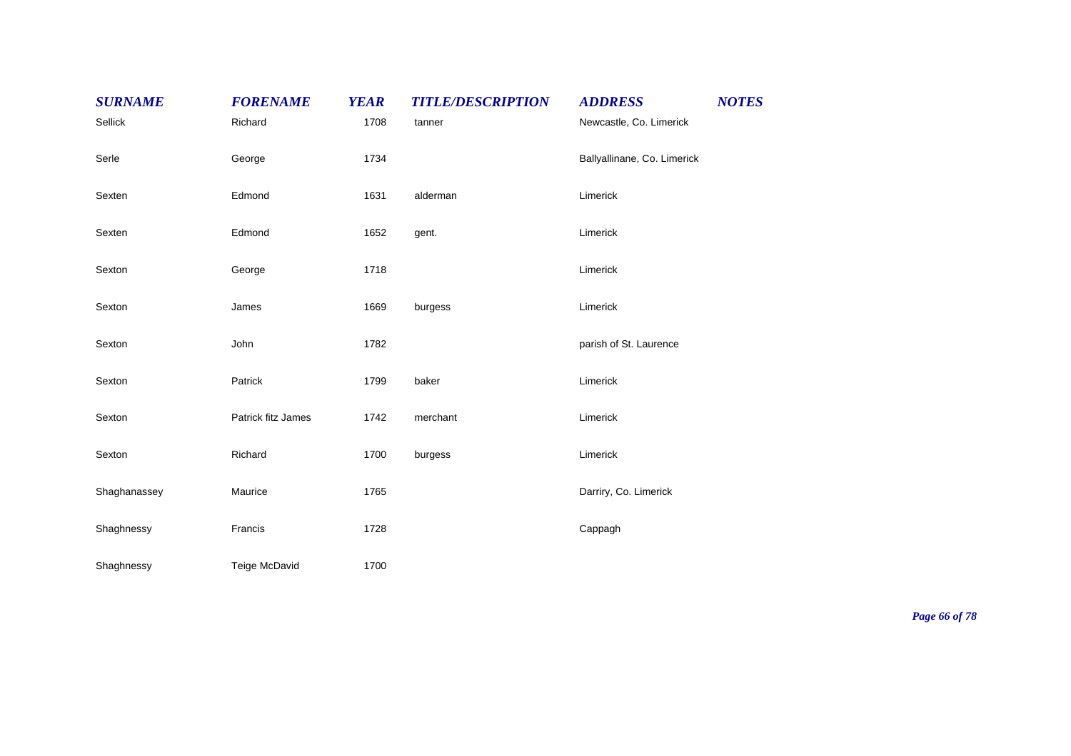| SURNAME | FORENAME | YEAR | TITLE/DESCRIPTION | ADDRESS | NOTES |
|---|---|---|---|---|---|
| Sellick | Richard | 1708 | tanner | Newcastle, Co. Limerick | |
| Serle | George | 1734 | | Ballyallinane, Co. Limerick | |
| Sexten | Edmond | 1631 | alderman | Limerick | |
| Sexten | Edmond | 1652 | gent. | Limerick | |
| Sexton | George | 1718 | | Limerick | |
| Sexton | James | 1669 | burgess | Limerick | |
| Sexton | John | 1782 | | parish of St. Laurence | |
| Sexton | Patrick | 1799 | baker | Limerick | |
| Sexton | Patrick fitz James | 1742 | merchant | Limerick | |
| Sexton | Richard | 1700 | burgess | Limerick | |
| Shaghanassey | Maurice | 1765 | | Darriry, Co. Limerick | |
| Shaghnessy | Francis | 1728 | | Cappagh | |
| Shaghnessy | Teige McDavid | 1700 | | | |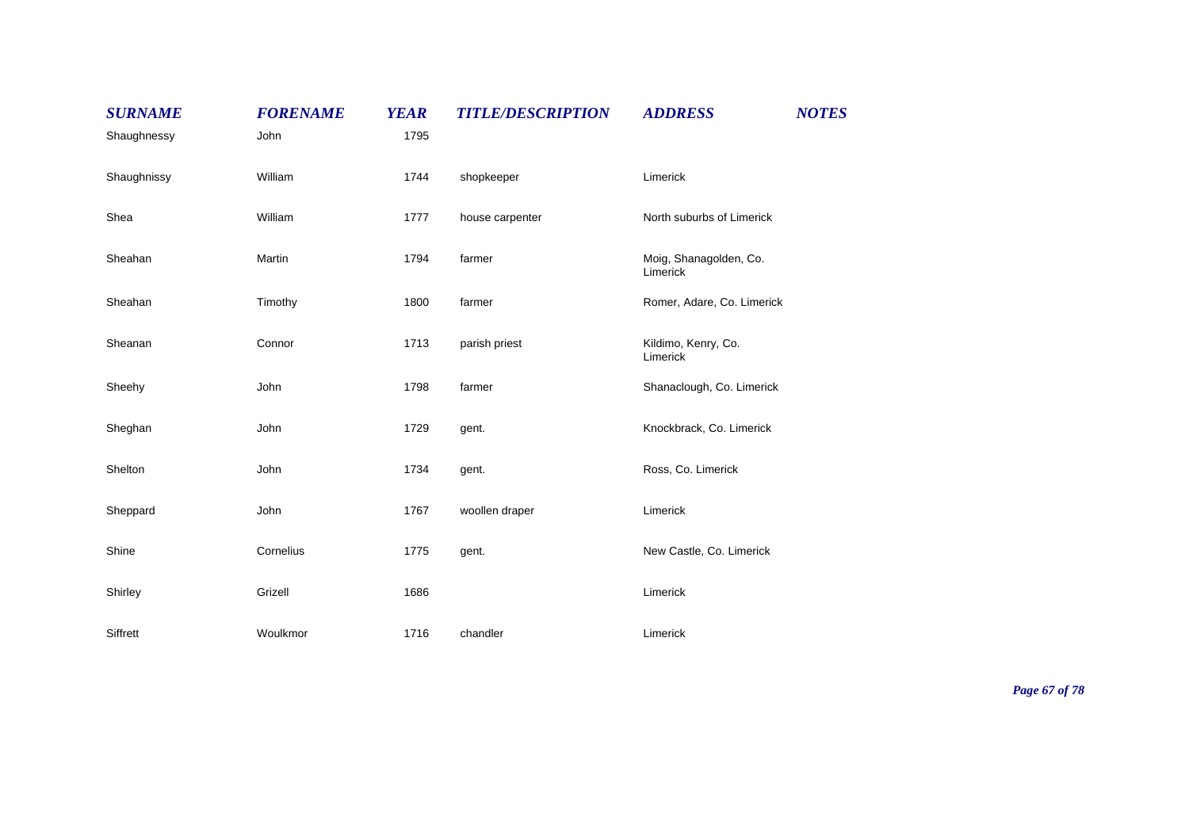| SURNAME | FORENAME | YEAR | TITLE/DESCRIPTION | ADDRESS | NOTES |
|---|---|---|---|---|---|
| Shaughnessy | John | 1795 | | | |
| Shaughnissy | William | 1744 | shopkeeper | Limerick | |
| Shea | William | 1777 | house carpenter | North suburbs of Limerick | |
| Sheahan | Martin | 1794 | farmer | Moig, Shanagolden, Co. Limerick | |
| Sheahan | Timothy | 1800 | farmer | Romer, Adare, Co. Limerick | |
| Sheanan | Connor | 1713 | parish priest | Kildimo, Kenry, Co. Limerick | |
| Sheehy | John | 1798 | farmer | Shanaclough, Co. Limerick | |
| Sheghan | John | 1729 | gent. | Knockbrack, Co. Limerick | |
| Shelton | John | 1734 | gent. | Ross, Co. Limerick | |
| Sheppard | John | 1767 | woollen draper | Limerick | |
| Shine | Cornelius | 1775 | gent. | New Castle, Co. Limerick | |
| Shirley | Grizell | 1686 | | Limerick | |
| Siffrett | Woulkmor | 1716 | chandler | Limerick | |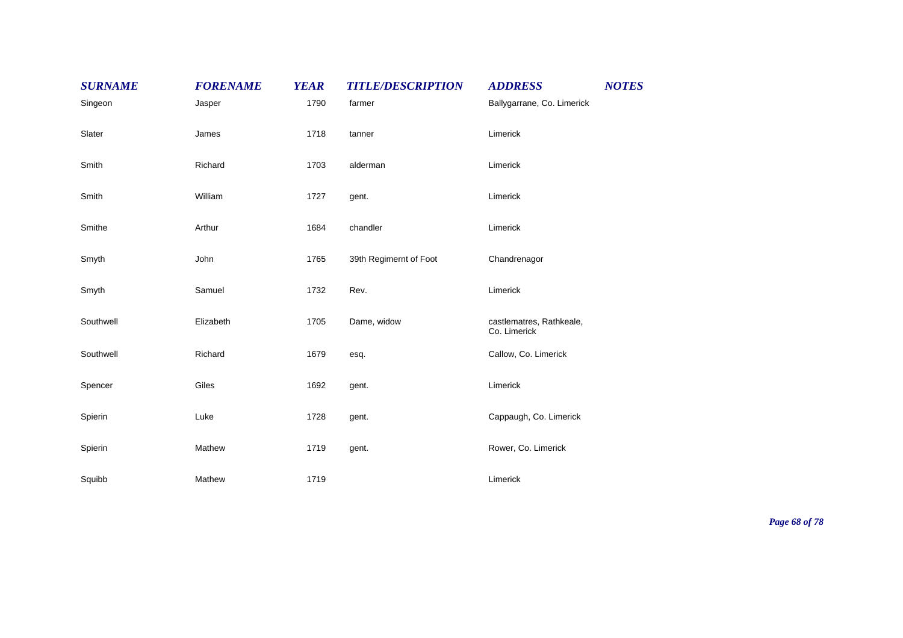| SURNAME | FORENAME | YEAR | TITLE/DESCRIPTION | ADDRESS | NOTES |
|---|---|---|---|---|---|
| Singeon | Jasper | 1790 | farmer | Ballygarrane, Co. Limerick | |
| Slater | James | 1718 | tanner | Limerick | |
| Smith | Richard | 1703 | alderman | Limerick | |
| Smith | William | 1727 | gent. | Limerick | |
| Smithe | Arthur | 1684 | chandler | Limerick | |
| Smyth | John | 1765 | 39th Regimernt of Foot | Chandrenagor | |
| Smyth | Samuel | 1732 | Rev. | Limerick | |
| Southwell | Elizabeth | 1705 | Dame, widow | castlematres, Rathkeale, Co. Limerick | |
| Southwell | Richard | 1679 | esq. | Callow, Co. Limerick | |
| Spencer | Giles | 1692 | gent. | Limerick | |
| Spierin | Luke | 1728 | gent. | Cappaugh, Co. Limerick | |
| Spierin | Mathew | 1719 | gent. | Rower, Co. Limerick | |
| Squibb | Mathew | 1719 | | Limerick | |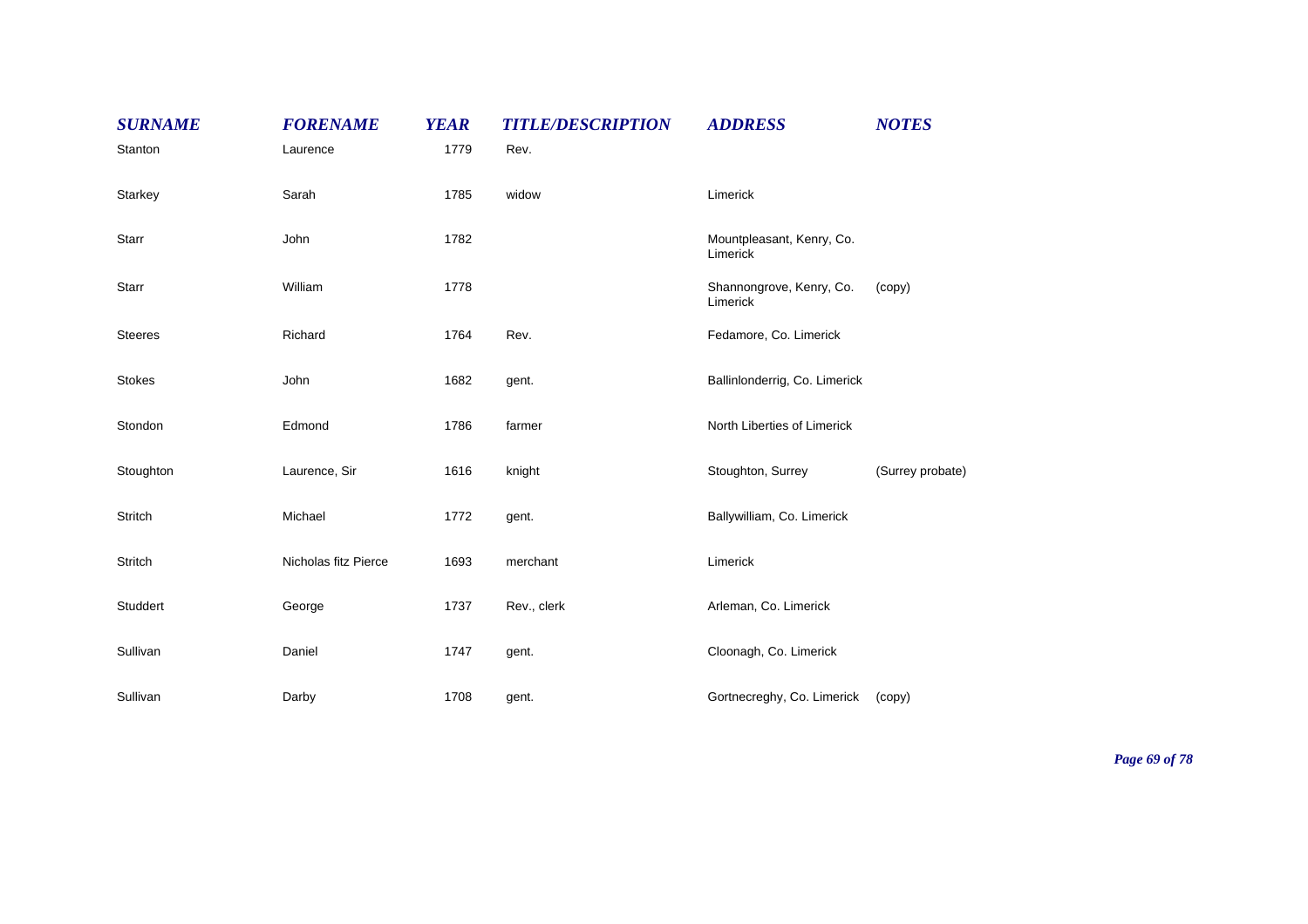| SURNAME | FORENAME | YEAR | TITLE/DESCRIPTION | ADDRESS | NOTES |
|---|---|---|---|---|---|
| Stanton | Laurence | 1779 | Rev. | | |
| Starkey | Sarah | 1785 | widow | Limerick | |
| Starr | John | 1782 | | Mountpleasant, Kenry, Co. Limerick | |
| Starr | William | 1778 | | Shannongrove, Kenry, Co. Limerick | (copy) |
| Steeres | Richard | 1764 | Rev. | Fedamore, Co. Limerick | |
| Stokes | John | 1682 | gent. | Ballinlonderrig, Co. Limerick | |
| Stondon | Edmond | 1786 | farmer | North Liberties of Limerick | |
| Stoughton | Laurence, Sir | 1616 | knight | Stoughton, Surrey | (Surrey probate) |
| Stritch | Michael | 1772 | gent. | Ballywilliam, Co. Limerick | |
| Stritch | Nicholas fitz Pierce | 1693 | merchant | Limerick | |
| Studdert | George | 1737 | Rev., clerk | Arleman, Co. Limerick | |
| Sullivan | Daniel | 1747 | gent. | Cloonagh, Co. Limerick | |
| Sullivan | Darby | 1708 | gent. | Gortnecreghy, Co. Limerick | (copy) |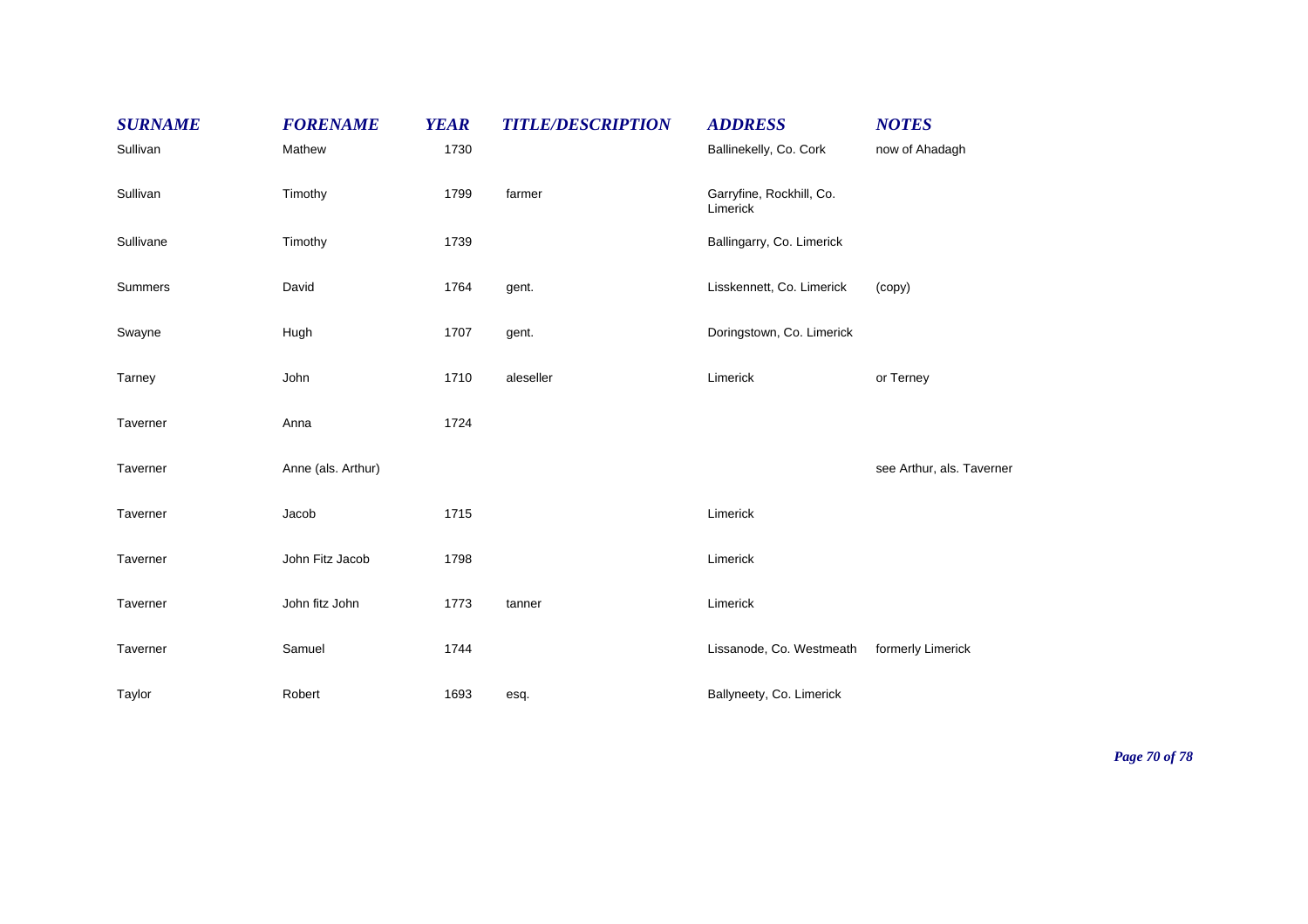| SURNAME | FORENAME | YEAR | TITLE/DESCRIPTION | ADDRESS | NOTES |
|---|---|---|---|---|---|
| Sullivan | Mathew | 1730 | | Ballinekelly, Co. Cork | now of Ahadagh |
| Sullivan | Timothy | 1799 | farmer | Garryfine, Rockhill, Co. Limerick | |
| Sullivane | Timothy | 1739 | | Ballingarry, Co. Limerick | |
| Summers | David | 1764 | gent. | Lisskennett, Co. Limerick | (copy) |
| Swayne | Hugh | 1707 | gent. | Doringstown, Co. Limerick | |
| Tarney | John | 1710 | aleseller | Limerick | or Terney |
| Taverner | Anna | 1724 | | | |
| Taverner | Anne (als. Arthur) | | | | see Arthur, als. Taverner |
| Taverner | Jacob | 1715 | | Limerick | |
| Taverner | John Fitz Jacob | 1798 | | Limerick | |
| Taverner | John fitz John | 1773 | tanner | Limerick | |
| Taverner | Samuel | 1744 | | Lissanode, Co. Westmeath | formerly Limerick |
| Taylor | Robert | 1693 | esq. | Ballyneety, Co. Limerick | |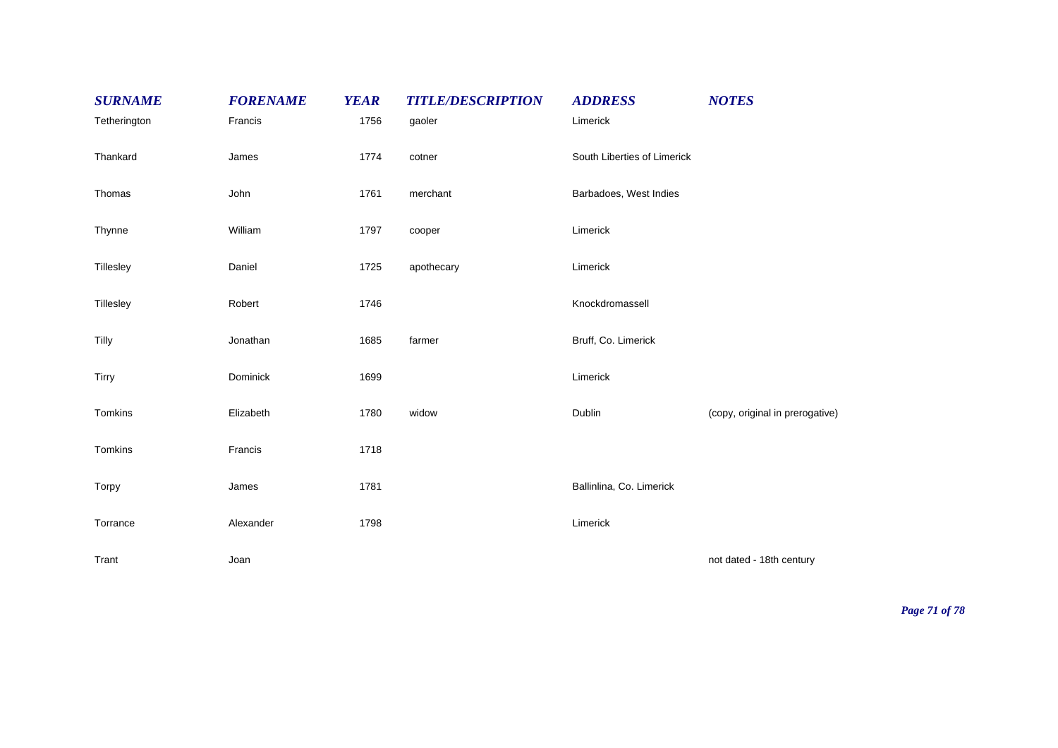| SURNAME | FORENAME | YEAR | TITLE/DESCRIPTION | ADDRESS | NOTES |
|---|---|---|---|---|---|
| Tetherington | Francis | 1756 | gaoler | Limerick | |
| Thankard | James | 1774 | cotner | South Liberties of Limerick | |
| Thomas | John | 1761 | merchant | Barbadoes, West Indies | |
| Thynne | William | 1797 | cooper | Limerick | |
| Tillesley | Daniel | 1725 | apothecary | Limerick | |
| Tillesley | Robert | 1746 | | Knockdromassell | |
| Tilly | Jonathan | 1685 | farmer | Bruff, Co. Limerick | |
| Tirry | Dominick | 1699 | | Limerick | |
| Tomkins | Elizabeth | 1780 | widow | Dublin | (copy, original in prerogative) |
| Tomkins | Francis | 1718 | | | |
| Torpy | James | 1781 | | Ballinlina, Co. Limerick | |
| Torrance | Alexander | 1798 | | Limerick | |
| Trant | Joan | | | | not dated - 18th century |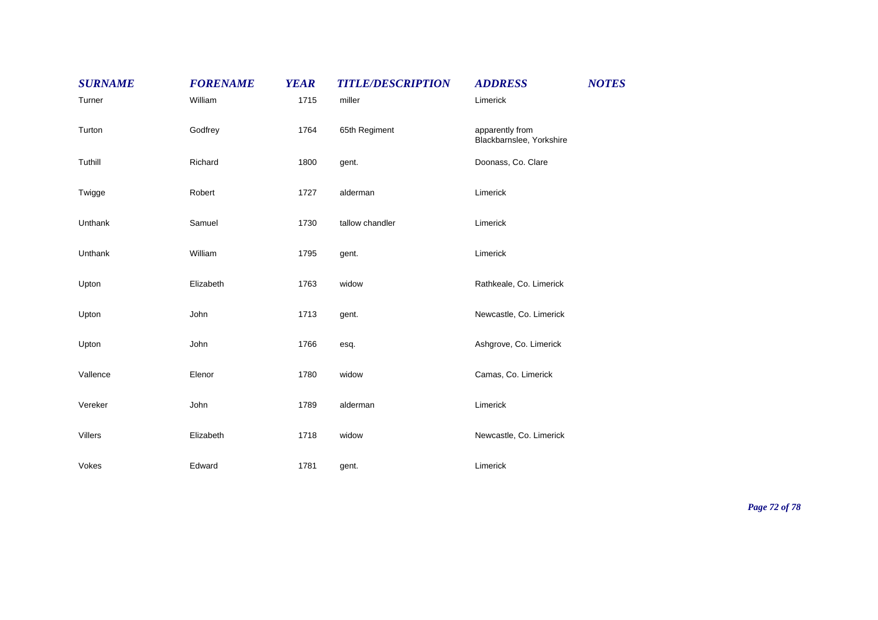| SURNAME | FORENAME | YEAR | TITLE/DESCRIPTION | ADDRESS | NOTES |
|---|---|---|---|---|---|
| Turner | William | 1715 | miller | Limerick | |
| Turton | Godfrey | 1764 | 65th Regiment | apparently from Blackbarnslee, Yorkshire | |
| Tuthill | Richard | 1800 | gent. | Doonass, Co. Clare | |
| Twigge | Robert | 1727 | alderman | Limerick | |
| Unthank | Samuel | 1730 | tallow chandler | Limerick | |
| Unthank | William | 1795 | gent. | Limerick | |
| Upton | Elizabeth | 1763 | widow | Rathkeale, Co. Limerick | |
| Upton | John | 1713 | gent. | Newcastle, Co. Limerick | |
| Upton | John | 1766 | esq. | Ashgrove, Co. Limerick | |
| Vallence | Elenor | 1780 | widow | Camas, Co. Limerick | |
| Vereker | John | 1789 | alderman | Limerick | |
| Villers | Elizabeth | 1718 | widow | Newcastle, Co. Limerick | |
| Vokes | Edward | 1781 | gent. | Limerick | |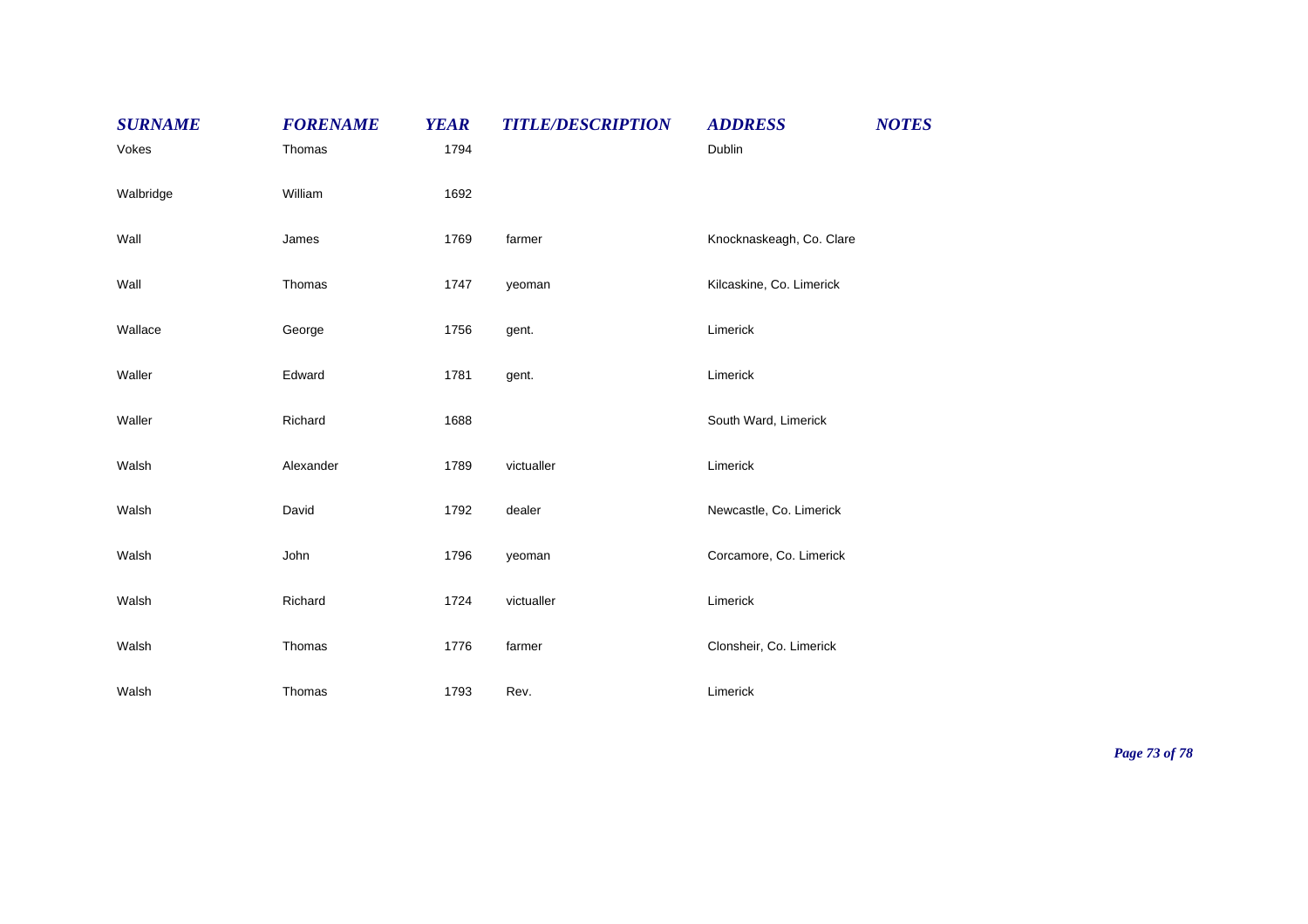| SURNAME | FORENAME | YEAR | TITLE/DESCRIPTION | ADDRESS | NOTES |
|---|---|---|---|---|---|
| Vokes | Thomas | 1794 | | Dublin | |
| Walbridge | William | 1692 | | | |
| Wall | James | 1769 | farmer | Knocknaskeagh, Co. Clare | |
| Wall | Thomas | 1747 | yeoman | Kilcaskine, Co. Limerick | |
| Wallace | George | 1756 | gent. | Limerick | |
| Waller | Edward | 1781 | gent. | Limerick | |
| Waller | Richard | 1688 | | South Ward, Limerick | |
| Walsh | Alexander | 1789 | victualler | Limerick | |
| Walsh | David | 1792 | dealer | Newcastle, Co. Limerick | |
| Walsh | John | 1796 | yeoman | Corcamore, Co. Limerick | |
| Walsh | Richard | 1724 | victualler | Limerick | |
| Walsh | Thomas | 1776 | farmer | Clonsheir, Co. Limerick | |
| Walsh | Thomas | 1793 | Rev. | Limerick | |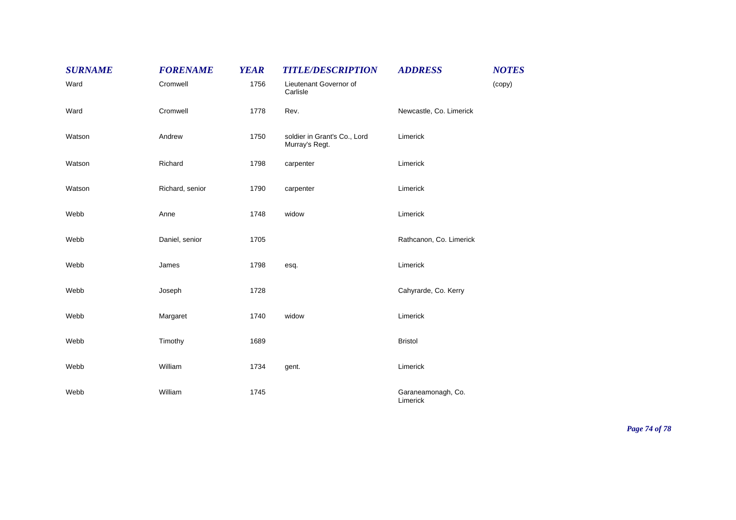| SURNAME | FORENAME | YEAR | TITLE/DESCRIPTION | ADDRESS | NOTES |
|---|---|---|---|---|---|
| Ward | Cromwell | 1756 | Lieutenant Governor of Carlisle | | (copy) |
| Ward | Cromwell | 1778 | Rev. | Newcastle, Co. Limerick | |
| Watson | Andrew | 1750 | soldier in Grant's Co., Lord Murray's Regt. | Limerick | |
| Watson | Richard | 1798 | carpenter | Limerick | |
| Watson | Richard, senior | 1790 | carpenter | Limerick | |
| Webb | Anne | 1748 | widow | Limerick | |
| Webb | Daniel, senior | 1705 | | Rathcanon, Co. Limerick | |
| Webb | James | 1798 | esq. | Limerick | |
| Webb | Joseph | 1728 | | Cahyrarde, Co. Kerry | |
| Webb | Margaret | 1740 | widow | Limerick | |
| Webb | Timothy | 1689 | | Bristol | |
| Webb | William | 1734 | gent. | Limerick | |
| Webb | William | 1745 | | Garaneamonagh, Co. Limerick | |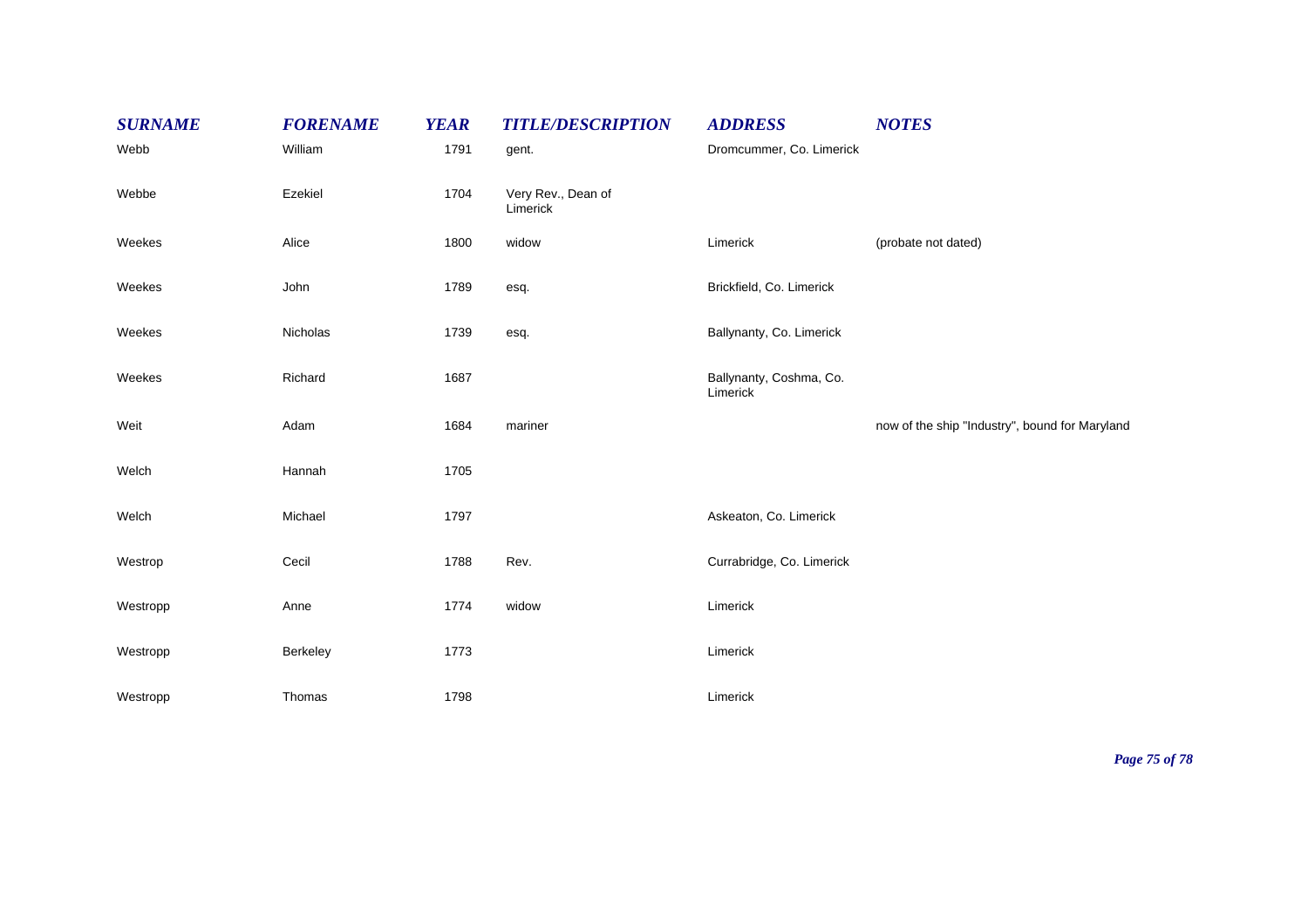| SURNAME | FORENAME | YEAR | TITLE/DESCRIPTION | ADDRESS | NOTES |
|---|---|---|---|---|---|
| Webb | William | 1791 | gent. | Dromcummer, Co. Limerick | |
| Webbe | Ezekiel | 1704 | Very Rev., Dean of Limerick | | |
| Weekes | Alice | 1800 | widow | Limerick | (probate not dated) |
| Weekes | John | 1789 | esq. | Brickfield, Co. Limerick | |
| Weekes | Nicholas | 1739 | esq. | Ballynanty, Co. Limerick | |
| Weekes | Richard | 1687 | | Ballynanty, Coshma, Co. Limerick | |
| Weit | Adam | 1684 | mariner | | now of the ship "Industry", bound for Maryland |
| Welch | Hannah | 1705 | | | |
| Welch | Michael | 1797 | | Askeaton, Co. Limerick | |
| Westrop | Cecil | 1788 | Rev. | Currabridge, Co. Limerick | |
| Westropp | Anne | 1774 | widow | Limerick | |
| Westropp | Berkeley | 1773 | | Limerick | |
| Westropp | Thomas | 1798 | | Limerick | |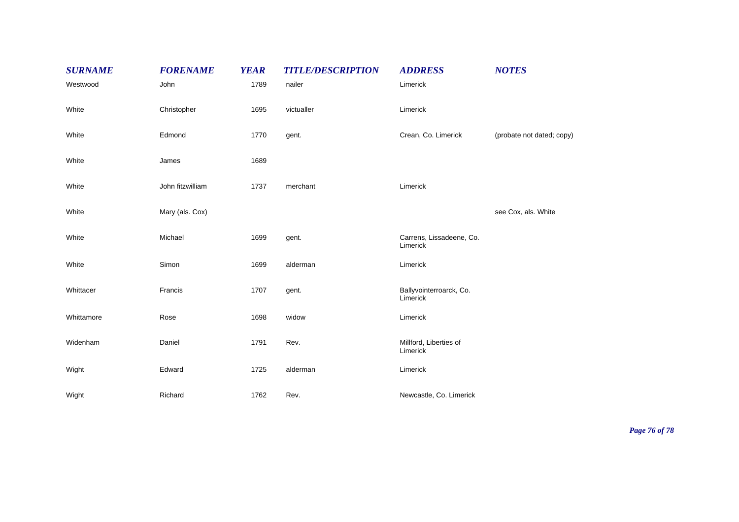| SURNAME | FORENAME | YEAR | TITLE/DESCRIPTION | ADDRESS | NOTES |
|---|---|---|---|---|---|
| Westwood | John | 1789 | nailer | Limerick | |
| White | Christopher | 1695 | victualler | Limerick | |
| White | Edmond | 1770 | gent. | Crean, Co. Limerick | (probate not dated; copy) |
| White | James | 1689 | | | |
| White | John fitzwilliam | 1737 | merchant | Limerick | |
| White | Mary (als. Cox) | | | | see Cox, als. White |
| White | Michael | 1699 | gent. | Carrens, Lissadeene, Co. Limerick | |
| White | Simon | 1699 | alderman | Limerick | |
| Whittacer | Francis | 1707 | gent. | Ballyvointerroarck, Co. Limerick | |
| Whittamore | Rose | 1698 | widow | Limerick | |
| Widenham | Daniel | 1791 | Rev. | Millford, Liberties of Limerick | |
| Wight | Edward | 1725 | alderman | Limerick | |
| Wight | Richard | 1762 | Rev. | Newcastle, Co. Limerick | |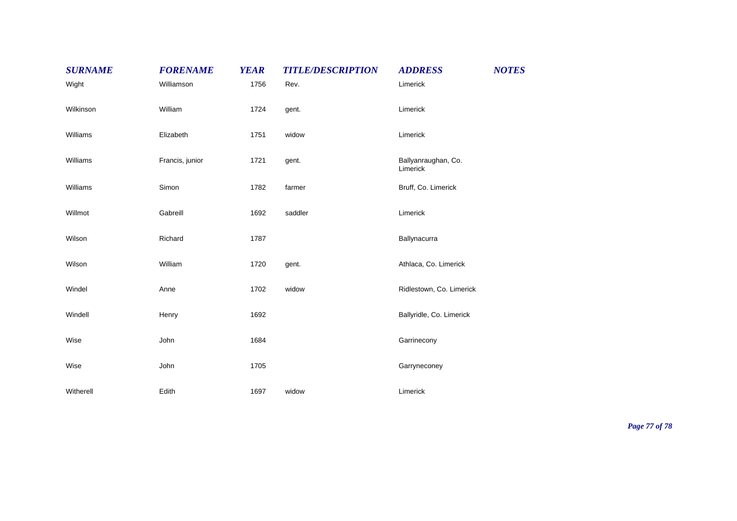| SURNAME | FORENAME | YEAR | TITLE/DESCRIPTION | ADDRESS | NOTES |
|---|---|---|---|---|---|
| Wight | Williamson | 1756 | Rev. | Limerick | |
| Wilkinson | William | 1724 | gent. | Limerick | |
| Williams | Elizabeth | 1751 | widow | Limerick | |
| Williams | Francis, junior | 1721 | gent. | Ballyanraughan, Co. Limerick | |
| Williams | Simon | 1782 | farmer | Bruff, Co. Limerick | |
| Willmot | Gabreill | 1692 | saddler | Limerick | |
| Wilson | Richard | 1787 | | Ballynacurra | |
| Wilson | William | 1720 | gent. | Athlaca, Co. Limerick | |
| Windel | Anne | 1702 | widow | Ridlestown, Co. Limerick | |
| Windell | Henry | 1692 | | Ballyridle, Co. Limerick | |
| Wise | John | 1684 | | Garrinecony | |
| Wise | John | 1705 | | Garryneconey | |
| Witherell | Edith | 1697 | widow | Limerick | |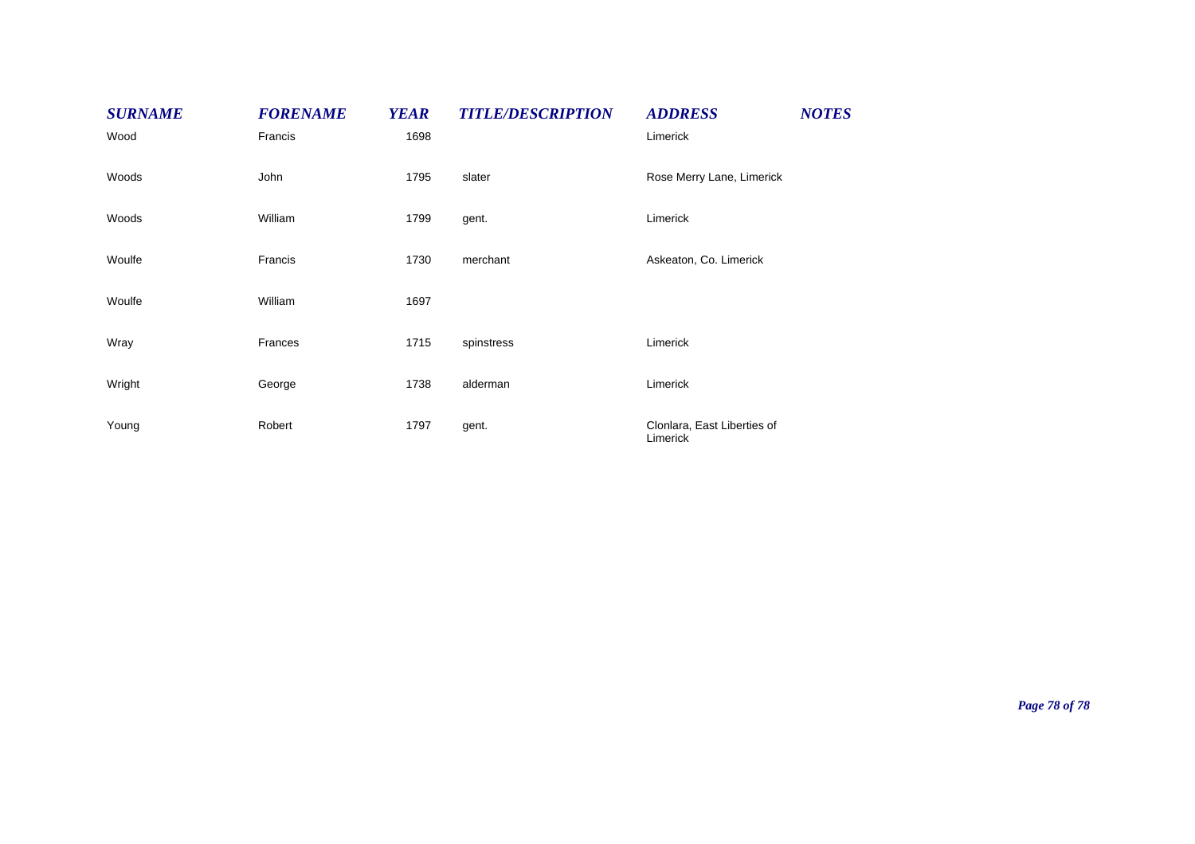| SURNAME | FORENAME | YEAR | TITLE/DESCRIPTION | ADDRESS | NOTES |
|---|---|---|---|---|---|
| Wood | Francis | 1698 | | Limerick | |
| Woods | John | 1795 | slater | Rose Merry Lane, Limerick | |
| Woods | William | 1799 | gent. | Limerick | |
| Woulfe | Francis | 1730 | merchant | Askeaton, Co. Limerick | |
| Woulfe | William | 1697 | | | |
| Wray | Frances | 1715 | spinstress | Limerick | |
| Wright | George | 1738 | alderman | Limerick | |
| Young | Robert | 1797 | gent. | Clonlara, East Liberties of Limerick | |